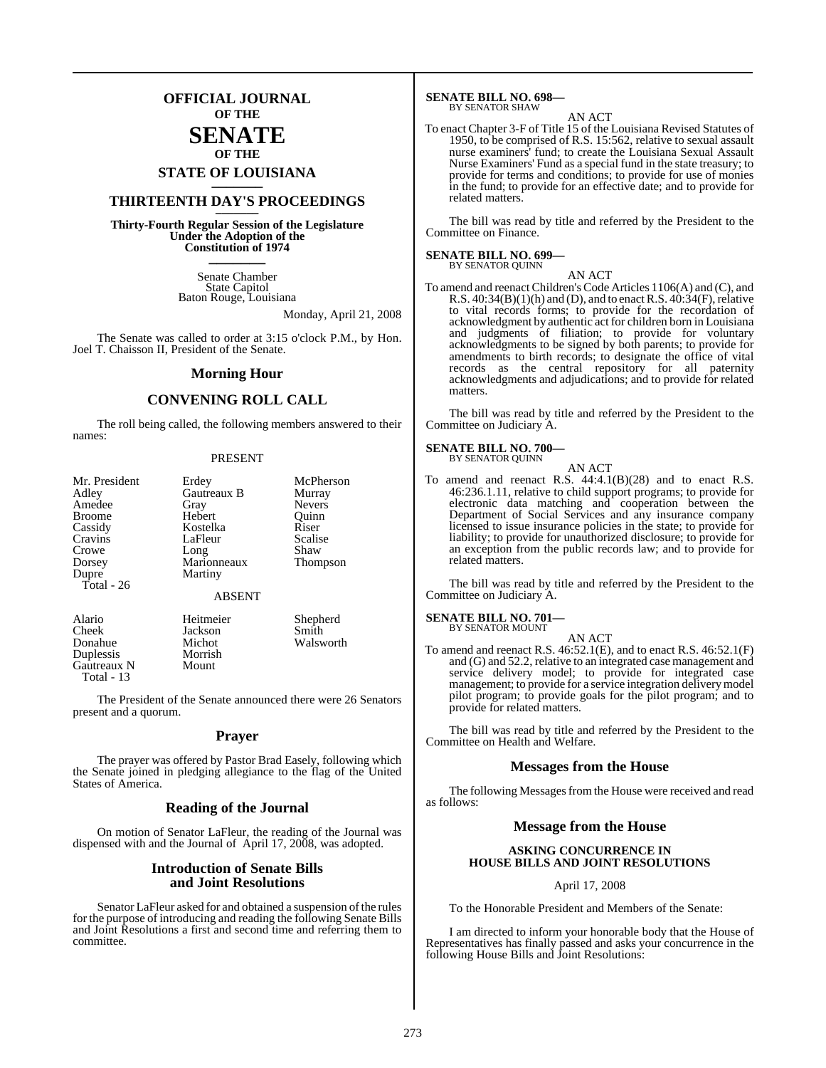# OFFICIAL JOURNAL OF THE SENATE OF THE STATE OF LOUISIANA

## THIRTEENTH DAY'S PROCEEDINGS

**Thirty-Fourth Regular Session of the Legislature Under the Adoption of the Constitution of 1974**

Senate Chamber
State Capitol
Baton Rouge, Louisiana

Monday, April 21, 2008

The Senate was called to order at 3:15 o'clock P.M., by Hon. Joel T. Chaisson II, President of the Senate.

## Morning Hour

## CONVENING ROLL CALL

The roll being called, the following members answered to their names:

PRESENT

| | | |
|---|---|---|
| Mr. President | Erdey | McPherson |
| Adley | Gautreaux B | Murray |
| Amedee | Gray | Nevers |
| Broome | Hebert | Quinn |
| Cassidy | Kostelka | Riser |
| Cravins | LaFleur | Scalise |
| Crowe | Long | Shaw |
| Dorsey | Marionneaux | Thompson |
| Dupre | Martiny | |
| Total - 26 | | |

ABSENT

| | | |
|---|---|---|
| Alario | Heitmeier | Shepherd |
| Cheek | Jackson | Smith |
| Donahue | Michot | Walsworth |
| Duplessis | Morrish | |
| Gautreaux N | Mount | |
| Total - 13 | | |

The President of the Senate announced there were 26 Senators present and a quorum.

## Prayer

The prayer was offered by Pastor Brad Easely, following which the Senate joined in pledging allegiance to the flag of the United States of America.

## Reading of the Journal

On motion of Senator LaFleur, the reading of the Journal was dispensed with and the Journal of April 17, 2008, was adopted.

## Introduction of Senate Bills and Joint Resolutions

Senator LaFleur asked for and obtained a suspension of the rules for the purpose of introducing and reading the following Senate Bills and Joint Resolutions a first and second time and referring them to committee.

**SENATE BILL NO. 698—**
BY SENATOR SHAW

AN ACT

To enact Chapter 3-F of Title 15 of the Louisiana Revised Statutes of 1950, to be comprised of R.S. 15:562, relative to sexual assault nurse examiners' fund; to create the Louisiana Sexual Assault Nurse Examiners' Fund as a special fund in the state treasury; to provide for terms and conditions; to provide for use of monies in the fund; to provide for an effective date; and to provide for related matters.

The bill was read by title and referred by the President to the Committee on Finance.

**SENATE BILL NO. 699—**
BY SENATOR QUINN

AN ACT

To amend and reenact Children's Code Articles 1106(A) and (C), and R.S. 40:34(B)(1)(h) and (D), and to enact R.S. 40:34(F), relative to vital records forms; to provide for the recordation of acknowledgment by authentic act for children born in Louisiana and judgments of filiation; to provide for voluntary acknowledgments to be signed by both parents; to provide for amendments to birth records; to designate the office of vital records as the central repository for all paternity acknowledgments and adjudications; and to provide for related matters.

The bill was read by title and referred by the President to the Committee on Judiciary A.

**SENATE BILL NO. 700—**
BY SENATOR QUINN

AN ACT

To amend and reenact R.S. 44:4.1(B)(28) and to enact R.S. 46:236.1.11, relative to child support programs; to provide for electronic data matching and cooperation between the Department of Social Services and any insurance company licensed to issue insurance policies in the state; to provide for liability; to provide for unauthorized disclosure; to provide for an exception from the public records law; and to provide for related matters.

The bill was read by title and referred by the President to the Committee on Judiciary A.

**SENATE BILL NO. 701—**
BY SENATOR MOUNT

AN ACT

To amend and reenact R.S. 46:52.1(E), and to enact R.S. 46:52.1(F) and (G) and 52.2, relative to an integrated case management and service delivery model; to provide for integrated case management; to provide for a service integration delivery model pilot program; to provide goals for the pilot program; and to provide for related matters.

The bill was read by title and referred by the President to the Committee on Health and Welfare.

## Messages from the House

The following Messages from the House were received and read as follows:

## Message from the House

**ASKING CONCURRENCE IN HOUSE BILLS AND JOINT RESOLUTIONS**

April 17, 2008

To the Honorable President and Members of the Senate:

I am directed to inform your honorable body that the House of Representatives has finally passed and asks your concurrence in the following House Bills and Joint Resolutions: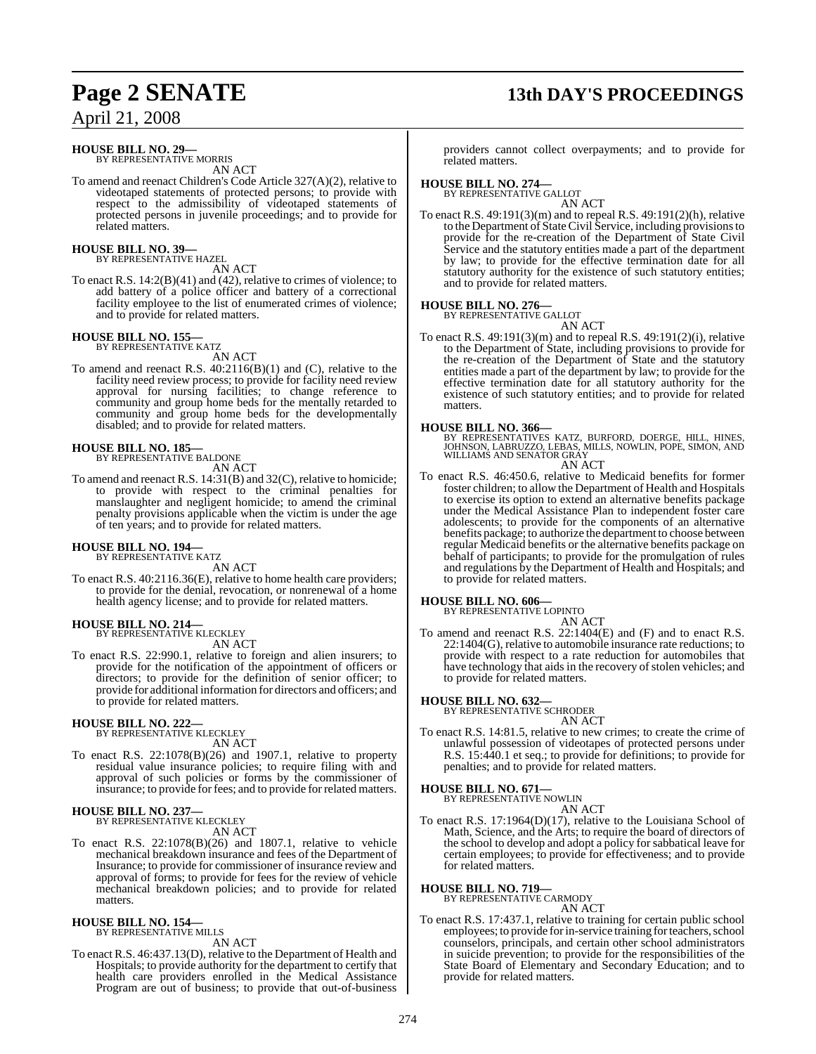**HOUSE BILL NO. 29—**
BY REPRESENTATIVE MORRIS

AN ACT

To amend and reenact Children's Code Article 327(A)(2), relative to videotaped statements of protected persons; to provide with respect to the admissibility of videotaped statements of protected persons in juvenile proceedings; and to provide for related matters.

**HOUSE BILL NO. 39—**
BY REPRESENTATIVE HAZEL

AN ACT

To enact R.S. 14:2(B)(41) and (42), relative to crimes of violence; to add battery of a police officer and battery of a correctional facility employee to the list of enumerated crimes of violence; and to provide for related matters.

**HOUSE BILL NO. 155—**
BY REPRESENTATIVE KATZ

AN ACT

To amend and reenact R.S. 40:2116(B)(1) and (C), relative to the facility need review process; to provide for facility need review approval for nursing facilities; to change reference to community and group home beds for the mentally retarded to community and group home beds for the developmentally disabled; and to provide for related matters.

**HOUSE BILL NO. 185—**
BY REPRESENTATIVE BALDONE

AN ACT

To amend and reenact R.S. 14:31(B) and 32(C), relative to homicide; to provide with respect to the criminal penalties for manslaughter and negligent homicide; to amend the criminal penalty provisions applicable when the victim is under the age of ten years; and to provide for related matters.

**HOUSE BILL NO. 194—**
BY REPRESENTATIVE KATZ

AN ACT

To enact R.S. 40:2116.36(E), relative to home health care providers; to provide for the denial, revocation, or nonrenewal of a home health agency license; and to provide for related matters.

**HOUSE BILL NO. 214—**
BY REPRESENTATIVE KLECKLEY

AN ACT

To enact R.S. 22:990.1, relative to foreign and alien insurers; to provide for the notification of the appointment of officers or directors; to provide for the definition of senior officer; to provide for additional information for directors and officers; and to provide for related matters.

**HOUSE BILL NO. 222—**
BY REPRESENTATIVE KLECKLEY

AN ACT

To enact R.S. 22:1078(B)(26) and 1907.1, relative to property residual value insurance policies; to require filing with and approval of such policies or forms by the commissioner of insurance; to provide for fees; and to provide for related matters.

**HOUSE BILL NO. 237—**
BY REPRESENTATIVE KLECKLEY

AN ACT

To enact R.S. 22:1078(B)(26) and 1807.1, relative to vehicle mechanical breakdown insurance and fees of the Department of Insurance; to provide for commissioner of insurance review and approval of forms; to provide for fees for the review of vehicle mechanical breakdown policies; and to provide for related matters.

**HOUSE BILL NO. 154—**
BY REPRESENTATIVE MILLS

AN ACT

To enact R.S. 46:437.13(D), relative to the Department of Health and Hospitals; to provide authority for the department to certify that health care providers enrolled in the Medical Assistance Program are out of business; to provide that out-of-business providers cannot collect overpayments; and to provide for related matters.

**HOUSE BILL NO. 274—**
BY REPRESENTATIVE GALLOT

AN ACT

To enact R.S. 49:191(3)(m) and to repeal R.S. 49:191(2)(h), relative to the Department of State Civil Service, including provisions to provide for the re-creation of the Department of State Civil Service and the statutory entities made a part of the department by law; to provide for the effective termination date for all statutory authority for the existence of such statutory entities; and to provide for related matters.

**HOUSE BILL NO. 276—**
BY REPRESENTATIVE GALLOT

AN ACT

To enact R.S. 49:191(3)(m) and to repeal R.S. 49:191(2)(i), relative to the Department of State, including provisions to provide for the re-creation of the Department of State and the statutory entities made a part of the department by law; to provide for the effective termination date for all statutory authority for the existence of such statutory entities; and to provide for related matters.

**HOUSE BILL NO. 366—**
BY REPRESENTATIVES KATZ, BURFORD, DOERGE, HILL, HINES, JOHNSON, LABRUZZO, LEBAS, MILLS, NOWLIN, POPE, SIMON, AND WILLIAMS AND SENATOR GRAY

AN ACT

To enact R.S. 46:450.6, relative to Medicaid benefits for former foster children; to allow the Department of Health and Hospitals to exercise its option to extend an alternative benefits package under the Medical Assistance Plan to independent foster care adolescents; to provide for the components of an alternative benefits package; to authorize the department to choose between regular Medicaid benefits or the alternative benefits package on behalf of participants; to provide for the promulgation of rules and regulations by the Department of Health and Hospitals; and to provide for related matters.

**HOUSE BILL NO. 606—**
BY REPRESENTATIVE LOPINTO

AN ACT

To amend and reenact R.S. 22:1404(E) and (F) and to enact R.S. 22:1404(G), relative to automobile insurance rate reductions; to provide with respect to a rate reduction for automobiles that have technology that aids in the recovery of stolen vehicles; and to provide for related matters.

**HOUSE BILL NO. 632—**
BY REPRESENTATIVE SCHRODER

AN ACT

To enact R.S. 14:81.5, relative to new crimes; to create the crime of unlawful possession of videotapes of protected persons under R.S. 15:440.1 et seq.; to provide for definitions; to provide for penalties; and to provide for related matters.

**HOUSE BILL NO. 671—**
BY REPRESENTATIVE NOWLIN

AN ACT

To enact R.S. 17:1964(D)(17), relative to the Louisiana School of Math, Science, and the Arts; to require the board of directors of the school to develop and adopt a policy for sabbatical leave for certain employees; to provide for effectiveness; and to provide for related matters.

**HOUSE BILL NO. 719—**
BY REPRESENTATIVE CARMODY

AN ACT

To enact R.S. 17:437.1, relative to training for certain public school employees; to provide for in-service training for teachers, school counselors, principals, and certain other school administrators in suicide prevention; to provide for the responsibilities of the State Board of Elementary and Secondary Education; and to provide for related matters.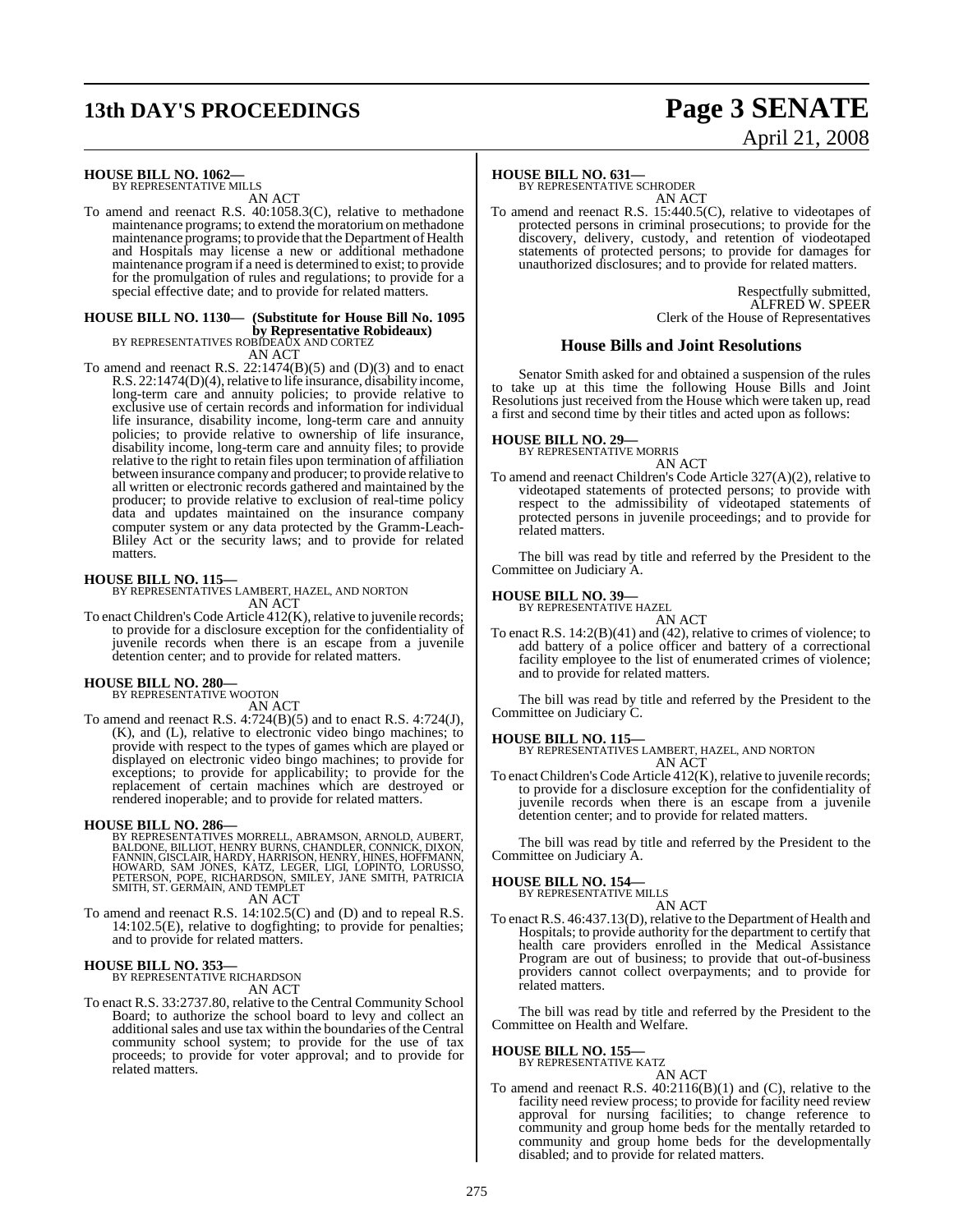**HOUSE BILL NO. 1062—**
BY REPRESENTATIVE MILLS

AN ACT

To amend and reenact R.S. 40:1058.3(C), relative to methadone maintenance programs; to extend the moratorium on methadone maintenance programs; to provide that the Department of Health and Hospitals may license a new or additional methadone maintenance program if a need is determined to exist; to provide for the promulgation of rules and regulations; to provide for a special effective date; and to provide for related matters.

**HOUSE BILL NO. 1130— (Substitute for House Bill No. 1095 by Representative Robideaux)**
BY REPRESENTATIVES ROBIDEAUX AND CORTEZ

AN ACT

To amend and reenact R.S. 22:1474(B)(5) and (D)(3) and to enact R.S. 22:1474(D)(4), relative to life insurance, disability income, long-term care and annuity policies; to provide relative to exclusive use of certain records and information for individual life insurance, disability income, long-term care and annuity policies; to provide relative to ownership of life insurance, disability income, long-term care and annuity files; to provide relative to the right to retain files upon termination of affiliation between insurance company and producer; to provide relative to all written or electronic records gathered and maintained by the producer; to provide relative to exclusion of real-time policy data and updates maintained on the insurance company computer system or any data protected by the Gramm-Leach-Bliley Act or the security laws; and to provide for related matters.

**HOUSE BILL NO. 115—**
BY REPRESENTATIVES LAMBERT, HAZEL, AND NORTON

AN ACT

To enact Children's Code Article 412(K), relative to juvenile records; to provide for a disclosure exception for the confidentiality of juvenile records when there is an escape from a juvenile detention center; and to provide for related matters.

**HOUSE BILL NO. 280—**
BY REPRESENTATIVE WOOTON

AN ACT

To amend and reenact R.S. 4:724(B)(5) and to enact R.S. 4:724(J), (K), and (L), relative to electronic video bingo machines; to provide with respect to the types of games which are played or displayed on electronic video bingo machines; to provide for exceptions; to provide for applicability; to provide for the replacement of certain machines which are destroyed or rendered inoperable; and to provide for related matters.

**HOUSE BILL NO. 286—**
BY REPRESENTATIVES MORRELL, ABRAMSON, ARNOLD, AUBERT, BALDONE, BILLIOT, HENRY BURNS, CHANDLER, CONNICK, DIXON, FANNIN, GISCLAIR, HARDY, HARRISON, HENRY, HINES, HOFFMANN, HOWARD, SAM JONES, KATZ, LEGER, LIGI, LOPINTO, LORUSSO, PETERSON, POPE, RICHARDSON, SMILEY, JANE SMITH, PATRICIA SMITH, ST. GERMAIN, AND TEMPLET

AN ACT

To amend and reenact R.S. 14:102.5(C) and (D) and to repeal R.S. 14:102.5(E), relative to dogfighting; to provide for penalties; and to provide for related matters.

**HOUSE BILL NO. 353—**
BY REPRESENTATIVE RICHARDSON

AN ACT

To enact R.S. 33:2737.80, relative to the Central Community School Board; to authorize the school board to levy and collect an additional sales and use tax within the boundaries of the Central community school system; to provide for the use of tax proceeds; to provide for voter approval; and to provide for related matters.

**HOUSE BILL NO. 631—**
BY REPRESENTATIVE SCHRODER

AN ACT

To amend and reenact R.S. 15:440.5(C), relative to videotapes of protected persons in criminal prosecutions; to provide for the discovery, delivery, custody, and retention of viodeotaped statements of protected persons; to provide for damages for unauthorized disclosures; and to provide for related matters.

Respectfully submitted,
ALFRED W. SPEER
Clerk of the House of Representatives

## House Bills and Joint Resolutions

Senator Smith asked for and obtained a suspension of the rules to take up at this time the following House Bills and Joint Resolutions just received from the House which were taken up, read a first and second time by their titles and acted upon as follows:

**HOUSE BILL NO. 29—**
BY REPRESENTATIVE MORRIS

AN ACT

To amend and reenact Children's Code Article 327(A)(2), relative to videotaped statements of protected persons; to provide with respect to the admissibility of videotaped statements of protected persons in juvenile proceedings; and to provide for related matters.

The bill was read by title and referred by the President to the Committee on Judiciary A.

**HOUSE BILL NO. 39—**
BY REPRESENTATIVE HAZEL

AN ACT

To enact R.S. 14:2(B)(41) and (42), relative to crimes of violence; to add battery of a police officer and battery of a correctional facility employee to the list of enumerated crimes of violence; and to provide for related matters.

The bill was read by title and referred by the President to the Committee on Judiciary C.

**HOUSE BILL NO. 115—**
BY REPRESENTATIVES LAMBERT, HAZEL, AND NORTON

AN ACT

To enact Children's Code Article 412(K), relative to juvenile records; to provide for a disclosure exception for the confidentiality of juvenile records when there is an escape from a juvenile detention center; and to provide for related matters.

The bill was read by title and referred by the President to the Committee on Judiciary A.

**HOUSE BILL NO. 154—**
BY REPRESENTATIVE MILLS

AN ACT

To enact R.S. 46:437.13(D), relative to the Department of Health and Hospitals; to provide authority for the department to certify that health care providers enrolled in the Medical Assistance Program are out of business; to provide that out-of-business providers cannot collect overpayments; and to provide for related matters.

The bill was read by title and referred by the President to the Committee on Health and Welfare.

**HOUSE BILL NO. 155—**
BY REPRESENTATIVE KATZ

AN ACT

To amend and reenact R.S. 40:2116(B)(1) and (C), relative to the facility need review process; to provide for facility need review approval for nursing facilities; to change reference to community and group home beds for the mentally retarded to community and group home beds for the developmentally disabled; and to provide for related matters.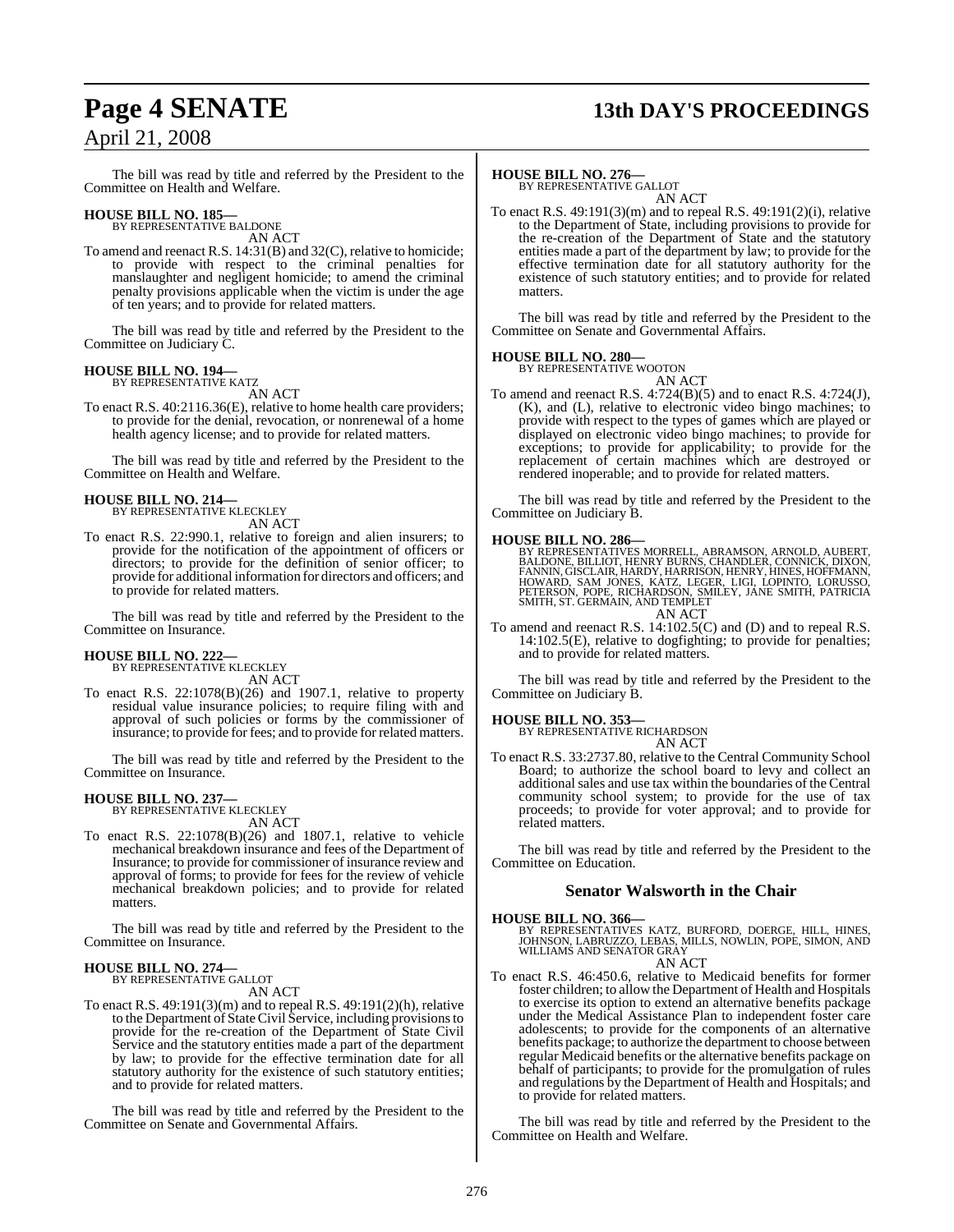The bill was read by title and referred by the President to the Committee on Health and Welfare.

**HOUSE BILL NO. 185—**
BY REPRESENTATIVE BALDONE

AN ACT

To amend and reenact R.S. 14:31(B) and 32(C), relative to homicide; to provide with respect to the criminal penalties for manslaughter and negligent homicide; to amend the criminal penalty provisions applicable when the victim is under the age of ten years; and to provide for related matters.

The bill was read by title and referred by the President to the Committee on Judiciary C.

**HOUSE BILL NO. 194—**
BY REPRESENTATIVE KATZ

AN ACT

To enact R.S. 40:2116.36(E), relative to home health care providers; to provide for the denial, revocation, or nonrenewal of a home health agency license; and to provide for related matters.

The bill was read by title and referred by the President to the Committee on Health and Welfare.

**HOUSE BILL NO. 214—**
BY REPRESENTATIVE KLECKLEY

AN ACT

To enact R.S. 22:990.1, relative to foreign and alien insurers; to provide for the notification of the appointment of officers or directors; to provide for the definition of senior officer; to provide for additional information for directors and officers; and to provide for related matters.

The bill was read by title and referred by the President to the Committee on Insurance.

**HOUSE BILL NO. 222—**
BY REPRESENTATIVE KLECKLEY

AN ACT

To enact R.S. 22:1078(B)(26) and 1907.1, relative to property residual value insurance policies; to require filing with and approval of such policies or forms by the commissioner of insurance; to provide for fees; and to provide for related matters.

The bill was read by title and referred by the President to the Committee on Insurance.

**HOUSE BILL NO. 237—**
BY REPRESENTATIVE KLECKLEY

AN ACT

To enact R.S. 22:1078(B)(26) and 1807.1, relative to vehicle mechanical breakdown insurance and fees of the Department of Insurance; to provide for commissioner of insurance review and approval of forms; to provide for fees for the review of vehicle mechanical breakdown policies; and to provide for related matters.

The bill was read by title and referred by the President to the Committee on Insurance.

**HOUSE BILL NO. 274—**
BY REPRESENTATIVE GALLOT

AN ACT

To enact R.S. 49:191(3)(m) and to repeal R.S. 49:191(2)(h), relative to the Department of State Civil Service, including provisions to provide for the re-creation of the Department of State Civil Service and the statutory entities made a part of the department by law; to provide for the effective termination date for all statutory authority for the existence of such statutory entities; and to provide for related matters.

The bill was read by title and referred by the President to the Committee on Senate and Governmental Affairs.

**HOUSE BILL NO. 276—**
BY REPRESENTATIVE GALLOT

AN ACT

To enact R.S. 49:191(3)(m) and to repeal R.S. 49:191(2)(i), relative to the Department of State, including provisions to provide for the re-creation of the Department of State and the statutory entities made a part of the department by law; to provide for the effective termination date for all statutory authority for the existence of such statutory entities; and to provide for related matters.

The bill was read by title and referred by the President to the Committee on Senate and Governmental Affairs.

**HOUSE BILL NO. 280—**
BY REPRESENTATIVE WOOTON

AN ACT

To amend and reenact R.S. 4:724(B)(5) and to enact R.S. 4:724(J), (K), and (L), relative to electronic video bingo machines; to provide with respect to the types of games which are played or displayed on electronic video bingo machines; to provide for exceptions; to provide for applicability; to provide for the replacement of certain machines which are destroyed or rendered inoperable; and to provide for related matters.

The bill was read by title and referred by the President to the Committee on Judiciary B.

**HOUSE BILL NO. 286—**
BY REPRESENTATIVES MORRELL, ABRAMSON, ARNOLD, AUBERT, BALDONE, BILLIOT, HENRY BURNS, CHANDLER, CONNICK, DIXON, FANNIN, GISCLAIR, HARDY, HARRISON, HENRY, HINES, HOFFMANN, HOWARD, SAM JONES, KATZ, LEGER, LIGI, LOPINTO, LORUSSO, PETERSON, POPE, RICHARDSON, SMILEY, JANE SMITH, PATRICIA SMITH, ST. GERMAIN, AND TEMPLET

AN ACT

To amend and reenact R.S. 14:102.5(C) and (D) and to repeal R.S. 14:102.5(E), relative to dogfighting; to provide for penalties; and to provide for related matters.

The bill was read by title and referred by the President to the Committee on Judiciary B.

**HOUSE BILL NO. 353—**
BY REPRESENTATIVE RICHARDSON

AN ACT

To enact R.S. 33:2737.80, relative to the Central Community School Board; to authorize the school board to levy and collect an additional sales and use tax within the boundaries of the Central community school system; to provide for the use of tax proceeds; to provide for voter approval; and to provide for related matters.

The bill was read by title and referred by the President to the Committee on Education.

## Senator Walsworth in the Chair

**HOUSE BILL NO. 366—**
BY REPRESENTATIVES KATZ, BURFORD, DOERGE, HILL, HINES, JOHNSON, LABRUZZO, LEBAS, MILLS, NOWLIN, POPE, SIMON, AND WILLIAMS AND SENATOR GRAY

AN ACT

To enact R.S. 46:450.6, relative to Medicaid benefits for former foster children; to allow the Department of Health and Hospitals to exercise its option to extend an alternative benefits package under the Medical Assistance Plan to independent foster care adolescents; to provide for the components of an alternative benefits package; to authorize the department to choose between regular Medicaid benefits or the alternative benefits package on behalf of participants; to provide for the promulgation of rules and regulations by the Department of Health and Hospitals; and to provide for related matters.

The bill was read by title and referred by the President to the Committee on Health and Welfare.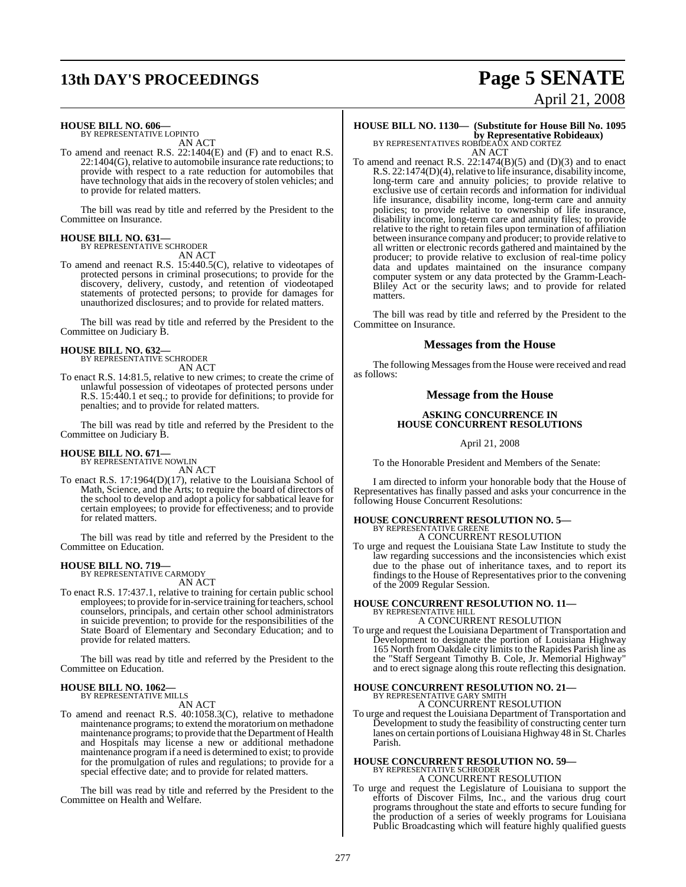**HOUSE BILL NO. 606—**
BY REPRESENTATIVE LOPINTO
AN ACT

To amend and reenact R.S. 22:1404(E) and (F) and to enact R.S. 22:1404(G), relative to automobile insurance rate reductions; to provide with respect to a rate reduction for automobiles that have technology that aids in the recovery of stolen vehicles; and to provide for related matters.

The bill was read by title and referred by the President to the Committee on Insurance.

**HOUSE BILL NO. 631—**
BY REPRESENTATIVE SCHRODER
AN ACT

To amend and reenact R.S. 15:440.5(C), relative to videotapes of protected persons in criminal prosecutions; to provide for the discovery, delivery, custody, and retention of viodeotaped statements of protected persons; to provide for damages for unauthorized disclosures; and to provide for related matters.

The bill was read by title and referred by the President to the Committee on Judiciary B.

**HOUSE BILL NO. 632—**
BY REPRESENTATIVE SCHRODER
AN ACT

To enact R.S. 14:81.5, relative to new crimes; to create the crime of unlawful possession of videotapes of protected persons under R.S. 15:440.1 et seq.; to provide for definitions; to provide for penalties; and to provide for related matters.

The bill was read by title and referred by the President to the Committee on Judiciary B.

**HOUSE BILL NO. 671—**
BY REPRESENTATIVE NOWLIN
AN ACT

To enact R.S. 17:1964(D)(17), relative to the Louisiana School of Math, Science, and the Arts; to require the board of directors of the school to develop and adopt a policy for sabbatical leave for certain employees; to provide for effectiveness; and to provide for related matters.

The bill was read by title and referred by the President to the Committee on Education.

**HOUSE BILL NO. 719—**
BY REPRESENTATIVE CARMODY
AN ACT

To enact R.S. 17:437.1, relative to training for certain public school employees; to provide for in-service training for teachers, school counselors, principals, and certain other school administrators in suicide prevention; to provide for the responsibilities of the State Board of Elementary and Secondary Education; and to provide for related matters.

The bill was read by title and referred by the President to the Committee on Education.

**HOUSE BILL NO. 1062—**
BY REPRESENTATIVE MILLS
AN ACT

To amend and reenact R.S. 40:1058.3(C), relative to methadone maintenance programs; to extend the moratorium on methadone maintenance programs; to provide that the Department of Health and Hospitals may license a new or additional methadone maintenance program if a need is determined to exist; to provide for the promulgation of rules and regulations; to provide for a special effective date; and to provide for related matters.

The bill was read by title and referred by the President to the Committee on Health and Welfare.

**HOUSE BILL NO. 1130— (Substitute for House Bill No. 1095 by Representative Robideaux)**
BY REPRESENTATIVES ROBIDEAUX AND CORTEZ
AN ACT

To amend and reenact R.S. 22:1474(B)(5) and (D)(3) and to enact R.S. 22:1474(D)(4), relative to life insurance, disability income, long-term care and annuity policies; to provide relative to exclusive use of certain records and information for individual life insurance, disability income, long-term care and annuity policies; to provide relative to ownership of life insurance, disability income, long-term care and annuity files; to provide relative to the right to retain files upon termination of affiliation between insurance company and producer; to provide relative to all written or electronic records gathered and maintained by the producer; to provide relative to exclusion of real-time policy data and updates maintained on the insurance company computer system or any data protected by the Gramm-Leach-Bliley Act or the security laws; and to provide for related matters.

The bill was read by title and referred by the President to the Committee on Insurance.

## Messages from the House

The following Messages from the House were received and read as follows:

## Message from the House

### ASKING CONCURRENCE IN HOUSE CONCURRENT RESOLUTIONS

April 21, 2008

To the Honorable President and Members of the Senate:

I am directed to inform your honorable body that the House of Representatives has finally passed and asks your concurrence in the following House Concurrent Resolutions:

**HOUSE CONCURRENT RESOLUTION NO. 5—**
BY REPRESENTATIVE GREENE
A CONCURRENT RESOLUTION

To urge and request the Louisiana State Law Institute to study the law regarding successions and the inconsistencies which exist due to the phase out of inheritance taxes, and to report its findings to the House of Representatives prior to the convening of the 2009 Regular Session.

**HOUSE CONCURRENT RESOLUTION NO. 11—**
BY REPRESENTATIVE HILL
A CONCURRENT RESOLUTION

To urge and request the Louisiana Department of Transportation and Development to designate the portion of Louisiana Highway 165 North from Oakdale city limits to the Rapides Parish line as the "Staff Sergeant Timothy B. Cole, Jr. Memorial Highway" and to erect signage along this route reflecting this designation.

**HOUSE CONCURRENT RESOLUTION NO. 21—**
BY REPRESENTATIVE GARY SMITH
A CONCURRENT RESOLUTION

To urge and request the Louisiana Department of Transportation and Development to study the feasibility of constructing center turn lanes on certain portions of Louisiana Highway 48 in St. Charles Parish.

**HOUSE CONCURRENT RESOLUTION NO. 59—**
BY REPRESENTATIVE SCHRODER
A CONCURRENT RESOLUTION

To urge and request the Legislature of Louisiana to support the efforts of Discover Films, Inc., and the various drug court programs throughout the state and efforts to secure funding for the production of a series of weekly programs for Louisiana Public Broadcasting which will feature highly qualified guests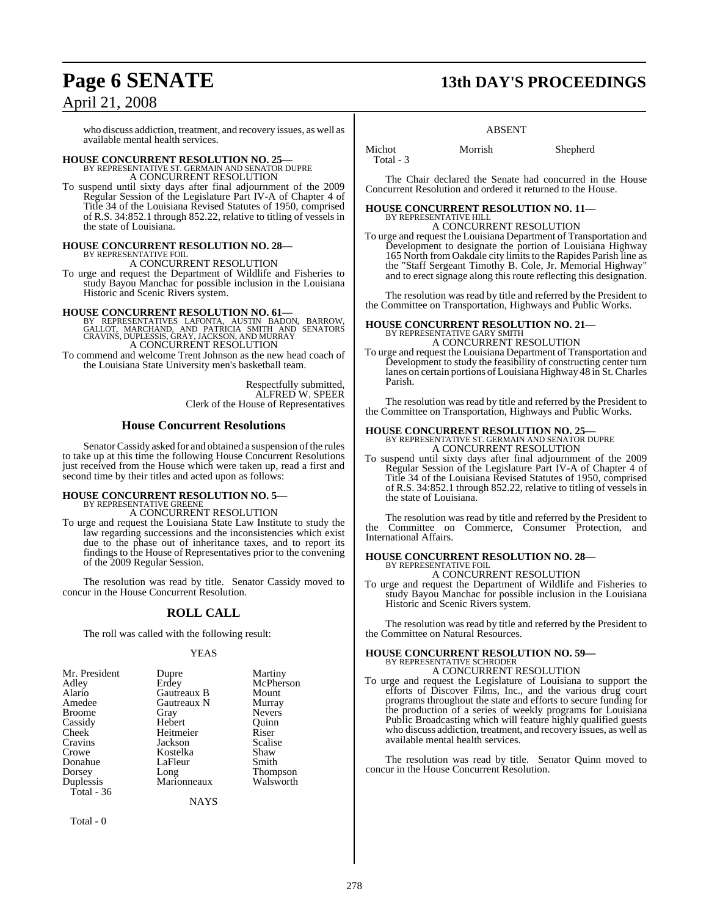who discuss addiction, treatment, and recovery issues, as well as available mental health services.

**HOUSE CONCURRENT RESOLUTION NO. 25—**
BY REPRESENTATIVE ST. GERMAIN AND SENATOR DUPRE
A CONCURRENT RESOLUTION

To suspend until sixty days after final adjournment of the 2009 Regular Session of the Legislature Part IV-A of Chapter 4 of Title 34 of the Louisiana Revised Statutes of 1950, comprised of R.S. 34:852.1 through 852.22, relative to titling of vessels in the state of Louisiana.

**HOUSE CONCURRENT RESOLUTION NO. 28—**
BY REPRESENTATIVE FOIL
A CONCURRENT RESOLUTION

To urge and request the Department of Wildlife and Fisheries to study Bayou Manchac for possible inclusion in the Louisiana Historic and Scenic Rivers system.

**HOUSE CONCURRENT RESOLUTION NO. 61—**
BY REPRESENTATIVES LAFONTA, AUSTIN BADON, BARROW, GALLOT, MARCHAND, AND PATRICIA SMITH AND SENATORS CRAVINS, DUPLESSIS, GRAY, JACKSON, AND MURRAY
A CONCURRENT RESOLUTION

To commend and welcome Trent Johnson as the new head coach of the Louisiana State University men's basketball team.

Respectfully submitted,
ALFRED W. SPEER
Clerk of the House of Representatives

## House Concurrent Resolutions

Senator Cassidy asked for and obtained a suspension of the rules to take up at this time the following House Concurrent Resolutions just received from the House which were taken up, read a first and second time by their titles and acted upon as follows:

**HOUSE CONCURRENT RESOLUTION NO. 5—**
BY REPRESENTATIVE GREENE
A CONCURRENT RESOLUTION

To urge and request the Louisiana State Law Institute to study the law regarding successions and the inconsistencies which exist due to the phase out of inheritance taxes, and to report its findings to the House of Representatives prior to the convening of the 2009 Regular Session.

The resolution was read by title. Senator Cassidy moved to concur in the House Concurrent Resolution.

## ROLL CALL

The roll was called with the following result:

YEAS

| | | |
|---|---|---|
| Mr. President | Dupre | Martiny |
| Adley | Erdey | McPherson |
| Alario | Gautreaux B | Mount |
| Amedee | Gautreaux N | Murray |
| Broome | Gray | Nevers |
| Cassidy | Hebert | Quinn |
| Cheek | Heitmeier | Riser |
| Cravins | Jackson | Scalise |
| Crowe | Kostelka | Shaw |
| Donahue | LaFleur | Smith |
| Dorsey | Long | Thompson |
| Duplessis | Marionneaux | Walsworth |

Total - 36

NAYS

Total - 0

ABSENT

| | | |
|---|---|---|
| Michot | Morrish | Shepherd |

Total - 3

The Chair declared the Senate had concurred in the House Concurrent Resolution and ordered it returned to the House.

**HOUSE CONCURRENT RESOLUTION NO. 11—**
BY REPRESENTATIVE HILL
A CONCURRENT RESOLUTION

To urge and request the Louisiana Department of Transportation and Development to designate the portion of Louisiana Highway 165 North from Oakdale city limits to the Rapides Parish line as the "Staff Sergeant Timothy B. Cole, Jr. Memorial Highway" and to erect signage along this route reflecting this designation.

The resolution was read by title and referred by the President to the Committee on Transportation, Highways and Public Works.

**HOUSE CONCURRENT RESOLUTION NO. 21—**
BY REPRESENTATIVE GARY SMITH
A CONCURRENT RESOLUTION

To urge and request the Louisiana Department of Transportation and Development to study the feasibility of constructing center turn lanes on certain portions of Louisiana Highway 48 in St. Charles Parish.

The resolution was read by title and referred by the President to the Committee on Transportation, Highways and Public Works.

**HOUSE CONCURRENT RESOLUTION NO. 25—**
BY REPRESENTATIVE ST. GERMAIN AND SENATOR DUPRE
A CONCURRENT RESOLUTION

To suspend until sixty days after final adjournment of the 2009 Regular Session of the Legislature Part IV-A of Chapter 4 of Title 34 of the Louisiana Revised Statutes of 1950, comprised of R.S. 34:852.1 through 852.22, relative to titling of vessels in the state of Louisiana.

The resolution was read by title and referred by the President to the Committee on Commerce, Consumer Protection, and International Affairs.

**HOUSE CONCURRENT RESOLUTION NO. 28—**
BY REPRESENTATIVE FOIL
A CONCURRENT RESOLUTION

To urge and request the Department of Wildlife and Fisheries to study Bayou Manchac for possible inclusion in the Louisiana Historic and Scenic Rivers system.

The resolution was read by title and referred by the President to the Committee on Natural Resources.

**HOUSE CONCURRENT RESOLUTION NO. 59—**
BY REPRESENTATIVE SCHRODER
A CONCURRENT RESOLUTION

To urge and request the Legislature of Louisiana to support the efforts of Discover Films, Inc., and the various drug court programs throughout the state and efforts to secure funding for the production of a series of weekly programs for Louisiana Public Broadcasting which will feature highly qualified guests who discuss addiction, treatment, and recovery issues, as well as available mental health services.

The resolution was read by title. Senator Quinn moved to concur in the House Concurrent Resolution.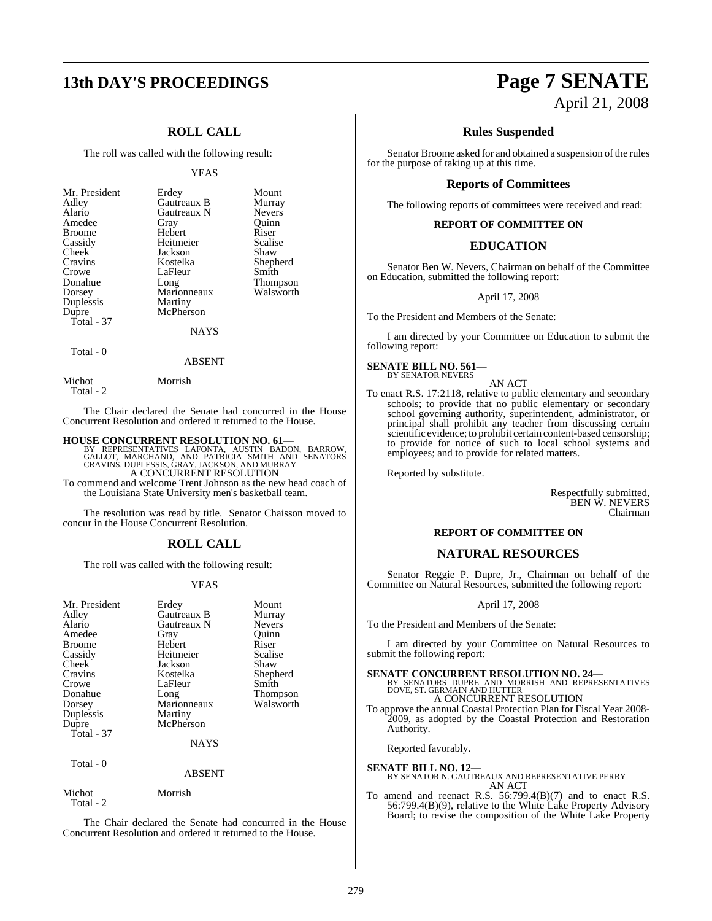## ROLL CALL

The roll was called with the following result:

YEAS

| | | |
|---|---|---|
| Mr. President | Erdey | Mount |
| Adley | Gautreaux B | Murray |
| Alario | Gautreaux N | Nevers |
| Amedee | Gray | Quinn |
| Broome | Hebert | Riser |
| Cassidy | Heitmeier | Scalise |
| Cheek | Jackson | Shaw |
| Cravins | Kostelka | Shepherd |
| Crowe | LaFleur | Smith |
| Donahue | Long | Thompson |
| Dorsey | Marionneaux | Walsworth |
| Duplessis | Martiny | |
| Dupre | McPherson | |

Total - 37

NAYS

Total - 0

ABSENT

Michot Morrish

Total - 2

The Chair declared the Senate had concurred in the House Concurrent Resolution and ordered it returned to the House.

**HOUSE CONCURRENT RESOLUTION NO. 61—**
BY REPRESENTATIVES LAFONTA, AUSTIN BADON, BARROW, GALLOT, MARCHAND, AND PATRICIA SMITH AND SENATORS CRAVINS, DUPLESSIS, GRAY, JACKSON, AND MURRAY
A CONCURRENT RESOLUTION
To commend and welcome Trent Johnson as the new head coach of the Louisiana State University men's basketball team.

The resolution was read by title. Senator Chaisson moved to concur in the House Concurrent Resolution.

## ROLL CALL

The roll was called with the following result:

YEAS

| | | |
|---|---|---|
| Mr. President | Erdey | Mount |
| Adley | Gautreaux B | Murray |
| Alario | Gautreaux N | Nevers |
| Amedee | Gray | Quinn |
| Broome | Hebert | Riser |
| Cassidy | Heitmeier | Scalise |
| Cheek | Jackson | Shaw |
| Cravins | Kostelka | Shepherd |
| Crowe | LaFleur | Smith |
| Donahue | Long | Thompson |
| Dorsey | Marionneaux | Walsworth |
| Duplessis | Martiny | |
| Dupre | McPherson | |

Total - 37

NAYS

Total - 0

ABSENT

Michot Morrish

Total - 2

The Chair declared the Senate had concurred in the House Concurrent Resolution and ordered it returned to the House.

## Rules Suspended

Senator Broome asked for and obtained a suspension of the rules for the purpose of taking up at this time.

## Reports of Committees

The following reports of committees were received and read:

### REPORT OF COMMITTEE ON

## EDUCATION

Senator Ben W. Nevers, Chairman on behalf of the Committee on Education, submitted the following report:

April 17, 2008

To the President and Members of the Senate:

I am directed by your Committee on Education to submit the following report:

**SENATE BILL NO. 561—**
BY SENATOR NEVERS
AN ACT
To enact R.S. 17:2118, relative to public elementary and secondary schools; to provide that no public elementary or secondary school governing authority, superintendent, administrator, or principal shall prohibit any teacher from discussing certain scientific evidence; to prohibit certain content-based censorship; to provide for notice of such to local school systems and employees; and to provide for related matters.

Reported by substitute.

Respectfully submitted,
BEN W. NEVERS
Chairman

### REPORT OF COMMITTEE ON

## NATURAL RESOURCES

Senator Reggie P. Dupre, Jr., Chairman on behalf of the Committee on Natural Resources, submitted the following report:

April 17, 2008

To the President and Members of the Senate:

I am directed by your Committee on Natural Resources to submit the following report:

**SENATE CONCURRENT RESOLUTION NO. 24—**
BY SENATORS DUPRE AND MORRISH AND REPRESENTATIVES DOVE, ST. GERMAIN AND HUTTER
A CONCURRENT RESOLUTION
To approve the annual Coastal Protection Plan for Fiscal Year 2008-2009, as adopted by the Coastal Protection and Restoration Authority.

Reported favorably.

**SENATE BILL NO. 12—**
BY SENATOR N. GAUTREAUX AND REPRESENTATIVE PERRY
AN ACT
To amend and reenact R.S. 56:799.4(B)(7) and to enact R.S. 56:799.4(B)(9), relative to the White Lake Property Advisory Board; to revise the composition of the White Lake Property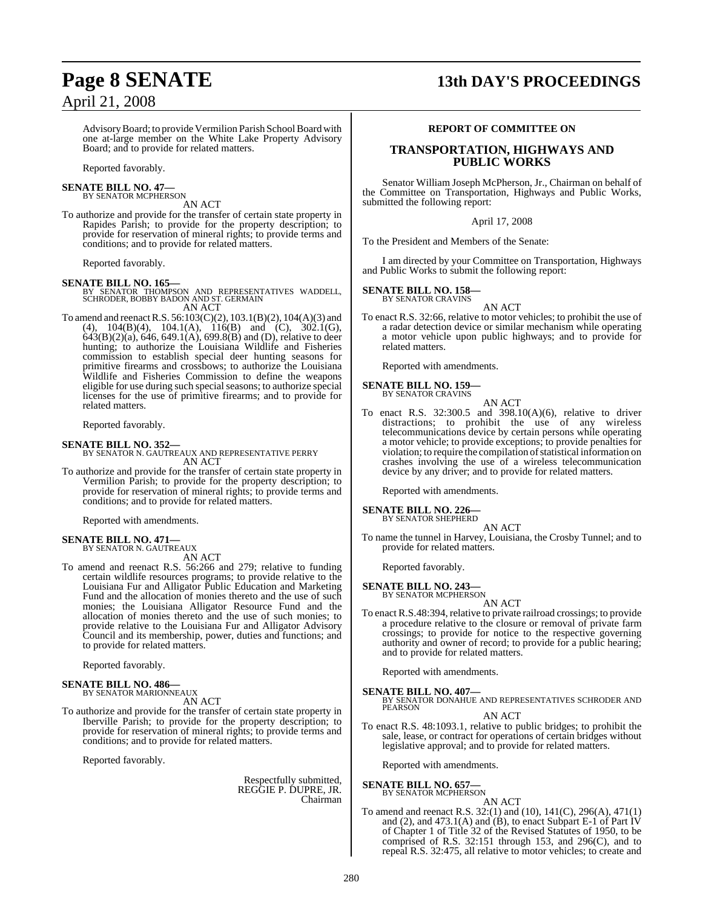Advisory Board; to provide Vermilion Parish School Board with one at-large member on the White Lake Property Advisory Board; and to provide for related matters.

Reported favorably.

**SENATE BILL NO. 47—**
BY SENATOR MCPHERSON

AN ACT

To authorize and provide for the transfer of certain state property in Rapides Parish; to provide for the property description; to provide for reservation of mineral rights; to provide terms and conditions; and to provide for related matters.

Reported favorably.

**SENATE BILL NO. 165—**
BY SENATOR THOMPSON AND REPRESENTATIVES WADDELL, SCHRODER, BOBBY BADON AND ST. GERMAIN

AN ACT

To amend and reenact R.S. 56:103(C)(2), 103.1(B)(2), 104(A)(3) and (4), 104(B)(4), 104.1(A), 116(B) and (C), 302.1(G), 643(B)(2)(a), 646, 649.1(A), 699.8(B) and (D), relative to deer hunting; to authorize the Louisiana Wildlife and Fisheries commission to establish special deer hunting seasons for primitive firearms and crossbows; to authorize the Louisiana Wildlife and Fisheries Commission to define the weapons eligible for use during such special seasons; to authorize special licenses for the use of primitive firearms; and to provide for related matters.

Reported favorably.

**SENATE BILL NO. 352—**
BY SENATOR N. GAUTREAUX AND REPRESENTATIVE PERRY

AN ACT

To authorize and provide for the transfer of certain state property in Vermilion Parish; to provide for the property description; to provide for reservation of mineral rights; to provide terms and conditions; and to provide for related matters.

Reported with amendments.

**SENATE BILL NO. 471—**
BY SENATOR N. GAUTREAUX

AN ACT

To amend and reenact R.S. 56:266 and 279; relative to funding certain wildlife resources programs; to provide relative to the Louisiana Fur and Alligator Public Education and Marketing Fund and the allocation of monies thereto and the use of such monies; the Louisiana Alligator Resource Fund and the allocation of monies thereto and the use of such monies; to provide relative to the Louisiana Fur and Alligator Advisory Council and its membership, power, duties and functions; and to provide for related matters.

Reported favorably.

**SENATE BILL NO. 486—**
BY SENATOR MARIONNEAUX

AN ACT

To authorize and provide for the transfer of certain state property in Iberville Parish; to provide for the property description; to provide for reservation of mineral rights; to provide terms and conditions; and to provide for related matters.

Reported favorably.

Respectfully submitted,
REGGIE P. DUPRE, JR.
Chairman

**REPORT OF COMMITTEE ON**

## TRANSPORTATION, HIGHWAYS AND PUBLIC WORKS

Senator William Joseph McPherson, Jr., Chairman on behalf of the Committee on Transportation, Highways and Public Works, submitted the following report:

April 17, 2008

To the President and Members of the Senate:

I am directed by your Committee on Transportation, Highways and Public Works to submit the following report:

**SENATE BILL NO. 158—**
BY SENATOR CRAVINS

AN ACT

To enact R.S. 32:66, relative to motor vehicles; to prohibit the use of a radar detection device or similar mechanism while operating a motor vehicle upon public highways; and to provide for related matters.

Reported with amendments.

**SENATE BILL NO. 159—**
BY SENATOR CRAVINS

AN ACT

To enact R.S. 32:300.5 and 398.10(A)(6), relative to driver distractions; to prohibit the use of any wireless telecommunications device by certain persons while operating a motor vehicle; to provide exceptions; to provide penalties for violation; to require the compilation of statistical information on crashes involving the use of a wireless telecommunication device by any driver; and to provide for related matters.

Reported with amendments.

**SENATE BILL NO. 226—**
BY SENATOR SHEPHERD

AN ACT

To name the tunnel in Harvey, Louisiana, the Crosby Tunnel; and to provide for related matters.

Reported favorably.

**SENATE BILL NO. 243—**
BY SENATOR MCPHERSON

AN ACT

To enact R.S.48:394, relative to private railroad crossings; to provide a procedure relative to the closure or removal of private farm crossings; to provide for notice to the respective governing authority and owner of record; to provide for a public hearing; and to provide for related matters.

Reported with amendments.

**SENATE BILL NO. 407—**
BY SENATOR DONAHUE AND REPRESENTATIVES SCHRODER AND PEARSON

AN ACT

To enact R.S. 48:1093.1, relative to public bridges; to prohibit the sale, lease, or contract for operations of certain bridges without legislative approval; and to provide for related matters.

Reported with amendments.

**SENATE BILL NO. 657—**
BY SENATOR MCPHERSON

AN ACT

To amend and reenact R.S. 32:(1) and (10), 141(C), 296(A), 471(1) and (2), and 473.1(A) and (B), to enact Subpart E-1 of Part IV of Chapter 1 of Title 32 of the Revised Statutes of 1950, to be comprised of R.S. 32:151 through 153, and 296(C), and to repeal R.S. 32:475, all relative to motor vehicles; to create and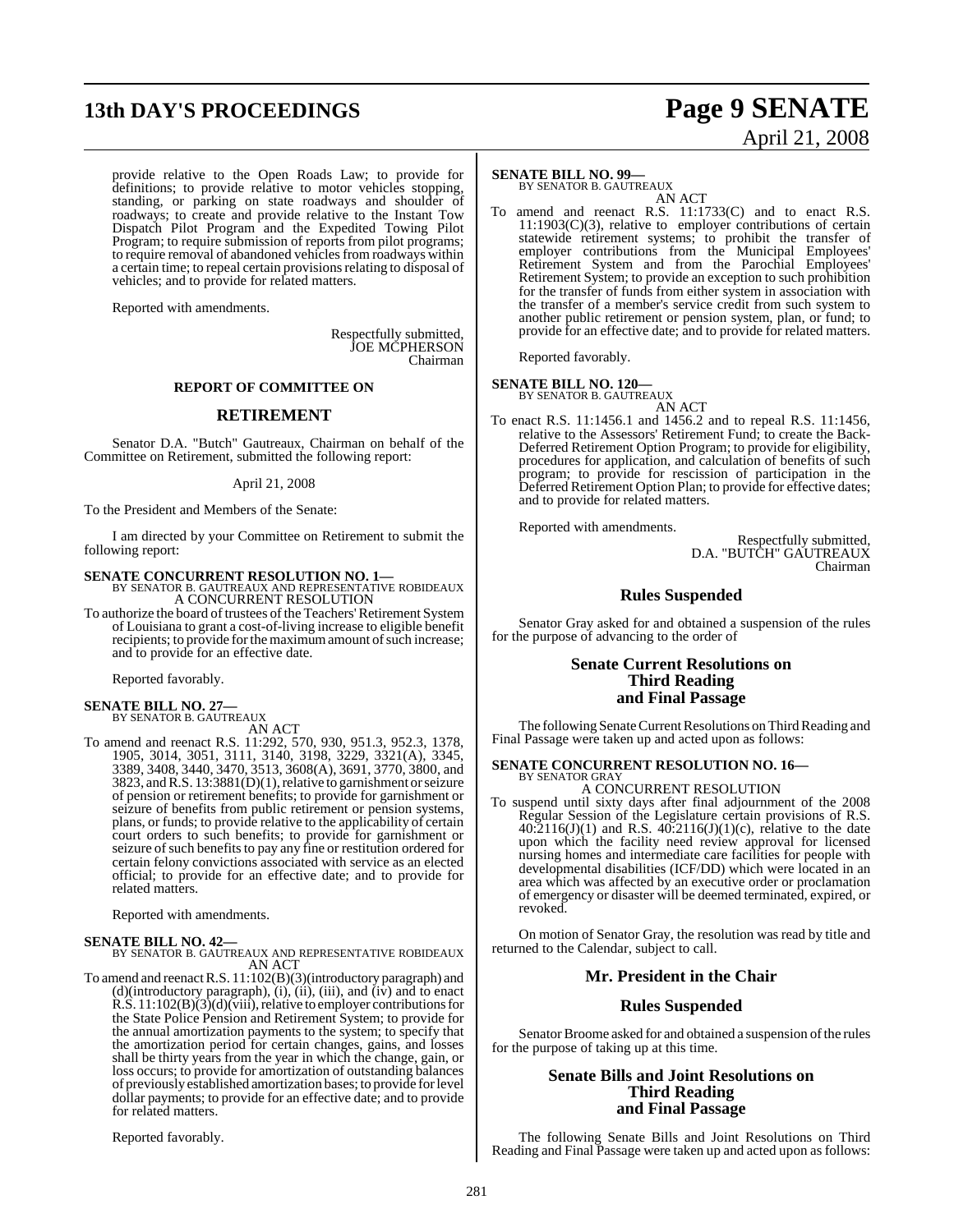provide relative to the Open Roads Law; to provide for definitions; to provide relative to motor vehicles stopping, standing, or parking on state roadways and shoulder of roadways; to create and provide relative to the Instant Tow Dispatch Pilot Program and the Expedited Towing Pilot Program; to require submission of reports from pilot programs; to require removal of abandoned vehicles from roadways within a certain time; to repeal certain provisions relating to disposal of vehicles; and to provide for related matters.

Reported with amendments.

Respectfully submitted,
JOE MCPHERSON
Chairman

## REPORT OF COMMITTEE ON

## RETIREMENT

Senator D.A. "Butch" Gautreaux, Chairman on behalf of the Committee on Retirement, submitted the following report:

April 21, 2008

To the President and Members of the Senate:

I am directed by your Committee on Retirement to submit the following report:

**SENATE CONCURRENT RESOLUTION NO. 1—**
BY SENATOR B. GAUTREAUX AND REPRESENTATIVE ROBIDEAUX
A CONCURRENT RESOLUTION

To authorize the board of trustees of the Teachers' Retirement System of Louisiana to grant a cost-of-living increase to eligible benefit recipients; to provide for the maximum amount of such increase; and to provide for an effective date.

Reported favorably.

**SENATE BILL NO. 27—**
BY SENATOR B. GAUTREAUX
AN ACT

To amend and reenact R.S. 11:292, 570, 930, 951.3, 952.3, 1378, 1905, 3014, 3051, 3111, 3140, 3198, 3229, 3321(A), 3345, 3389, 3408, 3440, 3470, 3513, 3608(A), 3691, 3770, 3800, and 3823, and R.S. 13:3881(D)(1), relative to garnishment or seizure of pension or retirement benefits; to provide for garnishment or seizure of benefits from public retirement or pension systems, plans, or funds; to provide relative to the applicability of certain court orders to such benefits; to provide for garnishment or seizure of such benefits to pay any fine or restitution ordered for certain felony convictions associated with service as an elected official; to provide for an effective date; and to provide for related matters.

Reported with amendments.

**SENATE BILL NO. 42—**
BY SENATOR B. GAUTREAUX AND REPRESENTATIVE ROBIDEAUX
AN ACT

To amend and reenact R.S. 11:102(B)(3)(introductory paragraph) and (d)(introductory paragraph), (i), (ii), (iii), and (iv) and to enact R.S. 11:102(B)(3)(d)(viii), relative to employer contributions for the State Police Pension and Retirement System; to provide for the annual amortization payments to the system; to specify that the amortization period for certain changes, gains, and losses shall be thirty years from the year in which the change, gain, or loss occurs; to provide for amortization of outstanding balances of previously established amortization bases; to provide for level dollar payments; to provide for an effective date; and to provide for related matters.

Reported favorably.

**SENATE BILL NO. 99—**
BY SENATOR B. GAUTREAUX
AN ACT

To amend and reenact R.S. 11:1733(C) and to enact R.S. 11:1903(C)(3), relative to employer contributions of certain statewide retirement systems; to prohibit the transfer of employer contributions from the Municipal Employees' Retirement System and from the Parochial Employees' Retirement System; to provide an exception to such prohibition for the transfer of funds from either system in association with the transfer of a member's service credit from such system to another public retirement or pension system, plan, or fund; to provide for an effective date; and to provide for related matters.

Reported favorably.

**SENATE BILL NO. 120—**
BY SENATOR B. GAUTREAUX
AN ACT

To enact R.S. 11:1456.1 and 1456.2 and to repeal R.S. 11:1456, relative to the Assessors' Retirement Fund; to create the Back-Deferred Retirement Option Program; to provide for eligibility, procedures for application, and calculation of benefits of such program; to provide for rescission of participation in the Deferred Retirement Option Plan; to provide for effective dates; and to provide for related matters.

Reported with amendments.

Respectfully submitted,
D.A. "BUTCH" GAUTREAUX
Chairman

## Rules Suspended

Senator Gray asked for and obtained a suspension of the rules for the purpose of advancing to the order of

## Senate Current Resolutions on Third Reading and Final Passage

The following Senate Current Resolutions on Third Reading and Final Passage were taken up and acted upon as follows:

**SENATE CONCURRENT RESOLUTION NO. 16—**
BY SENATOR GRAY
A CONCURRENT RESOLUTION

To suspend until sixty days after final adjournment of the 2008 Regular Session of the Legislature certain provisions of R.S. 40:2116(J)(1) and R.S. 40:2116(J)(1)(c), relative to the date upon which the facility need review approval for licensed nursing homes and intermediate care facilities for people with developmental disabilities (ICF/DD) which were located in an area which was affected by an executive order or proclamation of emergency or disaster will be deemed terminated, expired, or revoked.

On motion of Senator Gray, the resolution was read by title and returned to the Calendar, subject to call.

## Mr. President in the Chair

## Rules Suspended

Senator Broome asked for and obtained a suspension of the rules for the purpose of taking up at this time.

## Senate Bills and Joint Resolutions on Third Reading and Final Passage

The following Senate Bills and Joint Resolutions on Third Reading and Final Passage were taken up and acted upon as follows: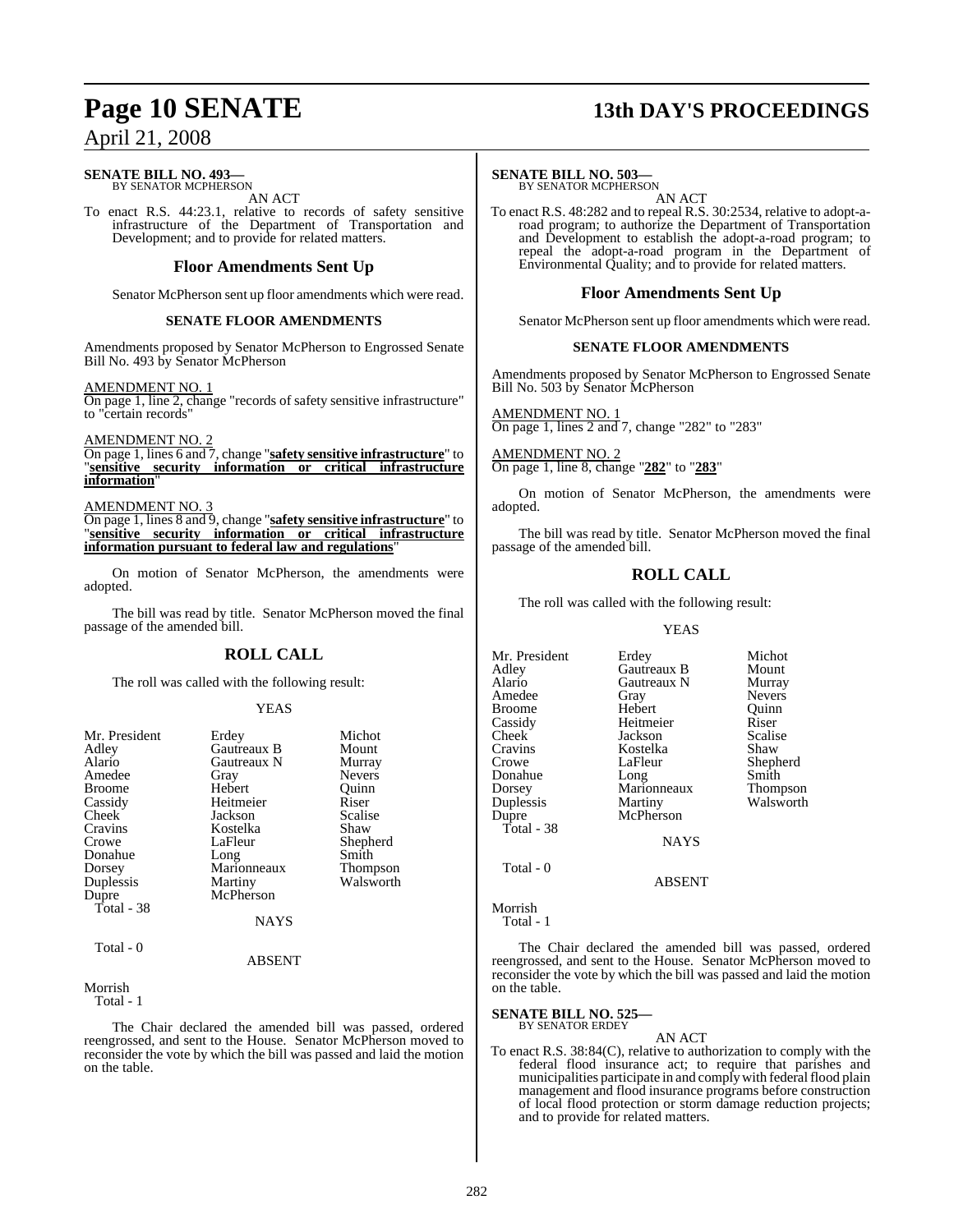**SENATE BILL NO. 493—**
BY SENATOR MCPHERSON

AN ACT

To enact R.S. 44:23.1, relative to records of safety sensitive infrastructure of the Department of Transportation and Development; and to provide for related matters.

## Floor Amendments Sent Up

Senator McPherson sent up floor amendments which were read.

### SENATE FLOOR AMENDMENTS

Amendments proposed by Senator McPherson to Engrossed Senate Bill No. 493 by Senator McPherson

AMENDMENT NO. 1
On page 1, line 2, change "records of safety sensitive infrastructure" to "certain records"

AMENDMENT NO. 2
On page 1, lines 6 and 7, change "**safety sensitive infrastructure**" to "**sensitive security information or critical infrastructure information**"

AMENDMENT NO. 3
On page 1, lines 8 and 9, change "**safety sensitive infrastructure**" to "**sensitive security information or critical infrastructure information pursuant to federal law and regulations**"

On motion of Senator McPherson, the amendments were adopted.

The bill was read by title. Senator McPherson moved the final passage of the amended bill.

## ROLL CALL

The roll was called with the following result:

YEAS

| | | |
|---|---|---|
| Mr. President | Erdey | Michot |
| Adley | Gautreaux B | Mount |
| Alario | Gautreaux N | Murray |
| Amedee | Gray | Nevers |
| Broome | Hebert | Quinn |
| Cassidy | Heitmeier | Riser |
| Cheek | Jackson | Scalise |
| Cravins | Kostelka | Shaw |
| Crowe | LaFleur | Shepherd |
| Donahue | Long | Smith |
| Dorsey | Marionneaux | Thompson |
| Duplessis | Martiny | Walsworth |
| Dupre | McPherson | |

Total - 38

NAYS

Total - 0

ABSENT

Morrish

Total - 1

The Chair declared the amended bill was passed, ordered reengrossed, and sent to the House. Senator McPherson moved to reconsider the vote by which the bill was passed and laid the motion on the table.

**SENATE BILL NO. 503—**
BY SENATOR MCPHERSON

AN ACT

To enact R.S. 48:282 and to repeal R.S. 30:2534, relative to adopt-a-road program; to authorize the Department of Transportation and Development to establish the adopt-a-road program; to repeal the adopt-a-road program in the Department of Environmental Quality; and to provide for related matters.

## Floor Amendments Sent Up

Senator McPherson sent up floor amendments which were read.

### SENATE FLOOR AMENDMENTS

Amendments proposed by Senator McPherson to Engrossed Senate Bill No. 503 by Senator McPherson

AMENDMENT NO. 1
On page 1, lines 2 and 7, change "282" to "283"

AMENDMENT NO. 2
On page 1, line 8, change "**282**" to "**283**"

On motion of Senator McPherson, the amendments were adopted.

The bill was read by title. Senator McPherson moved the final passage of the amended bill.

## ROLL CALL

The roll was called with the following result:

YEAS

| | | |
|---|---|---|
| Mr. President | Erdey | Michot |
| Adley | Gautreaux B | Mount |
| Alario | Gautreaux N | Murray |
| Amedee | Gray | Nevers |
| Broome | Hebert | Quinn |
| Cassidy | Heitmeier | Riser |
| Cheek | Jackson | Scalise |
| Cravins | Kostelka | Shaw |
| Crowe | LaFleur | Shepherd |
| Donahue | Long | Smith |
| Dorsey | Marionneaux | Thompson |
| Duplessis | Martiny | Walsworth |
| Dupre | McPherson | |

Total - 38

NAYS

Total - 0

ABSENT

Morrish

Total - 1

The Chair declared the amended bill was passed, ordered reengrossed, and sent to the House. Senator McPherson moved to reconsider the vote by which the bill was passed and laid the motion on the table.

**SENATE BILL NO. 525—**
BY SENATOR ERDEY

AN ACT

To enact R.S. 38:84(C), relative to authorization to comply with the federal flood insurance act; to require that parishes and municipalities participate in and comply with federal flood plain management and flood insurance programs before construction of local flood protection or storm damage reduction projects; and to provide for related matters.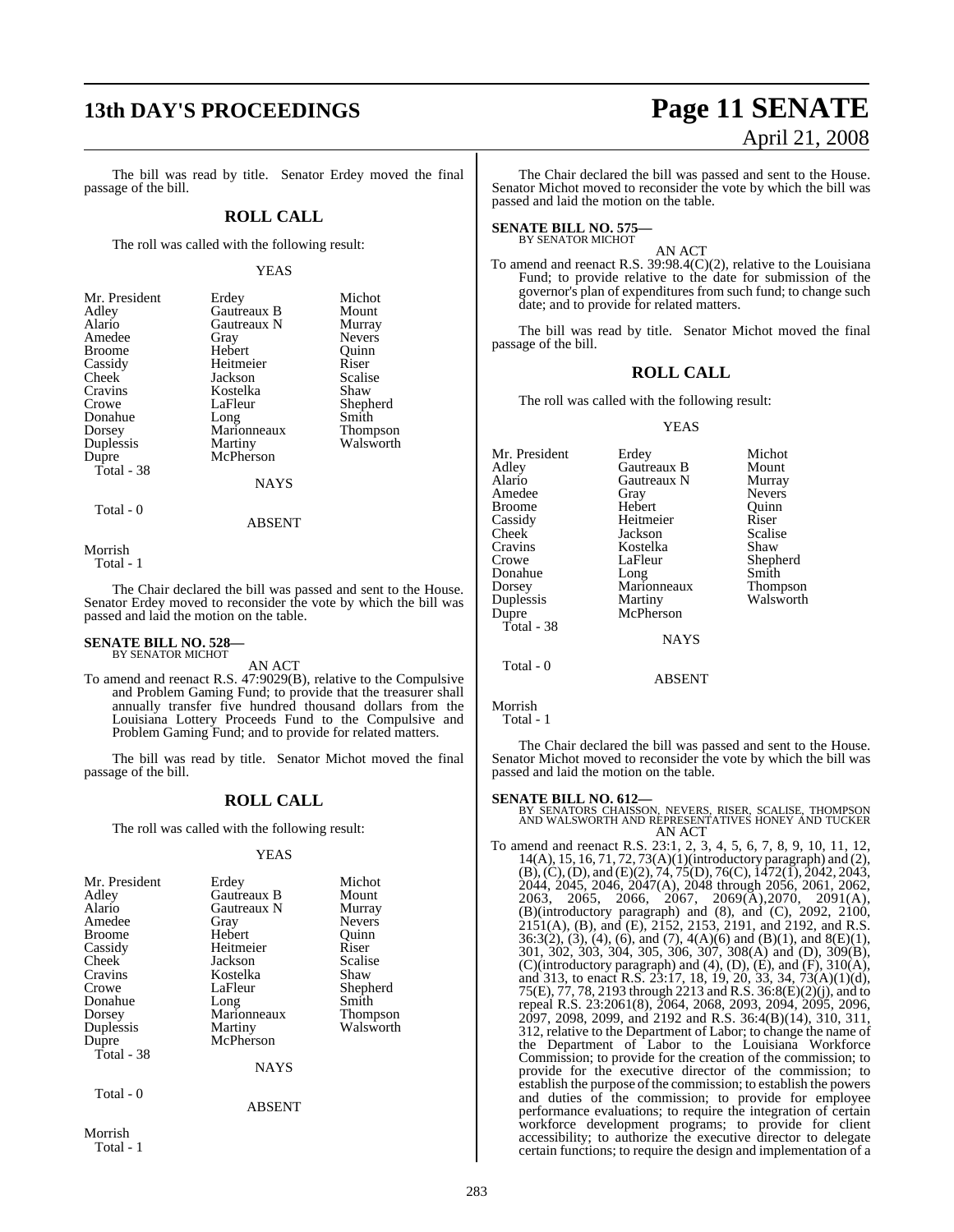The bill was read by title. Senator Erdey moved the final passage of the bill.

## ROLL CALL

The roll was called with the following result:

YEAS

| | | |
|---|---|---|
| Mr. President | Erdey | Michot |
| Adley | Gautreaux B | Mount |
| Alario | Gautreaux N | Murray |
| Amedee | Gray | Nevers |
| Broome | Hebert | Quinn |
| Cassidy | Heitmeier | Riser |
| Cheek | Jackson | Scalise |
| Cravins | Kostelka | Shaw |
| Crowe | LaFleur | Shepherd |
| Donahue | Long | Smith |
| Dorsey | Marionneaux | Thompson |
| Duplessis | Martiny | Walsworth |
| Dupre | McPherson | |

Total - 38

NAYS

Total - 0

ABSENT

Morrish

Total - 1

The Chair declared the bill was passed and sent to the House. Senator Erdey moved to reconsider the vote by which the bill was passed and laid the motion on the table.

**SENATE BILL NO. 528—**
BY SENATOR MICHOT

AN ACT

To amend and reenact R.S. 47:9029(B), relative to the Compulsive and Problem Gaming Fund; to provide that the treasurer shall annually transfer five hundred thousand dollars from the Louisiana Lottery Proceeds Fund to the Compulsive and Problem Gaming Fund; and to provide for related matters.

The bill was read by title. Senator Michot moved the final passage of the bill.

## ROLL CALL

The roll was called with the following result:

YEAS

| | | |
|---|---|---|
| Mr. President | Erdey | Michot |
| Adley | Gautreaux B | Mount |
| Alario | Gautreaux N | Murray |
| Amedee | Gray | Nevers |
| Broome | Hebert | Quinn |
| Cassidy | Heitmeier | Riser |
| Cheek | Jackson | Scalise |
| Cravins | Kostelka | Shaw |
| Crowe | LaFleur | Shepherd |
| Donahue | Long | Smith |
| Dorsey | Marionneaux | Thompson |
| Duplessis | Martiny | Walsworth |
| Dupre | McPherson | |

Total - 38

NAYS

Total - 0

ABSENT

Morrish

Total - 1

The Chair declared the bill was passed and sent to the House. Senator Michot moved to reconsider the vote by which the bill was passed and laid the motion on the table.

**SENATE BILL NO. 575—**
BY SENATOR MICHOT

AN ACT

To amend and reenact R.S. 39:98.4(C)(2), relative to the Louisiana Fund; to provide relative to the date for submission of the governor's plan of expenditures from such fund; to change such date; and to provide for related matters.

The bill was read by title. Senator Michot moved the final passage of the bill.

## ROLL CALL

The roll was called with the following result:

YEAS

| | | |
|---|---|---|
| Mr. President | Erdey | Michot |
| Adley | Gautreaux B | Mount |
| Alario | Gautreaux N | Murray |
| Amedee | Gray | Nevers |
| Broome | Hebert | Quinn |
| Cassidy | Heitmeier | Riser |
| Cheek | Jackson | Scalise |
| Cravins | Kostelka | Shaw |
| Crowe | LaFleur | Shepherd |
| Donahue | Long | Smith |
| Dorsey | Marionneaux | Thompson |
| Duplessis | Martiny | Walsworth |
| Dupre | McPherson | |

Total - 38

NAYS

Total - 0

ABSENT

Morrish

Total - 1

The Chair declared the bill was passed and sent to the House. Senator Michot moved to reconsider the vote by which the bill was passed and laid the motion on the table.

**SENATE BILL NO. 612—**
BY SENATORS CHAISSON, NEVERS, RISER, SCALISE, THOMPSON AND WALSWORTH AND REPRESENTATIVES HONEY AND TUCKER

AN ACT

To amend and reenact R.S. 23:1, 2, 3, 4, 5, 6, 7, 8, 9, 10, 11, 12, 14(A), 15, 16, 71, 72, 73(A)(1)(introductory paragraph) and (2), (B), (C), (D), and (E)(2), 74, 75(D), 76(C), 1472(1), 2042, 2043, 2044, 2045, 2046, 2047(A), 2048 through 2056, 2061, 2062, 2063, 2065, 2066, 2067, 2069(A),2070, 2091(A), (B)(introductory paragraph) and (8), and (C), 2092, 2100, 2151(A), (B), and (E), 2152, 2153, 2191, and 2192, and R.S. 36:3(2), (3), (4), (6), and (7), 4(A)(6) and (B)(1), and 8(E)(1), 301, 302, 303, 304, 305, 306, 307, 308(A) and (D), 309(B), (C)(introductory paragraph) and (4), (D), (E), and (F), 310(A), and 313, to enact R.S. 23:17, 18, 19, 20, 33, 34, 73(A)(1)(d), 75(E), 77, 78, 2193 through 2213 and R.S. 36:8(E)(2)(j), and to repeal R.S. 23:2061(8), 2064, 2068, 2093, 2094, 2095, 2096, 2097, 2098, 2099, and 2192 and R.S. 36:4(B)(14), 310, 311, 312, relative to the Department of Labor; to change the name of the Department of Labor to the Louisiana Workforce Commission; to provide for the creation of the commission; to provide for the executive director of the commission; to establish the purpose of the commission; to establish the powers and duties of the commission; to provide for employee performance evaluations; to require the integration of certain workforce development programs; to provide for client accessibility; to authorize the executive director to delegate certain functions; to require the design and implementation of a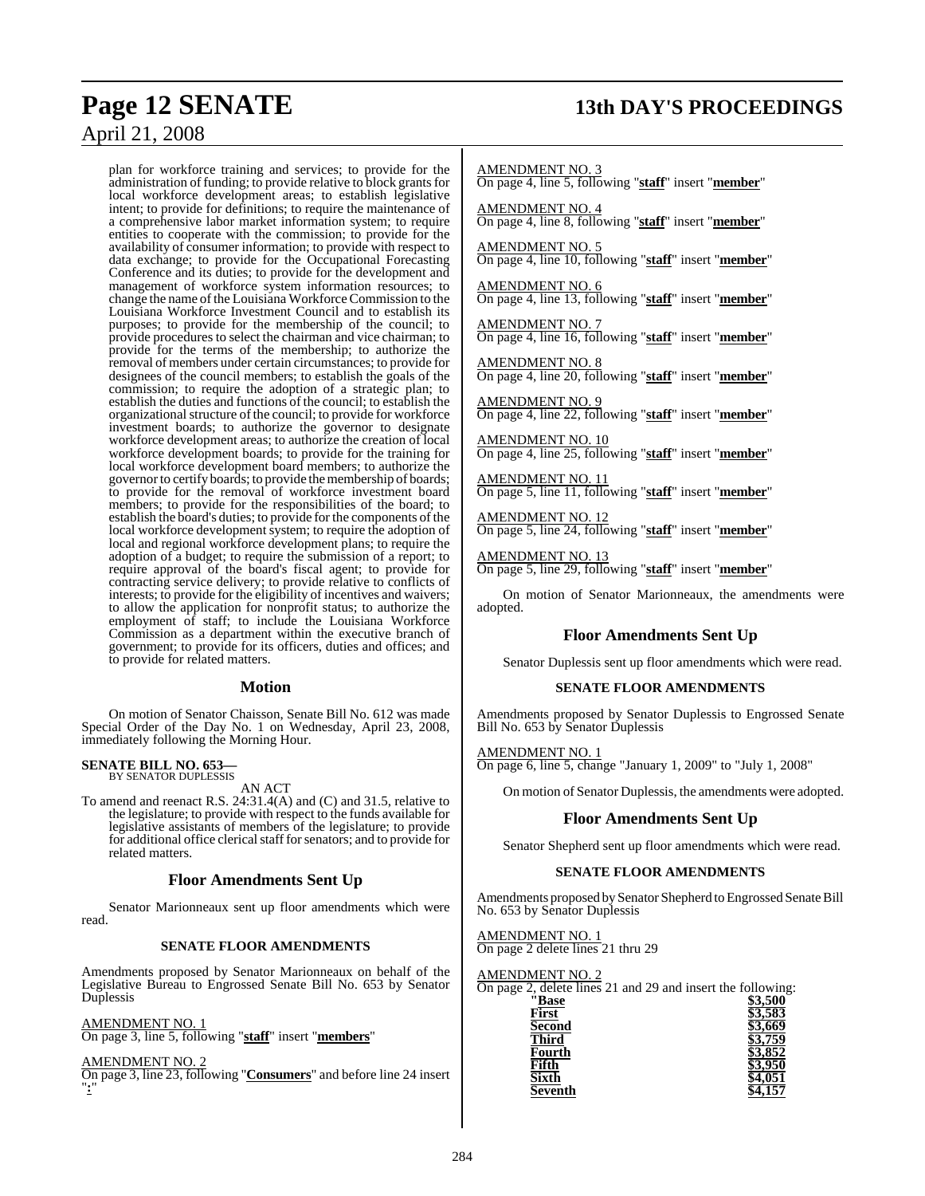plan for workforce training and services; to provide for the administration of funding; to provide relative to block grants for local workforce development areas; to establish legislative intent; to provide for definitions; to require the maintenance of a comprehensive labor market information system; to require entities to cooperate with the commission; to provide for the availability of consumer information; to provide with respect to data exchange; to provide for the Occupational Forecasting Conference and its duties; to provide for the development and management of workforce system information resources; to change the name of the Louisiana Workforce Commission to the Louisiana Workforce Investment Council and to establish its purposes; to provide for the membership of the council; to provide procedures to select the chairman and vice chairman; to provide for the terms of the membership; to authorize the removal of members under certain circumstances; to provide for designees of the council members; to establish the goals of the commission; to require the adoption of a strategic plan; to establish the duties and functions of the council; to establish the organizational structure of the council; to provide for workforce investment boards; to authorize the governor to designate workforce development areas; to authorize the creation of local workforce development boards; to provide for the training for local workforce development board members; to authorize the governor to certify boards; to provide the membership of boards; to provide for the removal of workforce investment board members; to provide for the responsibilities of the board; to establish the board's duties; to provide for the components of the local workforce development system; to require the adoption of local and regional workforce development plans; to require the adoption of a budget; to require the submission of a report; to require approval of the board's fiscal agent; to provide for contracting service delivery; to provide relative to conflicts of interests; to provide for the eligibility of incentives and waivers; to allow the application for nonprofit status; to authorize the employment of staff; to include the Louisiana Workforce Commission as a department within the executive branch of government; to provide for its officers, duties and offices; and to provide for related matters.

## Motion

On motion of Senator Chaisson, Senate Bill No. 612 was made Special Order of the Day No. 1 on Wednesday, April 23, 2008, immediately following the Morning Hour.

**SENATE BILL NO. 653—**
BY SENATOR DUPLESSIS

AN ACT

To amend and reenact R.S. 24:31.4(A) and (C) and 31.5, relative to the legislature; to provide with respect to the funds available for legislative assistants of members of the legislature; to provide for additional office clerical staff for senators; and to provide for related matters.

## Floor Amendments Sent Up

Senator Marionneaux sent up floor amendments which were read.

**SENATE FLOOR AMENDMENTS**

Amendments proposed by Senator Marionneaux on behalf of the Legislative Bureau to Engrossed Senate Bill No. 653 by Senator Duplessis

AMENDMENT NO. 1
On page 3, line 5, following "**staff**" insert "**members**"

AMENDMENT NO. 2
On page 3, line 23, following "**Consumers**" and before line 24 insert "**:**"

AMENDMENT NO. 3
On page 4, line 5, following "**staff**" insert "**member**"

AMENDMENT NO. 4
On page 4, line 8, following "**staff**" insert "**member**"

AMENDMENT NO. 5
On page 4, line 10, following "**staff**" insert "**member**"

AMENDMENT NO. 6
On page 4, line 13, following "**staff**" insert "**member**"

AMENDMENT NO. 7
On page 4, line 16, following "**staff**" insert "**member**"

AMENDMENT NO. 8
On page 4, line 20, following "**staff**" insert "**member**"

AMENDMENT NO. 9
On page 4, line 22, following "**staff**" insert "**member**"

AMENDMENT NO. 10
On page 4, line 25, following "**staff**" insert "**member**"

AMENDMENT NO. 11
On page 5, line 11, following "**staff**" insert "**member**"

AMENDMENT NO. 12
On page 5, line 24, following "**staff**" insert "**member**"

AMENDMENT NO. 13
On page 5, line 29, following "**staff**" insert "**member**"

On motion of Senator Marionneaux, the amendments were adopted.

## Floor Amendments Sent Up

Senator Duplessis sent up floor amendments which were read.

**SENATE FLOOR AMENDMENTS**

Amendments proposed by Senator Duplessis to Engrossed Senate Bill No. 653 by Senator Duplessis

AMENDMENT NO. 1
On page 6, line 5, change "January 1, 2009" to "July 1, 2008"

On motion of Senator Duplessis, the amendments were adopted.

## Floor Amendments Sent Up

Senator Shepherd sent up floor amendments which were read.

**SENATE FLOOR AMENDMENTS**

Amendments proposed by Senator Shepherd to Engrossed Senate Bill No. 653 by Senator Duplessis

AMENDMENT NO. 1
On page 2 delete lines 21 thru 29

AMENDMENT NO. 2
On page 2, delete lines 21 and 29 and insert the following:

| | |
|---|---|
| "**Base** | **$3,500** |
| **First** | **$3,583** |
| **Second** | **$3,669** |
| **Third** | **$3,759** |
| **Fourth** | **$3,852** |
| **Fifth** | **$3,950** |
| **Sixth** | **$4,051** |
| **Seventh** | **$4,157** |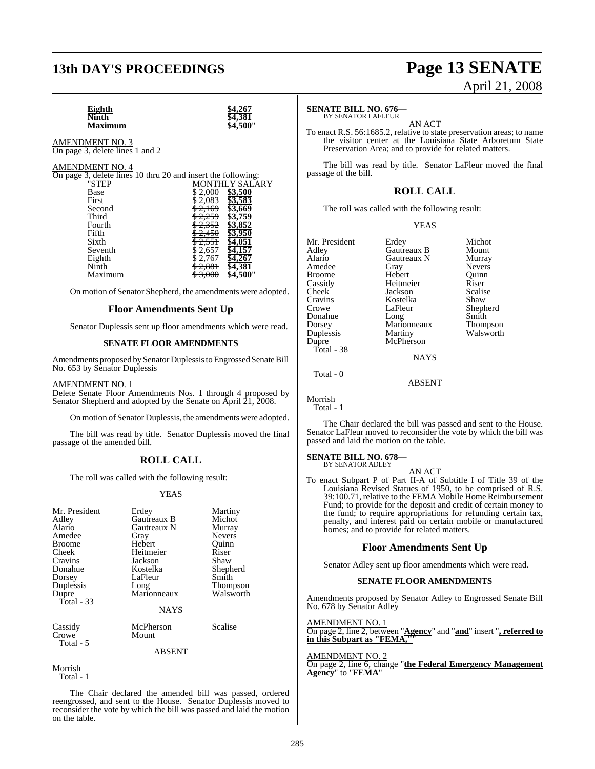| | |
|---|---|
| **Eighth** | **$4,267** |
| **Ninth** | **$4,381** |
| **Maximum** | **$4,500**" |

AMENDMENT NO. 3
On page 3, delete lines 1 and 2

AMENDMENT NO. 4
On page 3, delete lines 10 thru 20 and insert the following:

| "STEP | MONTHLY SALARY | |
|---|---|---|
| Base | ~~$ 2,000~~ | **$3,500** |
| First | ~~$ 2,083~~ | **$3,583** |
| Second | ~~$ 2,169~~ | **$3,669** |
| Third | ~~$ 2,259~~ | **$3,759** |
| Fourth | ~~$ 2,352~~ | **$3,852** |
| Fifth | ~~$ 2,450~~ | **$3,950** |
| Sixth | ~~$ 2,551~~ | **$4,051** |
| Seventh | ~~$ 2,657~~ | **$4,157** |
| Eighth | ~~$ 2,767~~ | **$4,267** |
| Ninth | ~~$ 2,881~~ | **$4,381** |
| Maximum | ~~$ 3,000~~ | **$4,500**" |

On motion of Senator Shepherd, the amendments were adopted.

## Floor Amendments Sent Up

Senator Duplessis sent up floor amendments which were read.

### SENATE FLOOR AMENDMENTS

Amendments proposed by Senator Duplessis to Engrossed Senate Bill No. 653 by Senator Duplessis

AMENDMENT NO. 1
Delete Senate Floor Amendments Nos. 1 through 4 proposed by Senator Shepherd and adopted by the Senate on April 21, 2008.

On motion of Senator Duplessis, the amendments were adopted.

The bill was read by title. Senator Duplessis moved the final passage of the amended bill.

## ROLL CALL

The roll was called with the following result:

YEAS

| | | |
|---|---|---|
| Mr. President | Erdey | Martiny |
| Adley | Gautreaux B | Michot |
| Alario | Gautreaux N | Murray |
| Amedee | Gray | Nevers |
| Broome | Hebert | Quinn |
| Cheek | Heitmeier | Riser |
| Cravins | Jackson | Shaw |
| Donahue | Kostelka | Shepherd |
| Dorsey | LaFleur | Smith |
| Duplessis | Long | Thompson |
| Dupre | Marionneaux | Walsworth |
| Total - 33 | | |

NAYS

| | | |
|---|---|---|
| Cassidy | McPherson | Scalise |
| Crowe | Mount | |
| Total - 5 | | |

ABSENT

Morrish
Total - 1

The Chair declared the amended bill was passed, ordered reengrossed, and sent to the House. Senator Duplessis moved to reconsider the vote by which the bill was passed and laid the motion on the table.

**SENATE BILL NO. 676—**
BY SENATOR LAFLEUR

AN ACT

To enact R.S. 56:1685.2, relative to state preservation areas; to name the visitor center at the Louisiana State Arboretum State Preservation Area; and to provide for related matters.

The bill was read by title. Senator LaFleur moved the final passage of the bill.

## ROLL CALL

The roll was called with the following result:

YEAS

| | | |
|---|---|---|
| Mr. President | Erdey | Michot |
| Adley | Gautreaux B | Mount |
| Alario | Gautreaux N | Murray |
| Amedee | Gray | Nevers |
| Broome | Hebert | Quinn |
| Cassidy | Heitmeier | Riser |
| Cheek | Jackson | Scalise |
| Cravins | Kostelka | Shaw |
| Crowe | LaFleur | Shepherd |
| Donahue | Long | Smith |
| Dorsey | Marionneaux | Thompson |
| Duplessis | Martiny | Walsworth |
| Dupre | McPherson | |
| Total - 38 | | |

NAYS

Total - 0

ABSENT

Morrish
Total - 1

The Chair declared the bill was passed and sent to the House. Senator LaFleur moved to reconsider the vote by which the bill was passed and laid the motion on the table.

**SENATE BILL NO. 678—**
BY SENATOR ADLEY

AN ACT

To enact Subpart P of Part II-A of Subtitle I of Title 39 of the Louisiana Revised Statues of 1950, to be comprised of R.S. 39:100.71, relative to the FEMA Mobile Home Reimbursement Fund; to provide for the deposit and credit of certain money to the fund; to require appropriations for refunding certain tax, penalty, and interest paid on certain mobile or manufactured homes; and to provide for related matters.

## Floor Amendments Sent Up

Senator Adley sent up floor amendments which were read.

### SENATE FLOOR AMENDMENTS

Amendments proposed by Senator Adley to Engrossed Senate Bill No. 678 by Senator Adley

AMENDMENT NO. 1
On page 2, line 2, between "**Agency**" and "**and**" insert "**, referred to in this Subpart as "FEMA,"**"

AMENDMENT NO. 2
On page 2, line 6, change "**the Federal Emergency Management Agency**" to "**FEMA**"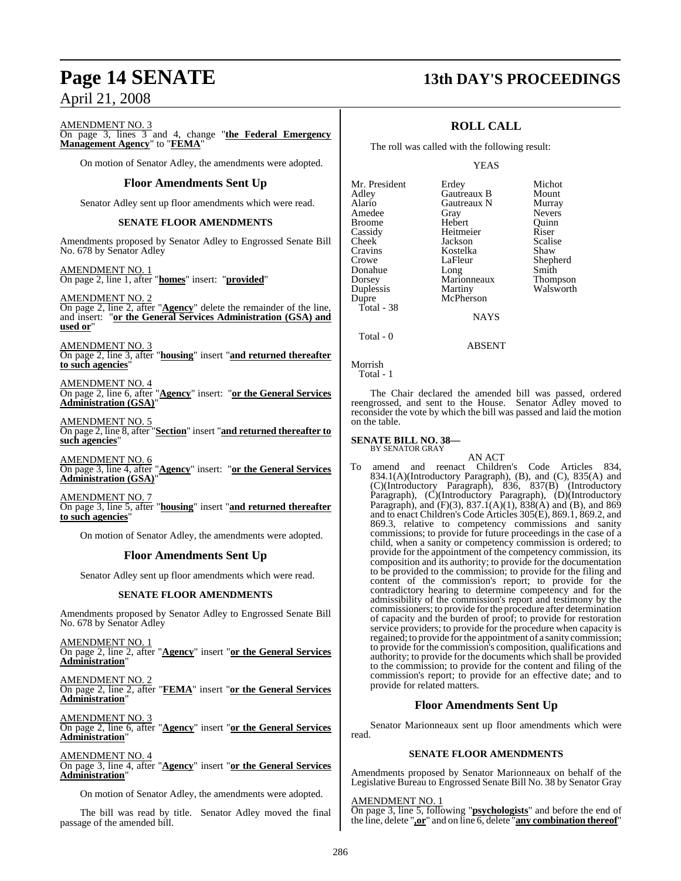AMENDMENT NO. 3
On page 3, lines 3 and 4, change "**the Federal Emergency Management Agency**" to "**FEMA**"

On motion of Senator Adley, the amendments were adopted.

## Floor Amendments Sent Up

Senator Adley sent up floor amendments which were read.

### SENATE FLOOR AMENDMENTS

Amendments proposed by Senator Adley to Engrossed Senate Bill No. 678 by Senator Adley

AMENDMENT NO. 1
On page 2, line 1, after "**homes**" insert: "**provided**"

AMENDMENT NO. 2
On page 2, line 2, after "**Agency**" delete the remainder of the line, and insert: "**or the General Services Administration (GSA) and used or**"

AMENDMENT NO. 3
On page 2, line 3, after "**housing**" insert "**and returned thereafter to such agencies**"

AMENDMENT NO. 4
On page 2, line 6, after "**Agency**" insert: "**or the General Services Administration (GSA)**"

AMENDMENT NO. 5
On page 2, line 8, after "**Section**" insert "**and returned thereafter to such agencies**"

AMENDMENT NO. 6
On page 3, line 4, after "**Agency**" insert: "**or the General Services Administration (GSA)**"

AMENDMENT NO. 7
On page 3, line 5, after "**housing**" insert "**and returned thereafter to such agencies**"

On motion of Senator Adley, the amendments were adopted.

## Floor Amendments Sent Up

Senator Adley sent up floor amendments which were read.

### SENATE FLOOR AMENDMENTS

Amendments proposed by Senator Adley to Engrossed Senate Bill No. 678 by Senator Adley

AMENDMENT NO. 1
On page 2, line 2, after "**Agency**" insert "**or the General Services Administration**"

AMENDMENT NO. 2
On page 2, line 2, after "**FEMA**" insert "**or the General Services Administration**"

AMENDMENT NO. 3
On page 2, line 6, after "**Agency**" insert "**or the General Services Administration**"

AMENDMENT NO. 4
On page 3, line 4, after "**Agency**" insert "**or the General Services Administration**"

On motion of Senator Adley, the amendments were adopted.

The bill was read by title. Senator Adley moved the final passage of the amended bill.

## ROLL CALL

The roll was called with the following result:

YEAS

| | | |
|---|---|---|
| Mr. President | Erdey | Michot |
| Adley | Gautreaux B | Mount |
| Alario | Gautreaux N | Murray |
| Amedee | Gray | Nevers |
| Broome | Hebert | Quinn |
| Cassidy | Heitmeier | Riser |
| Cheek | Jackson | Scalise |
| Cravins | Kostelka | Shaw |
| Crowe | LaFleur | Shepherd |
| Donahue | Long | Smith |
| Dorsey | Marionneaux | Thompson |
| Duplessis | Martiny | Walsworth |
| Dupre | McPherson | |

Total - 38

NAYS

Total - 0

ABSENT

Morrish
Total - 1

The Chair declared the amended bill was passed, ordered reengrossed, and sent to the House. Senator Adley moved to reconsider the vote by which the bill was passed and laid the motion on the table.

**SENATE BILL NO. 38—**
BY SENATOR GRAY

AN ACT

To amend and reenact Children's Code Articles 834, 834.1(A)(Introductory Paragraph), (B), and (C), 835(A) and (C)(Introductory Paragraph), 836, 837(B) (Introductory Paragraph), (C)(Introductory Paragraph), (D)(Introductory Paragraph), and (F)(3), 837.1(A)(1), 838(A) and (B), and 869 and to enact Children's Code Articles 305(E), 869.1, 869.2, and 869.3, relative to competency commissions and sanity commissions; to provide for future proceedings in the case of a child, when a sanity or competency commission is ordered; to provide for the appointment of the competency commission, its composition and its authority; to provide for the documentation to be provided to the commission; to provide for the filing and content of the commission's report; to provide for the contradictory hearing to determine competency and for the admissibility of the commission's report and testimony by the commissioners; to provide for the procedure after determination of capacity and the burden of proof; to provide for restoration service providers; to provide for the procedure when capacity is regained; to provide for the appointment of a sanity commission; to provide for the commission's composition, qualifications and authority; to provide for the documents which shall be provided to the commission; to provide for the content and filing of the commission's report; to provide for an effective date; and to provide for related matters.

## Floor Amendments Sent Up

Senator Marionneaux sent up floor amendments which were read.

### SENATE FLOOR AMENDMENTS

Amendments proposed by Senator Marionneaux on behalf of the Legislative Bureau to Engrossed Senate Bill No. 38 by Senator Gray

AMENDMENT NO. 1
On page 3, line 5, following "**psychologists**" and before the end of the line, delete "**,or**" and on line 6, delete "**any combination thereof**"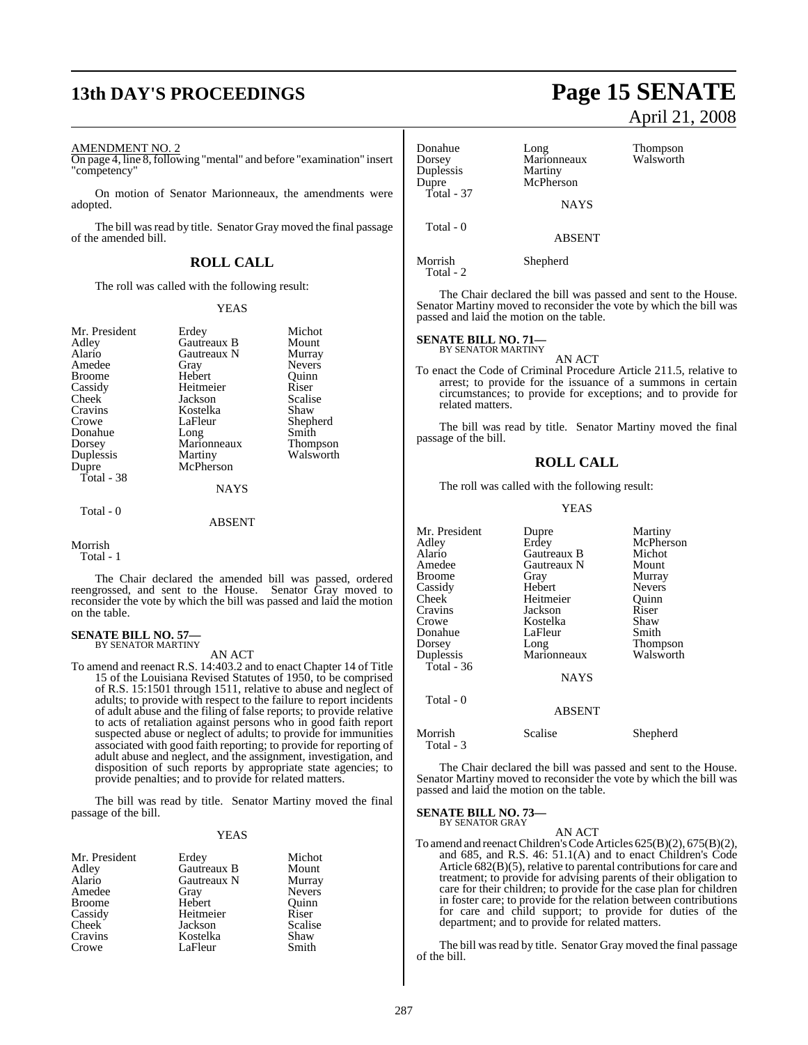AMENDMENT NO. 2

On page 4, line 8, following "mental" and before "examination" insert "competency"

On motion of Senator Marionneaux, the amendments were adopted.

The bill was read by title. Senator Gray moved the final passage of the amended bill.

## ROLL CALL

The roll was called with the following result:

YEAS

| | | |
|---|---|---|
| Mr. President | Erdey | Michot |
| Adley | Gautreaux B | Mount |
| Alario | Gautreaux N | Murray |
| Amedee | Gray | Nevers |
| Broome | Hebert | Quinn |
| Cassidy | Heitmeier | Riser |
| Cheek | Jackson | Scalise |
| Cravins | Kostelka | Shaw |
| Crowe | LaFleur | Shepherd |
| Donahue | Long | Smith |
| Dorsey | Marionneaux | Thompson |
| Duplessis | Martiny | Walsworth |
| Dupre | McPherson | |
| Total - 38 | | |

NAYS

Total - 0

ABSENT

Morrish

Total - 1

The Chair declared the amended bill was passed, ordered reengrossed, and sent to the House. Senator Gray moved to reconsider the vote by which the bill was passed and laid the motion on the table.

**SENATE BILL NO. 57—**
BY SENATOR MARTINY

AN ACT

To amend and reenact R.S. 14:403.2 and to enact Chapter 14 of Title 15 of the Louisiana Revised Statutes of 1950, to be comprised of R.S. 15:1501 through 1511, relative to abuse and neglect of adults; to provide with respect to the failure to report incidents of adult abuse and the filing of false reports; to provide relative to acts of retaliation against persons who in good faith report suspected abuse or neglect of adults; to provide for immunities associated with good faith reporting; to provide for reporting of adult abuse and neglect, and the assignment, investigation, and disposition of such reports by appropriate state agencies; to provide penalties; and to provide for related matters.

The bill was read by title. Senator Martiny moved the final passage of the bill.

YEAS

| | | |
|---|---|---|
| Mr. President | Erdey | Michot |
| Adley | Gautreaux B | Mount |
| Alario | Gautreaux N | Murray |
| Amedee | Gray | Nevers |
| Broome | Hebert | Quinn |
| Cassidy | Heitmeier | Riser |
| Cheek | Jackson | Scalise |
| Cravins | Kostelka | Shaw |
| Crowe | LaFleur | Smith |
| Donahue | Long | Thompson |
| Dorsey | Marionneaux | Walsworth |
| Duplessis | Martiny | |
| Dupre | McPherson | |
| Total - 37 | | |

NAYS

Total - 0

ABSENT

Morrish Shepherd

Total - 2

The Chair declared the bill was passed and sent to the House. Senator Martiny moved to reconsider the vote by which the bill was passed and laid the motion on the table.

**SENATE BILL NO. 71—**
BY SENATOR MARTINY

AN ACT

To enact the Code of Criminal Procedure Article 211.5, relative to arrest; to provide for the issuance of a summons in certain circumstances; to provide for exceptions; and to provide for related matters.

The bill was read by title. Senator Martiny moved the final passage of the bill.

## ROLL CALL

The roll was called with the following result:

YEAS

| | | |
|---|---|---|
| Mr. President | Dupre | Martiny |
| Adley | Erdey | McPherson |
| Alario | Gautreaux B | Michot |
| Amedee | Gautreaux N | Mount |
| Broome | Gray | Murray |
| Cassidy | Hebert | Nevers |
| Cheek | Heitmeier | Quinn |
| Cravins | Jackson | Riser |
| Crowe | Kostelka | Shaw |
| Donahue | LaFleur | Smith |
| Dorsey | Long | Thompson |
| Duplessis | Marionneaux | Walsworth |
| Total - 36 | | |

NAYS

Total - 0

ABSENT

Morrish Scalise Shepherd

Total - 3

The Chair declared the bill was passed and sent to the House. Senator Martiny moved to reconsider the vote by which the bill was passed and laid the motion on the table.

**SENATE BILL NO. 73—**
BY SENATOR GRAY

AN ACT

To amend and reenact Children's Code Articles 625(B)(2), 675(B)(2), and 685, and R.S. 46: 51.1(A) and to enact Children's Code Article 682(B)(5), relative to parental contributions for care and treatment; to provide for advising parents of their obligation to care for their children; to provide for the case plan for children in foster care; to provide for the relation between contributions for care and child support; to provide for duties of the department; and to provide for related matters.

The bill was read by title. Senator Gray moved the final passage of the bill.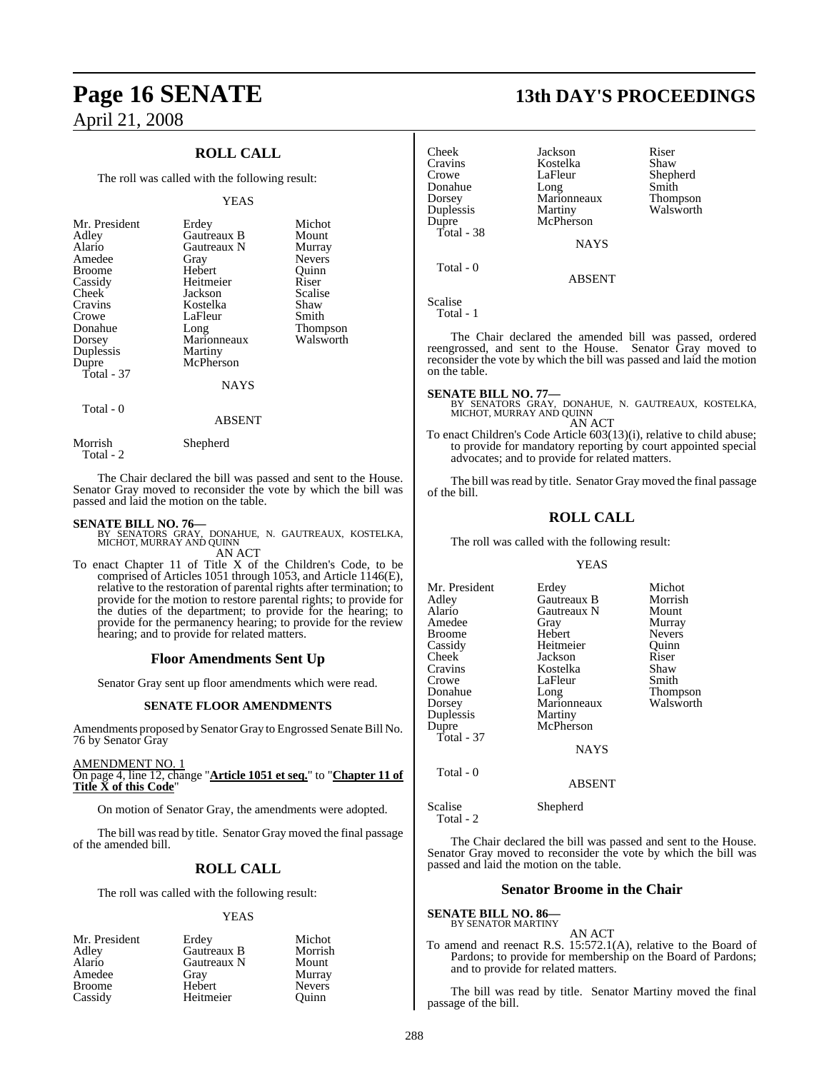## ROLL CALL

The roll was called with the following result:

YEAS

| | | |
|---|---|---|
| Mr. President | Erdey | Michot |
| Adley | Gautreaux B | Mount |
| Alario | Gautreaux N | Murray |
| Amedee | Gray | Nevers |
| Broome | Hebert | Quinn |
| Cassidy | Heitmeier | Riser |
| Cheek | Jackson | Scalise |
| Cravins | Kostelka | Shaw |
| Crowe | LaFleur | Smith |
| Donahue | Long | Thompson |
| Dorsey | Marionneaux | Walsworth |
| Duplessis | Martiny | |
| Dupre | McPherson | |
| Total - 37 | | |

NAYS

Total - 0

ABSENT

| | |
|---|---|
| Morrish | Shepherd |
| Total - 2 | |

The Chair declared the bill was passed and sent to the House. Senator Gray moved to reconsider the vote by which the bill was passed and laid the motion on the table.

**SENATE BILL NO. 76—**
BY SENATORS GRAY, DONAHUE, N. GAUTREAUX, KOSTELKA, MICHOT, MURRAY AND QUINN
AN ACT

To enact Chapter 11 of Title X of the Children's Code, to be comprised of Articles 1051 through 1053, and Article 1146(E), relative to the restoration of parental rights after termination; to provide for the motion to restore parental rights; to provide for the duties of the department; to provide for the hearing; to provide for the permanency hearing; to provide for the review hearing; and to provide for related matters.

## Floor Amendments Sent Up

Senator Gray sent up floor amendments which were read.

### SENATE FLOOR AMENDMENTS

Amendments proposed by Senator Gray to Engrossed Senate Bill No. 76 by Senator Gray

AMENDMENT NO. 1
On page 4, line 12, change "**Article 1051 et seq.**" to "**Chapter 11 of Title X of this Code**"

On motion of Senator Gray, the amendments were adopted.

The bill was read by title. Senator Gray moved the final passage of the amended bill.

## ROLL CALL

The roll was called with the following result:

YEAS

| | | |
|---|---|---|
| Mr. President | Erdey | Michot |
| Adley | Gautreaux B | Morrish |
| Alario | Gautreaux N | Mount |
| Amedee | Gray | Murray |
| Broome | Hebert | Nevers |
| Cassidy | Heitmeier | Quinn |
| Cheek | Jackson | Riser |
| Cravins | Kostelka | Shaw |
| Crowe | LaFleur | Shepherd |
| Donahue | Long | Smith |
| Dorsey | Marionneaux | Thompson |
| Duplessis | Martiny | Walsworth |
| Dupre | McPherson | |
| Total - 38 | | |

NAYS

Total - 0

ABSENT

Scalise
Total - 1

The Chair declared the amended bill was passed, ordered reengrossed, and sent to the House. Senator Gray moved to reconsider the vote by which the bill was passed and laid the motion on the table.

**SENATE BILL NO. 77—**
BY SENATORS GRAY, DONAHUE, N. GAUTREAUX, KOSTELKA, MICHOT, MURRAY AND QUINN
AN ACT

To enact Children's Code Article 603(13)(i), relative to child abuse; to provide for mandatory reporting by court appointed special advocates; and to provide for related matters.

The bill was read by title. Senator Gray moved the final passage of the bill.

## ROLL CALL

The roll was called with the following result:

YEAS

| | | |
|---|---|---|
| Mr. President | Erdey | Michot |
| Adley | Gautreaux B | Morrish |
| Alario | Gautreaux N | Mount |
| Amedee | Gray | Murray |
| Broome | Hebert | Nevers |
| Cassidy | Heitmeier | Quinn |
| Cheek | Jackson | Riser |
| Cravins | Kostelka | Shaw |
| Crowe | LaFleur | Smith |
| Donahue | Long | Thompson |
| Dorsey | Marionneaux | Walsworth |
| Duplessis | Martiny | |
| Dupre | McPherson | |
| Total - 37 | | |

NAYS

Total - 0

ABSENT

| | |
|---|---|
| Scalise | Shepherd |
| Total - 2 | |

The Chair declared the bill was passed and sent to the House. Senator Gray moved to reconsider the vote by which the bill was passed and laid the motion on the table.

## Senator Broome in the Chair

**SENATE BILL NO. 86—**
BY SENATOR MARTINY
AN ACT

To amend and reenact R.S. 15:572.1(A), relative to the Board of Pardons; to provide for membership on the Board of Pardons; and to provide for related matters.

The bill was read by title. Senator Martiny moved the final passage of the bill.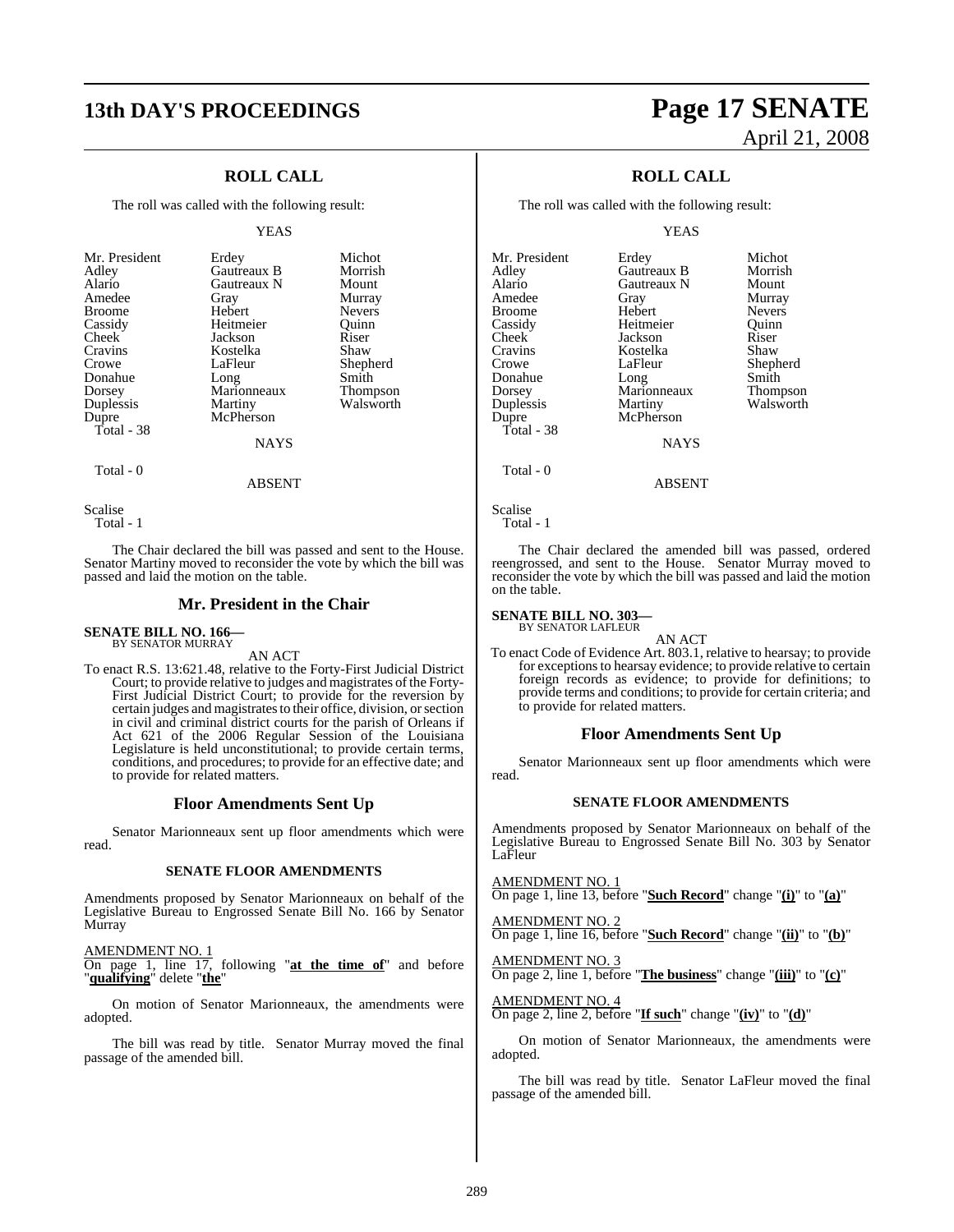## ROLL CALL

The roll was called with the following result:

YEAS

| | | |
|---|---|---|
| Mr. President | Erdey | Michot |
| Adley | Gautreaux B | Morrish |
| Alario | Gautreaux N | Mount |
| Amedee | Gray | Murray |
| Broome | Hebert | Nevers |
| Cassidy | Heitmeier | Quinn |
| Cheek | Jackson | Riser |
| Cravins | Kostelka | Shaw |
| Crowe | LaFleur | Shepherd |
| Donahue | Long | Smith |
| Dorsey | Marionneaux | Thompson |
| Duplessis | Martiny | Walsworth |
| Dupre | McPherson | |

Total - 38

NAYS

Total - 0

ABSENT

Scalise

Total - 1

The Chair declared the bill was passed and sent to the House. Senator Martiny moved to reconsider the vote by which the bill was passed and laid the motion on the table.

## Mr. President in the Chair

**SENATE BILL NO. 166—**
BY SENATOR MURRAY

AN ACT

To enact R.S. 13:621.48, relative to the Forty-First Judicial District Court; to provide relative to judges and magistrates of the Forty-First Judicial District Court; to provide for the reversion by certain judges and magistrates to their office, division, or section in civil and criminal district courts for the parish of Orleans if Act 621 of the 2006 Regular Session of the Louisiana Legislature is held unconstitutional; to provide certain terms, conditions, and procedures; to provide for an effective date; and to provide for related matters.

## Floor Amendments Sent Up

Senator Marionneaux sent up floor amendments which were read.

### SENATE FLOOR AMENDMENTS

Amendments proposed by Senator Marionneaux on behalf of the Legislative Bureau to Engrossed Senate Bill No. 166 by Senator Murray

AMENDMENT NO. 1
On page 1, line 17, following "**at the time of**" and before "**qualifying**" delete "**the**"

On motion of Senator Marionneaux, the amendments were adopted.

The bill was read by title. Senator Murray moved the final passage of the amended bill.

## ROLL CALL

The roll was called with the following result:

YEAS

| | | |
|---|---|---|
| Mr. President | Erdey | Michot |
| Adley | Gautreaux B | Morrish |
| Alario | Gautreaux N | Mount |
| Amedee | Gray | Murray |
| Broome | Hebert | Nevers |
| Cassidy | Heitmeier | Quinn |
| Cheek | Jackson | Riser |
| Cravins | Kostelka | Shaw |
| Crowe | LaFleur | Shepherd |
| Donahue | Long | Smith |
| Dorsey | Marionneaux | Thompson |
| Duplessis | Martiny | Walsworth |
| Dupre | McPherson | |

Total - 38

NAYS

Total - 0

ABSENT

Scalise

Total - 1

The Chair declared the amended bill was passed, ordered reengrossed, and sent to the House. Senator Murray moved to reconsider the vote by which the bill was passed and laid the motion on the table.

**SENATE BILL NO. 303—**
BY SENATOR LAFLEUR

AN ACT

To enact Code of Evidence Art. 803.1, relative to hearsay; to provide for exceptions to hearsay evidence; to provide relative to certain foreign records as evidence; to provide for definitions; to provide terms and conditions; to provide for certain criteria; and to provide for related matters.

## Floor Amendments Sent Up

Senator Marionneaux sent up floor amendments which were read.

### SENATE FLOOR AMENDMENTS

Amendments proposed by Senator Marionneaux on behalf of the Legislative Bureau to Engrossed Senate Bill No. 303 by Senator LaFleur

AMENDMENT NO. 1
On page 1, line 13, before "**Such Record**" change "**(i)**" to "**(a)**"

AMENDMENT NO. 2
On page 1, line 16, before "**Such Record**" change "**(ii)**" to "**(b)**"

AMENDMENT NO. 3
On page 2, line 1, before "**The business**" change "**(iii)**" to "**(c)**"

AMENDMENT NO. 4
On page 2, line 2, before "**If such**" change "**(iv)**" to "**(d)**"

On motion of Senator Marionneaux, the amendments were adopted.

The bill was read by title. Senator LaFleur moved the final passage of the amended bill.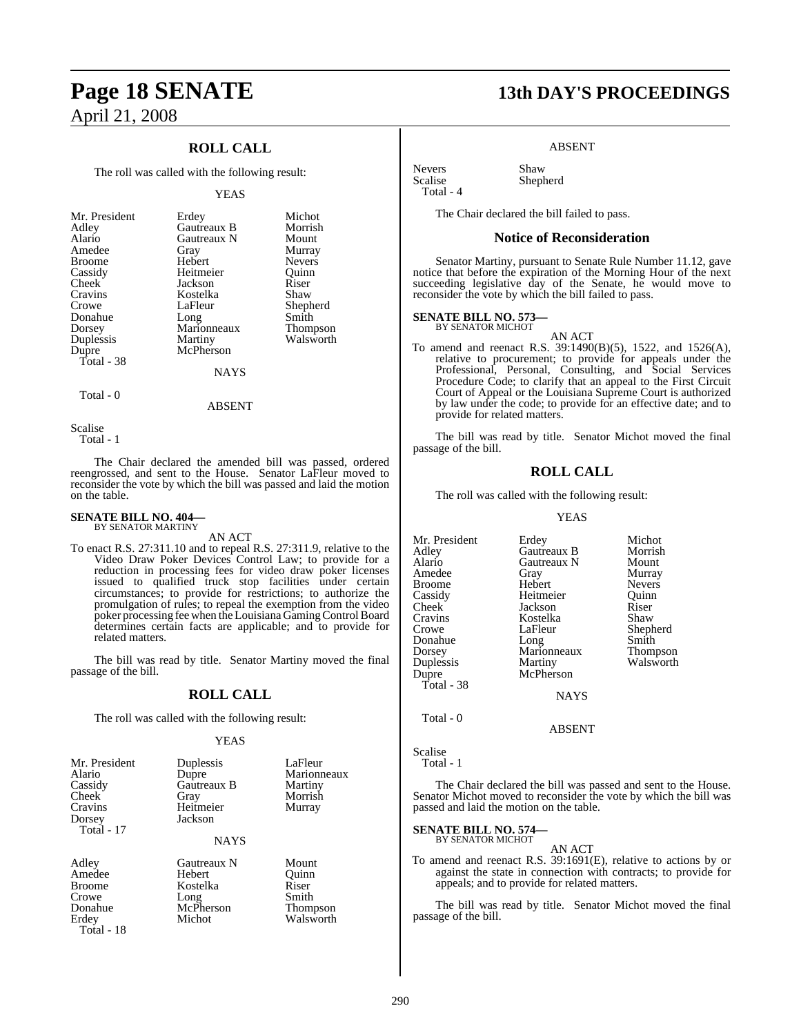## ROLL CALL

The roll was called with the following result:

YEAS

| | | |
|---|---|---|
| Mr. President | Erdey | Michot |
| Adley | Gautreaux B | Morrish |
| Alario | Gautreaux N | Mount |
| Amedee | Gray | Murray |
| Broome | Hebert | Nevers |
| Cassidy | Heitmeier | Quinn |
| Cheek | Jackson | Riser |
| Cravins | Kostelka | Shaw |
| Crowe | LaFleur | Shepherd |
| Donahue | Long | Smith |
| Dorsey | Marionneaux | Thompson |
| Duplessis | Martiny | Walsworth |
| Dupre | McPherson | |

Total - 38

NAYS

Total - 0

ABSENT

Scalise

Total - 1

The Chair declared the amended bill was passed, ordered reengrossed, and sent to the House. Senator LaFleur moved to reconsider the vote by which the bill was passed and laid the motion on the table.

**SENATE BILL NO. 404—**
BY SENATOR MARTINY

AN ACT

To enact R.S. 27:311.10 and to repeal R.S. 27:311.9, relative to the Video Draw Poker Devices Control Law; to provide for a reduction in processing fees for video draw poker licenses issued to qualified truck stop facilities under certain circumstances; to provide for restrictions; to authorize the promulgation of rules; to repeal the exemption from the video poker processing fee when the Louisiana Gaming Control Board determines certain facts are applicable; and to provide for related matters.

The bill was read by title. Senator Martiny moved the final passage of the bill.

## ROLL CALL

The roll was called with the following result:

YEAS

| | | |
|---|---|---|
| Mr. President | Duplessis | LaFleur |
| Alario | Dupre | Marionneaux |
| Cassidy | Gautreaux B | Martiny |
| Cheek | Gray | Morrish |
| Cravins | Heitmeier | Murray |
| Dorsey | Jackson | |

Total - 17

NAYS

| | | |
|---|---|---|
| Adley | Gautreaux N | Mount |
| Amedee | Hebert | Quinn |
| Broome | Kostelka | Riser |
| Crowe | Long | Smith |
| Donahue | McPherson | Thompson |
| Erdey | Michot | Walsworth |

Total - 18

ABSENT

| | |
|---|---|
| Nevers | Shaw |
| Scalise | Shepherd |

Total - 4

The Chair declared the bill failed to pass.

### Notice of Reconsideration

Senator Martiny, pursuant to Senate Rule Number 11.12, gave notice that before the expiration of the Morning Hour of the next succeeding legislative day of the Senate, he would move to reconsider the vote by which the bill failed to pass.

**SENATE BILL NO. 573—**
BY SENATOR MICHOT

AN ACT

To amend and reenact R.S. 39:1490(B)(5), 1522, and 1526(A), relative to procurement; to provide for appeals under the Professional, Personal, Consulting, and Social Services Procedure Code; to clarify that an appeal to the First Circuit Court of Appeal or the Louisiana Supreme Court is authorized by law under the code; to provide for an effective date; and to provide for related matters.

The bill was read by title. Senator Michot moved the final passage of the bill.

## ROLL CALL

The roll was called with the following result:

YEAS

| | | |
|---|---|---|
| Mr. President | Erdey | Michot |
| Adley | Gautreaux B | Morrish |
| Alario | Gautreaux N | Mount |
| Amedee | Gray | Murray |
| Broome | Hebert | Nevers |
| Cassidy | Heitmeier | Quinn |
| Cheek | Jackson | Riser |
| Cravins | Kostelka | Shaw |
| Crowe | LaFleur | Shepherd |
| Donahue | Long | Smith |
| Dorsey | Marionneaux | Thompson |
| Duplessis | Martiny | Walsworth |
| Dupre | McPherson | |

Total - 38

NAYS

Total - 0

ABSENT

Scalise

Total - 1

The Chair declared the bill was passed and sent to the House. Senator Michot moved to reconsider the vote by which the bill was passed and laid the motion on the table.

**SENATE BILL NO. 574—**
BY SENATOR MICHOT

AN ACT

To amend and reenact R.S. 39:1691(E), relative to actions by or against the state in connection with contracts; to provide for appeals; and to provide for related matters.

The bill was read by title. Senator Michot moved the final passage of the bill.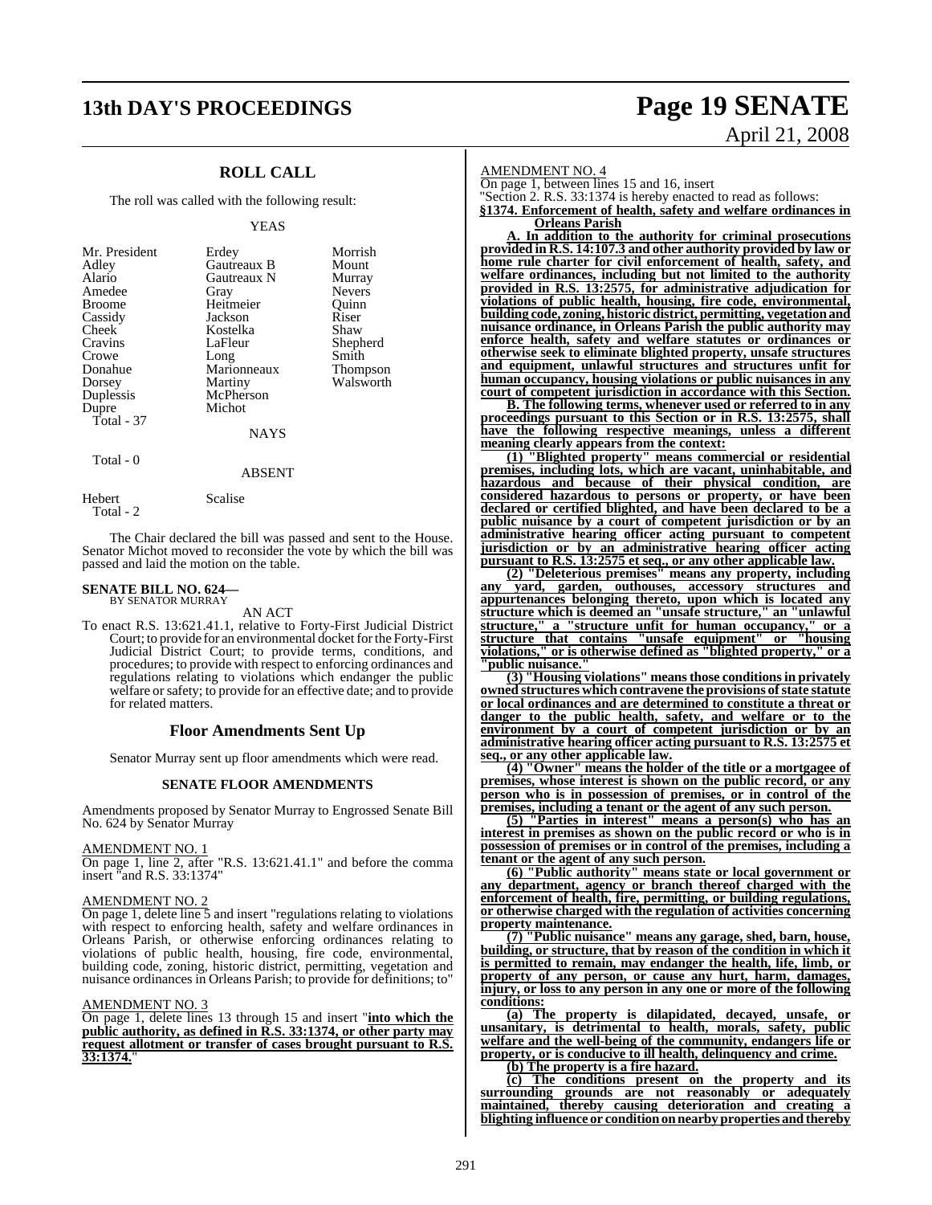## ROLL CALL

The roll was called with the following result:

YEAS

| | | |
|---|---|---|
| Mr. President | Erdey | Morrish |
| Adley | Gautreaux B | Mount |
| Alario | Gautreaux N | Murray |
| Amedee | Gray | Nevers |
| Broome | Heitmeier | Quinn |
| Cassidy | Jackson | Riser |
| Cheek | Kostelka | Shaw |
| Cravins | LaFleur | Shepherd |
| Crowe | Long | Smith |
| Donahue | Marionneaux | Thompson |
| Dorsey | Martiny | Walsworth |
| Duplessis | McPherson | |
| Dupre | Michot | |

Total - 37

NAYS

Total - 0

ABSENT

| | |
|---|---|
| Hebert | Scalise |

Total - 2

The Chair declared the bill was passed and sent to the House. Senator Michot moved to reconsider the vote by which the bill was passed and laid the motion on the table.

**SENATE BILL NO. 624—**
BY SENATOR MURRAY

AN ACT

To enact R.S. 13:621.41.1, relative to Forty-First Judicial District Court; to provide for an environmental docket for the Forty-First Judicial District Court; to provide terms, conditions, and procedures; to provide with respect to enforcing ordinances and regulations relating to violations which endanger the public welfare or safety; to provide for an effective date; and to provide for related matters.

## Floor Amendments Sent Up

Senator Murray sent up floor amendments which were read.

### SENATE FLOOR AMENDMENTS

Amendments proposed by Senator Murray to Engrossed Senate Bill No. 624 by Senator Murray

AMENDMENT NO. 1

On page 1, line 2, after "R.S. 13:621.41.1" and before the comma insert "and R.S. 33:1374"

AMENDMENT NO. 2

On page 1, delete line 5 and insert "regulations relating to violations with respect to enforcing health, safety and welfare ordinances in Orleans Parish, or otherwise enforcing ordinances relating to violations of public health, housing, fire code, environmental, building code, zoning, historic district, permitting, vegetation and nuisance ordinances in Orleans Parish; to provide for definitions; to"

AMENDMENT NO. 3

On page 1, delete lines 13 through 15 and insert "**into which the public authority, as defined in R.S. 33:1374, or other party may request allotment or transfer of cases brought pursuant to R.S. 33:1374.**"

AMENDMENT NO. 4

On page 1, between lines 15 and 16, insert

"Section 2. R.S. 33:1374 is hereby enacted to read as follows:

**§1374. Enforcement of health, safety and welfare ordinances in Orleans Parish**

**A. In addition to the authority for criminal prosecutions provided in R.S. 14:107.3 and other authority provided by law or home rule charter for civil enforcement of health, safety, and welfare ordinances, including but not limited to the authority provided in R.S. 13:2575, for administrative adjudication for violations of public health, housing, fire code, environmental, building code, zoning, historic district, permitting, vegetation and nuisance ordinance, in Orleans Parish the public authority may enforce health, safety and welfare statutes or ordinances or otherwise seek to eliminate blighted property, unsafe structures and equipment, unlawful structures and structures unfit for human occupancy, housing violations or public nuisances in any court of competent jurisdiction in accordance with this Section.**

**B. The following terms, whenever used or referred to in any proceedings pursuant to this Section or in R.S. 13:2575, shall have the following respective meanings, unless a different meaning clearly appears from the context:**

**(1) "Blighted property" means commercial or residential premises, including lots, which are vacant, uninhabitable, and hazardous and because of their physical condition, are considered hazardous to persons or property, or have been declared or certified blighted, and have been declared to be a public nuisance by a court of competent jurisdiction or by an administrative hearing officer acting pursuant to competent jurisdiction or by an administrative hearing officer acting pursuant to R.S. 13:2575 et seq., or any other applicable law.**

**(2) "Deleterious premises" means any property, including any yard, garden, outhouses, accessory structures and appurtenances belonging thereto, upon which is located any structure which is deemed an "unsafe structure," an "unlawful structure," a "structure unfit for human occupancy," or a structure that contains "unsafe equipment" or "housing violations," or is otherwise defined as "blighted property," or a "public nuisance."**

**(3) "Housing violations" means those conditions in privately owned structures which contravene the provisions of state statute or local ordinances and are determined to constitute a threat or danger to the public health, safety, and welfare or to the environment by a court of competent jurisdiction or by an administrative hearing officer acting pursuant to R.S. 13:2575 et seq., or any other applicable law.**

**(4) "Owner" means the holder of the title or a mortgagee of premises, whose interest is shown on the public record, or any person who is in possession of premises, or in control of the premises, including a tenant or the agent of any such person.**

**(5) "Parties in interest" means a person(s) who has an interest in premises as shown on the public record or who is in possession of premises or in control of the premises, including a tenant or the agent of any such person.**

**(6) "Public authority" means state or local government or any department, agency or branch thereof charged with the enforcement of health, fire, permitting, or building regulations, or otherwise charged with the regulation of activities concerning property maintenance.**

**(7) "Public nuisance" means any garage, shed, barn, house, building, or structure, that by reason of the condition in which it is permitted to remain, may endanger the health, life, limb, or property of any person, or cause any hurt, harm, damages, injury, or loss to any person in any one or more of the following conditions:**

**(a) The property is dilapidated, decayed, unsafe, or unsanitary, is detrimental to health, morals, safety, public welfare and the well-being of the community, endangers life or property, or is conducive to ill health, delinquency and crime.**

**(b) The property is a fire hazard.**

**(c) The conditions present on the property and its surrounding grounds are not reasonably or adequately maintained, thereby causing deterioration and creating a blighting influence or condition on nearby properties and thereby**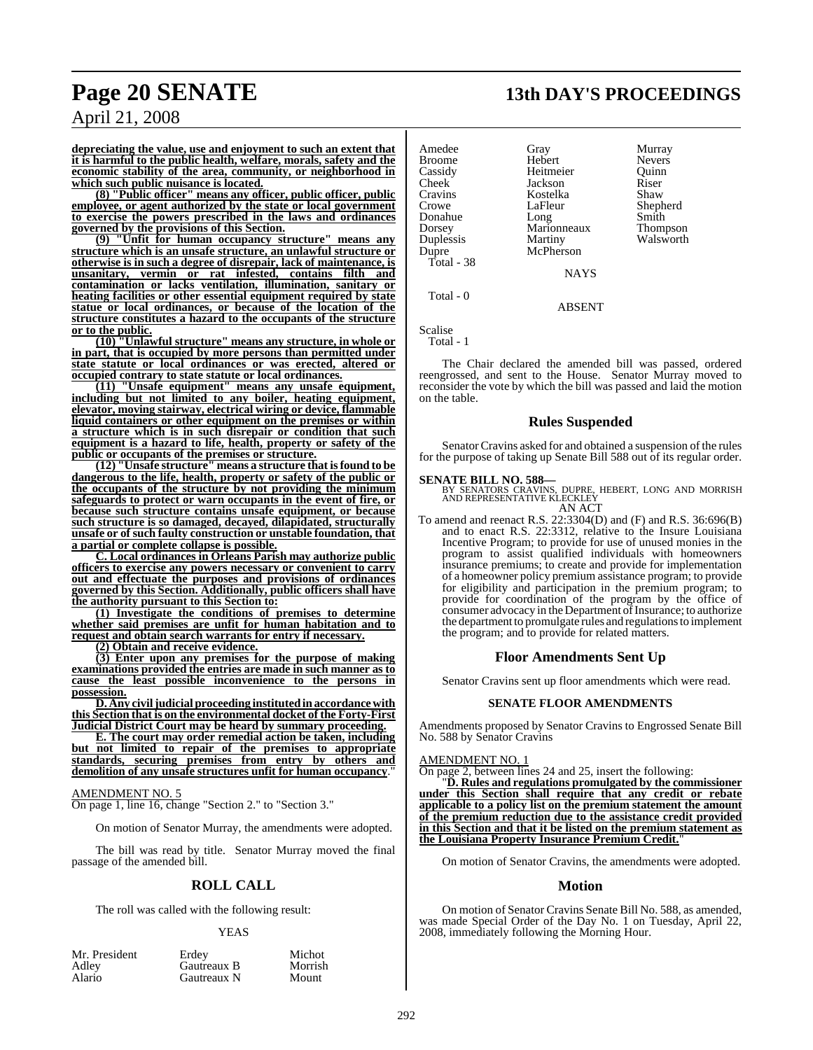**depreciating the value, use and enjoyment to such an extent that it is harmful to the public health, welfare, morals, safety and the economic stability of the area, community, or neighborhood in which such public nuisance is located.**

**(8) "Public officer" means any officer, public officer, public employee, or agent authorized by the state or local government to exercise the powers prescribed in the laws and ordinances governed by the provisions of this Section.**

**(9) "Unfit for human occupancy structure" means any structure which is an unsafe structure, an unlawful structure or otherwise is in such a degree of disrepair, lack of maintenance, is unsanitary, vermin or rat infested, contains filth and contamination or lacks ventilation, illumination, sanitary or heating facilities or other essential equipment required by state statue or local ordinances, or because of the location of the structure constitutes a hazard to the occupants of the structure or to the public.**

**(10) "Unlawful structure" means any structure, in whole or in part, that is occupied by more persons than permitted under state statute or local ordinances or was erected, altered or occupied contrary to state statute or local ordinances.**

**(11) "Unsafe equipment" means any unsafe equipment, including but not limited to any boiler, heating equipment, elevator, moving stairway, electrical wiring or device, flammable liquid containers or other equipment on the premises or within a structure which is in such disrepair or condition that such equipment is a hazard to life, health, property or safety of the public or occupants of the premises or structure.**

**(12) "Unsafe structure" means a structure that is found to be dangerous to the life, health, property or safety of the public or the occupants of the structure by not providing the minimum safeguards to protect or warn occupants in the event of fire, or because such structure contains unsafe equipment, or because such structure is so damaged, decayed, dilapidated, structurally unsafe or of such faulty construction or unstable foundation, that a partial or complete collapse is possible.**

**C. Local ordinances in Orleans Parish may authorize public officers to exercise any powers necessary or convenient to carry out and effectuate the purposes and provisions of ordinances governed by this Section. Additionally, public officers shall have the authority pursuant to this Section to:**

**(1) Investigate the conditions of premises to determine whether said premises are unfit for human habitation and to request and obtain search warrants for entry if necessary.**

**(2) Obtain and receive evidence.**

**(3) Enter upon any premises for the purpose of making examinations provided the entries are made in such manner as to cause the least possible inconvenience to the persons in possession.**

**D. Any civil judicial proceeding instituted in accordance with this Section that is on the environmental docket of the Forty-First Judicial District Court may be heard by summary proceeding.**

**E. The court may order remedial action be taken, including but not limited to repair of the premises to appropriate standards, securing premises from entry by others and demolition of any unsafe structures unfit for human occupancy**."

AMENDMENT NO. 5

On page 1, line 16, change "Section 2." to "Section 3."

On motion of Senator Murray, the amendments were adopted.

The bill was read by title. Senator Murray moved the final passage of the amended bill.

## ROLL CALL

The roll was called with the following result:

YEAS

| | | |
|---|---|---|
| Mr. President | Erdey | Michot |
| Adley | Gautreaux B | Morrish |
| Alario | Gautreaux N | Mount |
| Amedee | Gray | Murray |
| Broome | Hebert | Nevers |
| Cassidy | Heitmeier | Quinn |
| Cheek | Jackson | Riser |
| Cravins | Kostelka | Shaw |
| Crowe | LaFleur | Shepherd |
| Donahue | Long | Smith |
| Dorsey | Marionneaux | Thompson |
| Duplessis | Martiny | Walsworth |
| Dupre | McPherson | |

Total - 38

NAYS

Total - 0

ABSENT

Scalise

Total - 1

The Chair declared the amended bill was passed, ordered reengrossed, and sent to the House. Senator Murray moved to reconsider the vote by which the bill was passed and laid the motion on the table.

## Rules Suspended

Senator Cravins asked for and obtained a suspension of the rules for the purpose of taking up Senate Bill 588 out of its regular order.

**SENATE BILL NO. 588—**
BY SENATORS CRAVINS, DUPRE, HEBERT, LONG AND MORRISH AND REPRESENTATIVE KLECKLEY
AN ACT

To amend and reenact R.S. 22:3304(D) and (F) and R.S. 36:696(B) and to enact R.S. 22:3312, relative to the Insure Louisiana Incentive Program; to provide for use of unused monies in the program to assist qualified individuals with homeowners insurance premiums; to create and provide for implementation of a homeowner policy premium assistance program; to provide for eligibility and participation in the premium program; to provide for coordination of the program by the office of consumer advocacy in the Department of Insurance; to authorize the department to promulgate rules and regulations to implement the program; and to provide for related matters.

## Floor Amendments Sent Up

Senator Cravins sent up floor amendments which were read.

### SENATE FLOOR AMENDMENTS

Amendments proposed by Senator Cravins to Engrossed Senate Bill No. 588 by Senator Cravins

AMENDMENT NO. 1

On page 2, between lines 24 and 25, insert the following:

"**D. Rules and regulations promulgated by the commissioner under this Section shall require that any credit or rebate applicable to a policy list on the premium statement the amount of the premium reduction due to the assistance credit provided in this Section and that it be listed on the premium statement as the Louisiana Property Insurance Premium Credit.**"

On motion of Senator Cravins, the amendments were adopted.

## Motion

On motion of Senator Cravins Senate Bill No. 588, as amended, was made Special Order of the Day No. 1 on Tuesday, April 22, 2008, immediately following the Morning Hour.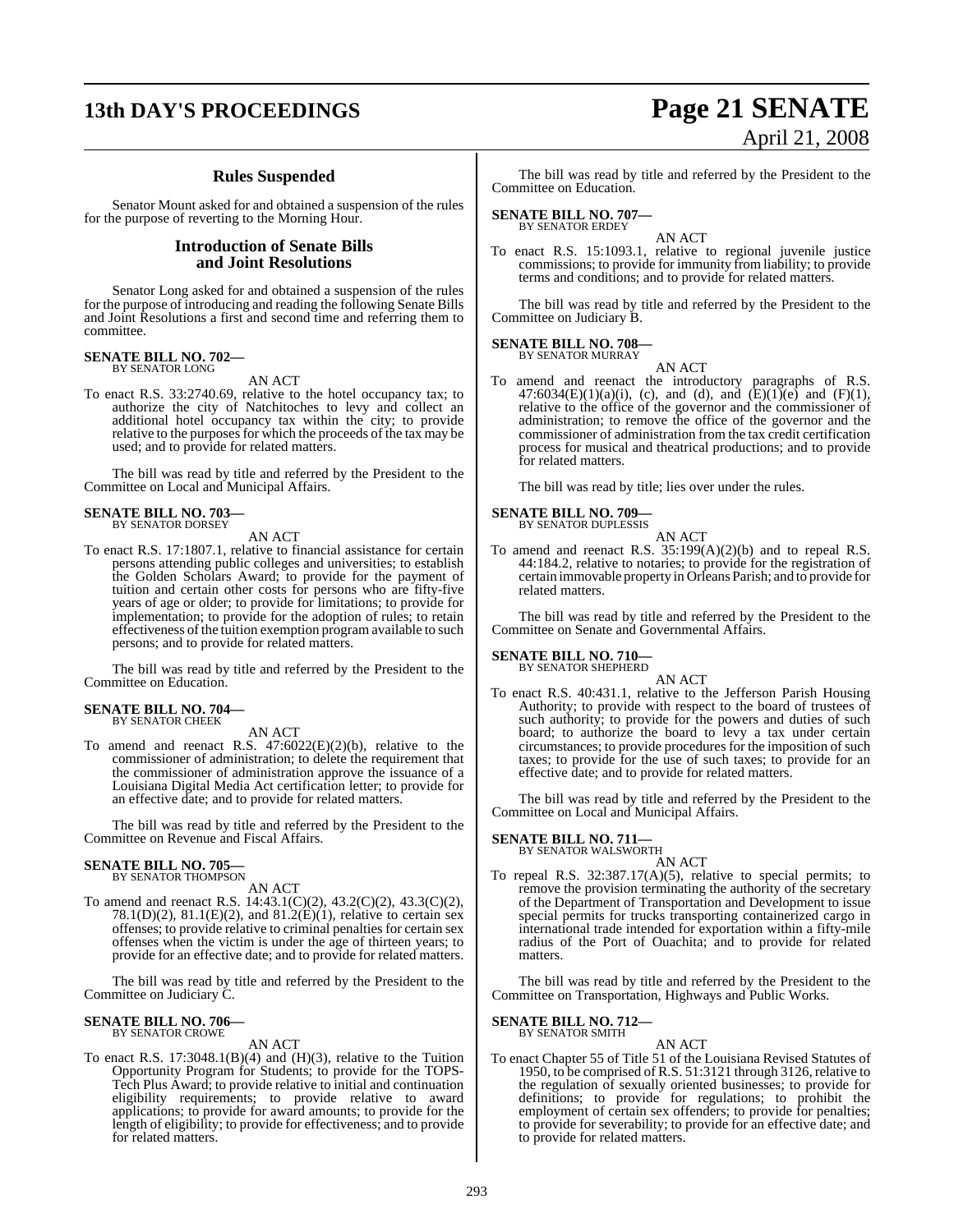## Rules Suspended

Senator Mount asked for and obtained a suspension of the rules for the purpose of reverting to the Morning Hour.

## Introduction of Senate Bills and Joint Resolutions

Senator Long asked for and obtained a suspension of the rules for the purpose of introducing and reading the following Senate Bills and Joint Resolutions a first and second time and referring them to committee.

**SENATE BILL NO. 702—**
BY SENATOR LONG

AN ACT

To enact R.S. 33:2740.69, relative to the hotel occupancy tax; to authorize the city of Natchitoches to levy and collect an additional hotel occupancy tax within the city; to provide relative to the purposes for which the proceeds of the tax may be used; and to provide for related matters.

The bill was read by title and referred by the President to the Committee on Local and Municipal Affairs.

**SENATE BILL NO. 703—**
BY SENATOR DORSEY

AN ACT

To enact R.S. 17:1807.1, relative to financial assistance for certain persons attending public colleges and universities; to establish the Golden Scholars Award; to provide for the payment of tuition and certain other costs for persons who are fifty-five years of age or older; to provide for limitations; to provide for implementation; to provide for the adoption of rules; to retain effectiveness of the tuition exemption program available to such persons; and to provide for related matters.

The bill was read by title and referred by the President to the Committee on Education.

**SENATE BILL NO. 704—**
BY SENATOR CHEEK

AN ACT

To amend and reenact R.S. 47:6022(E)(2)(b), relative to the commissioner of administration; to delete the requirement that the commissioner of administration approve the issuance of a Louisiana Digital Media Act certification letter; to provide for an effective date; and to provide for related matters.

The bill was read by title and referred by the President to the Committee on Revenue and Fiscal Affairs.

**SENATE BILL NO. 705—**
BY SENATOR THOMPSON

AN ACT

To amend and reenact R.S. 14:43.1(C)(2), 43.2(C)(2), 43.3(C)(2), 78.1(D)(2), 81.1(E)(2), and 81.2(E)(1), relative to certain sex offenses; to provide relative to criminal penalties for certain sex offenses when the victim is under the age of thirteen years; to provide for an effective date; and to provide for related matters.

The bill was read by title and referred by the President to the Committee on Judiciary C.

**SENATE BILL NO. 706—**
BY SENATOR CROWE

AN ACT

To enact R.S. 17:3048.1(B)(4) and (H)(3), relative to the Tuition Opportunity Program for Students; to provide for the TOPS-Tech Plus Award; to provide relative to initial and continuation eligibility requirements; to provide relative to award applications; to provide for award amounts; to provide for the length of eligibility; to provide for effectiveness; and to provide for related matters.

The bill was read by title and referred by the President to the Committee on Education.

**SENATE BILL NO. 707—**
BY SENATOR ERDEY

AN ACT

To enact R.S. 15:1093.1, relative to regional juvenile justice commissions; to provide for immunity from liability; to provide terms and conditions; and to provide for related matters.

The bill was read by title and referred by the President to the Committee on Judiciary B.

**SENATE BILL NO. 708—**
BY SENATOR MURRAY

AN ACT

To amend and reenact the introductory paragraphs of R.S. 47:6034(E)(1)(a)(i), (c), and (d), and (E)(1)(e) and (F)(1), relative to the office of the governor and the commissioner of administration; to remove the office of the governor and the commissioner of administration from the tax credit certification process for musical and theatrical productions; and to provide for related matters.

The bill was read by title; lies over under the rules.

**SENATE BILL NO. 709—**
BY SENATOR DUPLESSIS

AN ACT

To amend and reenact R.S. 35:199(A)(2)(b) and to repeal R.S. 44:184.2, relative to notaries; to provide for the registration of certain immovable property in Orleans Parish; and to provide for related matters.

The bill was read by title and referred by the President to the Committee on Senate and Governmental Affairs.

**SENATE BILL NO. 710—**
BY SENATOR SHEPHERD

AN ACT

To enact R.S. 40:431.1, relative to the Jefferson Parish Housing Authority; to provide with respect to the board of trustees of such authority; to provide for the powers and duties of such board; to authorize the board to levy a tax under certain circumstances; to provide procedures for the imposition of such taxes; to provide for the use of such taxes; to provide for an effective date; and to provide for related matters.

The bill was read by title and referred by the President to the Committee on Local and Municipal Affairs.

**SENATE BILL NO. 711—**
BY SENATOR WALSWORTH

AN ACT

To repeal R.S. 32:387.17(A)(5), relative to special permits; to remove the provision terminating the authority of the secretary of the Department of Transportation and Development to issue special permits for trucks transporting containerized cargo in international trade intended for exportation within a fifty-mile radius of the Port of Ouachita; and to provide for related matters.

The bill was read by title and referred by the President to the Committee on Transportation, Highways and Public Works.

**SENATE BILL NO. 712—**
BY SENATOR SMITH

AN ACT

To enact Chapter 55 of Title 51 of the Louisiana Revised Statutes of 1950, to be comprised of R.S. 51:3121 through 3126, relative to the regulation of sexually oriented businesses; to provide for definitions; to provide for regulations; to prohibit the employment of certain sex offenders; to provide for penalties; to provide for severability; to provide for an effective date; and to provide for related matters.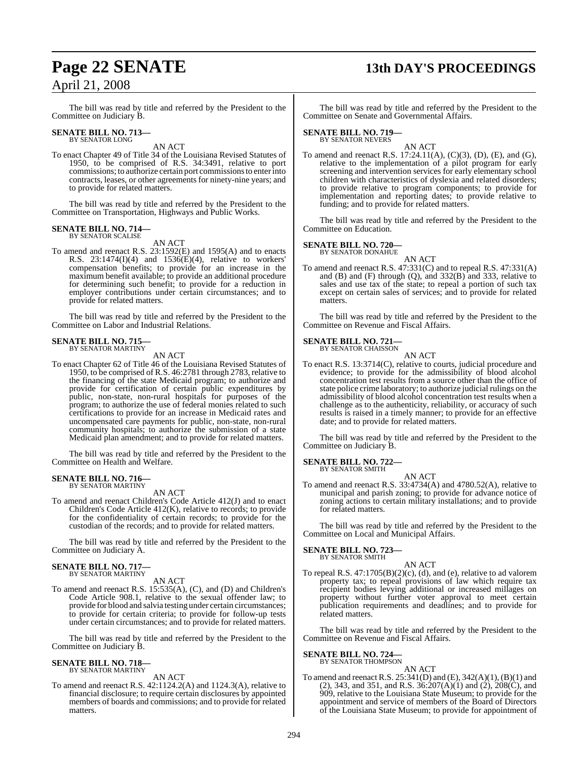The bill was read by title and referred by the President to the Committee on Judiciary B.

**SENATE BILL NO. 713—**
BY SENATOR LONG

AN ACT

To enact Chapter 49 of Title 34 of the Louisiana Revised Statutes of 1950, to be comprised of R.S. 34:3491, relative to port commissions; to authorize certain port commissions to enter into contracts, leases, or other agreements for ninety-nine years; and to provide for related matters.

The bill was read by title and referred by the President to the Committee on Transportation, Highways and Public Works.

**SENATE BILL NO. 714—**
BY SENATOR SCALISE

AN ACT

To amend and reenact R.S. 23:1592(E) and 1595(A) and to enacts R.S. 23:1474(I)(4) and 1536(E)(4), relative to workers' compensation benefits; to provide for an increase in the maximum benefit available; to provide an additional procedure for determining such benefit; to provide for a reduction in employer contributions under certain circumstances; and to provide for related matters.

The bill was read by title and referred by the President to the Committee on Labor and Industrial Relations.

**SENATE BILL NO. 715—**
BY SENATOR MARTINY

AN ACT

To enact Chapter 62 of Title 46 of the Louisiana Revised Statutes of 1950, to be comprised of R.S. 46:2781 through 2783, relative to the financing of the state Medicaid program; to authorize and provide for certification of certain public expenditures by public, non-state, non-rural hospitals for purposes of the program; to authorize the use of federal monies related to such certifications to provide for an increase in Medicaid rates and uncompensated care payments for public, non-state, non-rural community hospitals; to authorize the submission of a state Medicaid plan amendment; and to provide for related matters.

The bill was read by title and referred by the President to the Committee on Health and Welfare.

**SENATE BILL NO. 716—**
BY SENATOR MARTINY

AN ACT

To amend and reenact Children's Code Article 412(J) and to enact Children's Code Article 412(K), relative to records; to provide for the confidentiality of certain records; to provide for the custodian of the records; and to provide for related matters.

The bill was read by title and referred by the President to the Committee on Judiciary A.

**SENATE BILL NO. 717—**
BY SENATOR MARTINY

AN ACT

To amend and reenact R.S. 15:535(A), (C), and (D) and Children's Code Article 908.1, relative to the sexual offender law; to provide for blood and salvia testing under certain circumstances; to provide for certain criteria; to provide for follow-up tests under certain circumstances; and to provide for related matters.

The bill was read by title and referred by the President to the Committee on Judiciary B.

**SENATE BILL NO. 718—**
BY SENATOR MARTINY

AN ACT

To amend and reenact R.S. 42:1124.2(A) and 1124.3(A), relative to financial disclosure; to require certain disclosures by appointed members of boards and commissions; and to provide for related matters.

The bill was read by title and referred by the President to the Committee on Senate and Governmental Affairs.

**SENATE BILL NO. 719—**
BY SENATOR NEVERS

AN ACT

To amend and reenact R.S. 17:24.11(A), (C)(3), (D), (E), and (G), relative to the implementation of a pilot program for early screening and intervention services for early elementary school children with characteristics of dyslexia and related disorders; to provide relative to program components; to provide for implementation and reporting dates; to provide relative to funding; and to provide for related matters.

The bill was read by title and referred by the President to the Committee on Education.

**SENATE BILL NO. 720—**
BY SENATOR DONAHUE

AN ACT

To amend and reenact R.S. 47:331(C) and to repeal R.S. 47:331(A) and (B) and (F) through (Q), and 332(B) and 333, relative to sales and use tax of the state; to repeal a portion of such tax except on certain sales of services; and to provide for related matters.

The bill was read by title and referred by the President to the Committee on Revenue and Fiscal Affairs.

**SENATE BILL NO. 721—**
BY SENATOR CHAISSON

AN ACT

To enact R.S. 13:3714(C), relative to courts, judicial procedure and evidence; to provide for the admissibility of blood alcohol concentration test results from a source other than the office of state police crime laboratory; to authorize judicial rulings on the admissibility of blood alcohol concentration test results when a challenge as to the authenticity, reliability, or accuracy of such results is raised in a timely manner; to provide for an effective date; and to provide for related matters.

The bill was read by title and referred by the President to the Committee on Judiciary B.

**SENATE BILL NO. 722—**
BY SENATOR SMITH

AN ACT

To amend and reenact R.S. 33:4734(A) and 4780.52(A), relative to municipal and parish zoning; to provide for advance notice of zoning actions to certain military installations; and to provide for related matters.

The bill was read by title and referred by the President to the Committee on Local and Municipal Affairs.

**SENATE BILL NO. 723—**
BY SENATOR SMITH

AN ACT

To repeal R.S. 47:1705(B)(2)(c), (d), and (e), relative to ad valorem property tax; to repeal provisions of law which require tax recipient bodies levying additional or increased millages on property without further voter approval to meet certain publication requirements and deadlines; and to provide for related matters.

The bill was read by title and referred by the President to the Committee on Revenue and Fiscal Affairs.

**SENATE BILL NO. 724—**
BY SENATOR THOMPSON

AN ACT

To amend and reenact R.S. 25:341(D) and (E), 342(A)(1), (B)(1) and (2), 343, and 351, and R.S. 36:207(A)(1) and (2), 208(C), and 909, relative to the Louisiana State Museum; to provide for the appointment and service of members of the Board of Directors of the Louisiana State Museum; to provide for appointment of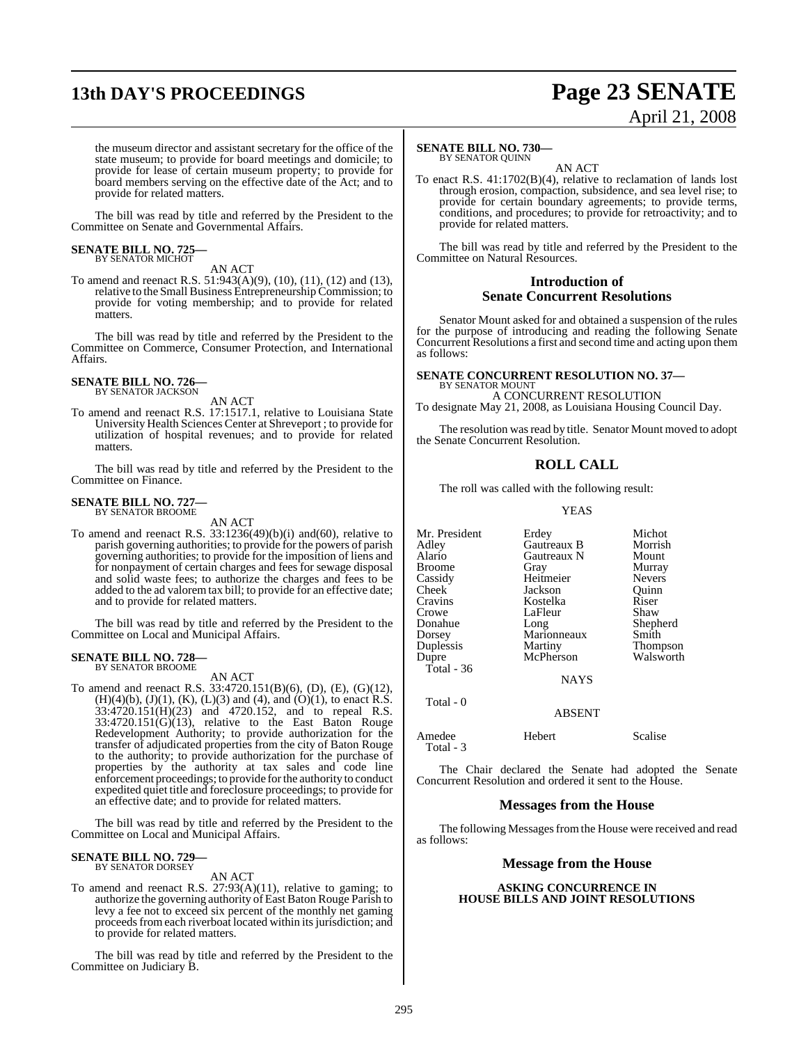the museum director and assistant secretary for the office of the state museum; to provide for board meetings and domicile; to provide for lease of certain museum property; to provide for board members serving on the effective date of the Act; and to provide for related matters.

The bill was read by title and referred by the President to the Committee on Senate and Governmental Affairs.

**SENATE BILL NO. 725—**
BY SENATOR MICHOT

AN ACT

To amend and reenact R.S. 51:943(A)(9), (10), (11), (12) and (13), relative to the Small Business Entrepreneurship Commission; to provide for voting membership; and to provide for related matters.

The bill was read by title and referred by the President to the Committee on Commerce, Consumer Protection, and International Affairs.

**SENATE BILL NO. 726—**
BY SENATOR JACKSON

AN ACT

To amend and reenact R.S. 17:1517.1, relative to Louisiana State University Health Sciences Center at Shreveport ; to provide for utilization of hospital revenues; and to provide for related matters.

The bill was read by title and referred by the President to the Committee on Finance.

**SENATE BILL NO. 727—**
BY SENATOR BROOME

AN ACT

To amend and reenact R.S. 33:1236(49)(b)(i) and(60), relative to parish governing authorities; to provide for the powers of parish governing authorities; to provide for the imposition of liens and for nonpayment of certain charges and fees for sewage disposal and solid waste fees; to authorize the charges and fees to be added to the ad valorem tax bill; to provide for an effective date; and to provide for related matters.

The bill was read by title and referred by the President to the Committee on Local and Municipal Affairs.

**SENATE BILL NO. 728—**
BY SENATOR BROOME

AN ACT

To amend and reenact R.S. 33:4720.151(B)(6), (D), (E), (G)(12), (H)(4)(b), (J)(1), (K), (L)(3) and (4), and (O)(1), to enact R.S. 33:4720.151(H)(23) and 4720.152, and to repeal R.S. 33:4720.151(G)(13), relative to the East Baton Rouge Redevelopment Authority; to provide authorization for the transfer of adjudicated properties from the city of Baton Rouge to the authority; to provide authorization for the purchase of properties by the authority at tax sales and code line enforcement proceedings; to provide for the authority to conduct expedited quiet title and foreclosure proceedings; to provide for an effective date; and to provide for related matters.

The bill was read by title and referred by the President to the Committee on Local and Municipal Affairs.

**SENATE BILL NO. 729—**
BY SENATOR DORSEY

AN ACT

To amend and reenact R.S. 27:93(A)(11), relative to gaming; to authorize the governing authority of East Baton Rouge Parish to levy a fee not to exceed six percent of the monthly net gaming proceeds from each riverboat located within its jurisdiction; and to provide for related matters.

The bill was read by title and referred by the President to the Committee on Judiciary B.

**SENATE BILL NO. 730—**
BY SENATOR QUINN

AN ACT

To enact R.S. 41:1702(B)(4), relative to reclamation of lands lost through erosion, compaction, subsidence, and sea level rise; to provide for certain boundary agreements; to provide terms, conditions, and procedures; to provide for retroactivity; and to provide for related matters.

The bill was read by title and referred by the President to the Committee on Natural Resources.

## Introduction of Senate Concurrent Resolutions

Senator Mount asked for and obtained a suspension of the rules for the purpose of introducing and reading the following Senate Concurrent Resolutions a first and second time and acting upon them as follows:

**SENATE CONCURRENT RESOLUTION NO. 37—**
BY SENATOR MOUNT

A CONCURRENT RESOLUTION

To designate May 21, 2008, as Louisiana Housing Council Day.

The resolution was read by title. Senator Mount moved to adopt the Senate Concurrent Resolution.

## ROLL CALL

The roll was called with the following result:

YEAS

| | | |
|---|---|---|
| Mr. President | Erdey | Michot |
| Adley | Gautreaux B | Morrish |
| Alario | Gautreaux N | Mount |
| Broome | Gray | Murray |
| Cassidy | Heitmeier | Nevers |
| Cheek | Jackson | Quinn |
| Cravins | Kostelka | Riser |
| Crowe | LaFleur | Shaw |
| Donahue | Long | Shepherd |
| Dorsey | Marionneaux | Smith |
| Duplessis | Martiny | Thompson |
| Dupre | McPherson | Walsworth |

Total - 36

NAYS

Total - 0

ABSENT

| | | |
|---|---|---|
| Amedee | Hebert | Scalise |

Total - 3

The Chair declared the Senate had adopted the Senate Concurrent Resolution and ordered it sent to the House.

## Messages from the House

The following Messages from the House were received and read as follows:

### Message from the House

**ASKING CONCURRENCE IN HOUSE BILLS AND JOINT RESOLUTIONS**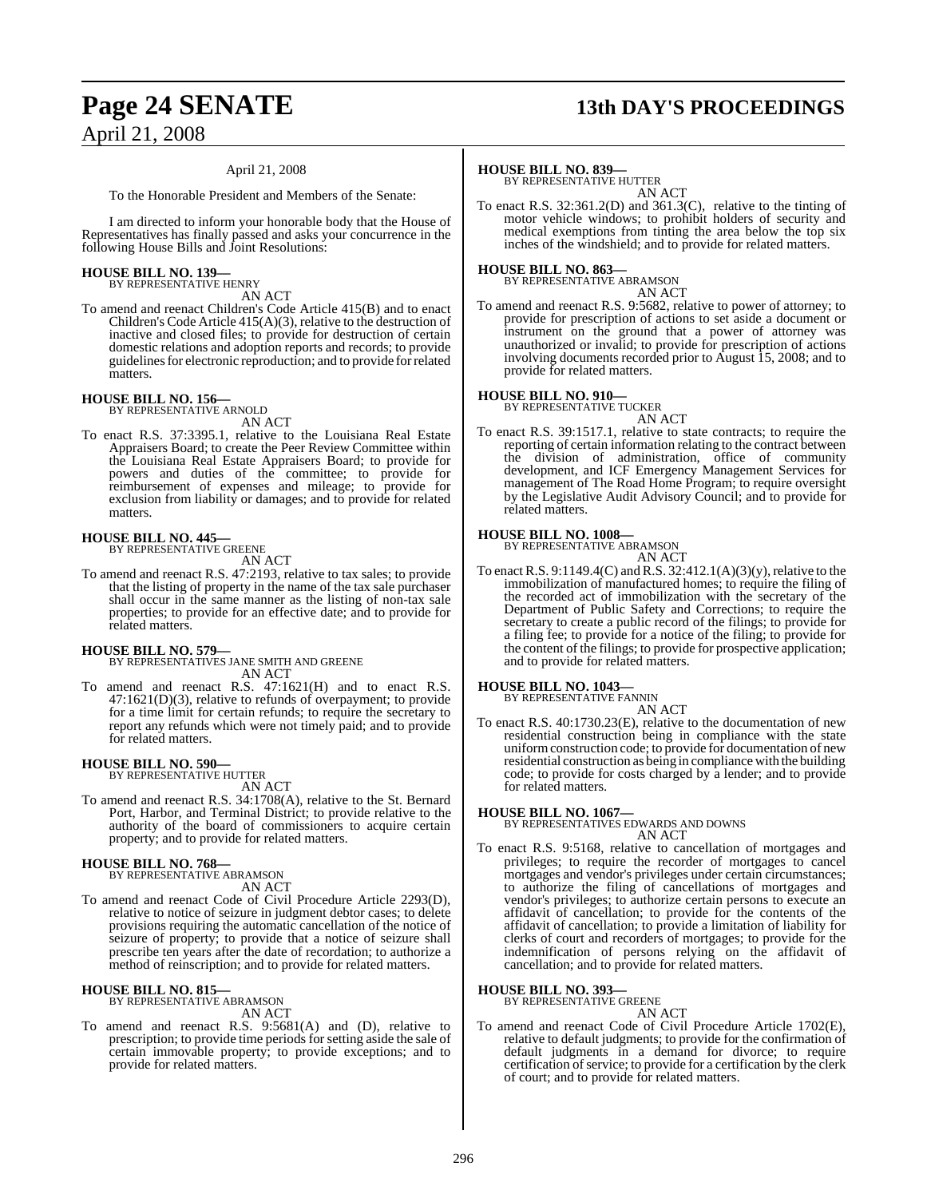April 21, 2008

To the Honorable President and Members of the Senate:

I am directed to inform your honorable body that the House of Representatives has finally passed and asks your concurrence in the following House Bills and Joint Resolutions:

**HOUSE BILL NO. 139—**
BY REPRESENTATIVE HENRY
AN ACT

To amend and reenact Children's Code Article 415(B) and to enact Children's Code Article 415(A)(3), relative to the destruction of inactive and closed files; to provide for destruction of certain domestic relations and adoption reports and records; to provide guidelines for electronic reproduction; and to provide for related matters.

**HOUSE BILL NO. 156—**
BY REPRESENTATIVE ARNOLD
AN ACT

To enact R.S. 37:3395.1, relative to the Louisiana Real Estate Appraisers Board; to create the Peer Review Committee within the Louisiana Real Estate Appraisers Board; to provide for powers and duties of the committee; to provide for reimbursement of expenses and mileage; to provide for exclusion from liability or damages; and to provide for related matters.

**HOUSE BILL NO. 445—**
BY REPRESENTATIVE GREENE
AN ACT

To amend and reenact R.S. 47:2193, relative to tax sales; to provide that the listing of property in the name of the tax sale purchaser shall occur in the same manner as the listing of non-tax sale properties; to provide for an effective date; and to provide for related matters.

**HOUSE BILL NO. 579—**
BY REPRESENTATIVES JANE SMITH AND GREENE
AN ACT

To amend and reenact R.S. 47:1621(H) and to enact R.S. 47:1621(D)(3), relative to refunds of overpayment; to provide for a time limit for certain refunds; to require the secretary to report any refunds which were not timely paid; and to provide for related matters.

**HOUSE BILL NO. 590—**
BY REPRESENTATIVE HUTTER
AN ACT

To amend and reenact R.S. 34:1708(A), relative to the St. Bernard Port, Harbor, and Terminal District; to provide relative to the authority of the board of commissioners to acquire certain property; and to provide for related matters.

**HOUSE BILL NO. 768—**
BY REPRESENTATIVE ABRAMSON
AN ACT

To amend and reenact Code of Civil Procedure Article 2293(D), relative to notice of seizure in judgment debtor cases; to delete provisions requiring the automatic cancellation of the notice of seizure of property; to provide that a notice of seizure shall prescribe ten years after the date of recordation; to authorize a method of reinscription; and to provide for related matters.

**HOUSE BILL NO. 815—**
BY REPRESENTATIVE ABRAMSON
AN ACT

To amend and reenact R.S. 9:5681(A) and (D), relative to prescription; to provide time periods for setting aside the sale of certain immovable property; to provide exceptions; and to provide for related matters.

**HOUSE BILL NO. 839—**
BY REPRESENTATIVE HUTTER
AN ACT

To enact R.S. 32:361.2(D) and 361.3(C), relative to the tinting of motor vehicle windows; to prohibit holders of security and medical exemptions from tinting the area below the top six inches of the windshield; and to provide for related matters.

**HOUSE BILL NO. 863—**
BY REPRESENTATIVE ABRAMSON
AN ACT

To amend and reenact R.S. 9:5682, relative to power of attorney; to provide for prescription of actions to set aside a document or instrument on the ground that a power of attorney was unauthorized or invalid; to provide for prescription of actions involving documents recorded prior to August 15, 2008; and to provide for related matters.

**HOUSE BILL NO. 910—**
BY REPRESENTATIVE TUCKER
AN ACT

To enact R.S. 39:1517.1, relative to state contracts; to require the reporting of certain information relating to the contract between the division of administration, office of community development, and ICF Emergency Management Services for management of The Road Home Program; to require oversight by the Legislative Audit Advisory Council; and to provide for related matters.

**HOUSE BILL NO. 1008—**
BY REPRESENTATIVE ABRAMSON
AN ACT

To enact R.S. 9:1149.4(C) and R.S. 32:412.1(A)(3)(y), relative to the immobilization of manufactured homes; to require the filing of the recorded act of immobilization with the secretary of the Department of Public Safety and Corrections; to require the secretary to create a public record of the filings; to provide for a filing fee; to provide for a notice of the filing; to provide for the content of the filings; to provide for prospective application; and to provide for related matters.

**HOUSE BILL NO. 1043—**
BY REPRESENTATIVE FANNIN
AN ACT

To enact R.S. 40:1730.23(E), relative to the documentation of new residential construction being in compliance with the state uniform construction code; to provide for documentation of new residential construction as being in compliance with the building code; to provide for costs charged by a lender; and to provide for related matters.

**HOUSE BILL NO. 1067—**
BY REPRESENTATIVES EDWARDS AND DOWNS
AN ACT

To enact R.S. 9:5168, relative to cancellation of mortgages and privileges; to require the recorder of mortgages to cancel mortgages and vendor's privileges under certain circumstances; to authorize the filing of cancellations of mortgages and vendor's privileges; to authorize certain persons to execute an affidavit of cancellation; to provide for the contents of the affidavit of cancellation; to provide a limitation of liability for clerks of court and recorders of mortgages; to provide for the indemnification of persons relying on the affidavit of cancellation; and to provide for related matters.

**HOUSE BILL NO. 393—**
BY REPRESENTATIVE GREENE
AN ACT

To amend and reenact Code of Civil Procedure Article 1702(E), relative to default judgments; to provide for the confirmation of default judgments in a demand for divorce; to require certification of service; to provide for a certification by the clerk of court; and to provide for related matters.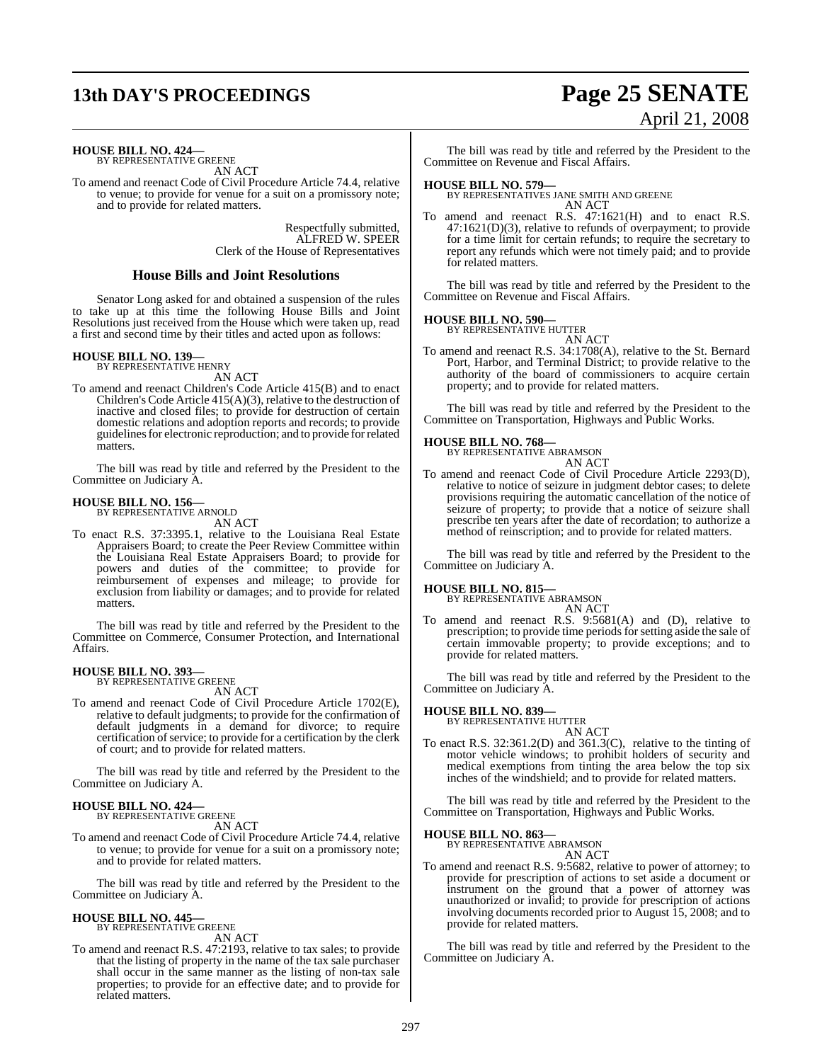**HOUSE BILL NO. 424—**
BY REPRESENTATIVE GREENE
AN ACT

To amend and reenact Code of Civil Procedure Article 74.4, relative to venue; to provide for venue for a suit on a promissory note; and to provide for related matters.

Respectfully submitted,
ALFRED W. SPEER
Clerk of the House of Representatives

## House Bills and Joint Resolutions

Senator Long asked for and obtained a suspension of the rules to take up at this time the following House Bills and Joint Resolutions just received from the House which were taken up, read a first and second time by their titles and acted upon as follows:

**HOUSE BILL NO. 139—**
BY REPRESENTATIVE HENRY
AN ACT

To amend and reenact Children's Code Article 415(B) and to enact Children's Code Article 415(A)(3), relative to the destruction of inactive and closed files; to provide for destruction of certain domestic relations and adoption reports and records; to provide guidelines for electronic reproduction; and to provide for related matters.

The bill was read by title and referred by the President to the Committee on Judiciary A.

**HOUSE BILL NO. 156—**
BY REPRESENTATIVE ARNOLD
AN ACT

To enact R.S. 37:3395.1, relative to the Louisiana Real Estate Appraisers Board; to create the Peer Review Committee within the Louisiana Real Estate Appraisers Board; to provide for powers and duties of the committee; to provide for reimbursement of expenses and mileage; to provide for exclusion from liability or damages; and to provide for related matters.

The bill was read by title and referred by the President to the Committee on Commerce, Consumer Protection, and International Affairs.

**HOUSE BILL NO. 393—**
BY REPRESENTATIVE GREENE
AN ACT

To amend and reenact Code of Civil Procedure Article 1702(E), relative to default judgments; to provide for the confirmation of default judgments in a demand for divorce; to require certification of service; to provide for a certification by the clerk of court; and to provide for related matters.

The bill was read by title and referred by the President to the Committee on Judiciary A.

**HOUSE BILL NO. 424—**
BY REPRESENTATIVE GREENE
AN ACT

To amend and reenact Code of Civil Procedure Article 74.4, relative to venue; to provide for venue for a suit on a promissory note; and to provide for related matters.

The bill was read by title and referred by the President to the Committee on Judiciary A.

**HOUSE BILL NO. 445—**
BY REPRESENTATIVE GREENE
AN ACT

To amend and reenact R.S. 47:2193, relative to tax sales; to provide that the listing of property in the name of the tax sale purchaser shall occur in the same manner as the listing of non-tax sale properties; to provide for an effective date; and to provide for related matters.

The bill was read by title and referred by the President to the Committee on Revenue and Fiscal Affairs.

**HOUSE BILL NO. 579—**
BY REPRESENTATIVES JANE SMITH AND GREENE
AN ACT

To amend and reenact R.S. 47:1621(H) and to enact R.S. 47:1621(D)(3), relative to refunds of overpayment; to provide for a time limit for certain refunds; to require the secretary to report any refunds which were not timely paid; and to provide for related matters.

The bill was read by title and referred by the President to the Committee on Revenue and Fiscal Affairs.

**HOUSE BILL NO. 590—**
BY REPRESENTATIVE HUTTER
AN ACT

To amend and reenact R.S. 34:1708(A), relative to the St. Bernard Port, Harbor, and Terminal District; to provide relative to the authority of the board of commissioners to acquire certain property; and to provide for related matters.

The bill was read by title and referred by the President to the Committee on Transportation, Highways and Public Works.

**HOUSE BILL NO. 768—**
BY REPRESENTATIVE ABRAMSON
AN ACT

To amend and reenact Code of Civil Procedure Article 2293(D), relative to notice of seizure in judgment debtor cases; to delete provisions requiring the automatic cancellation of the notice of seizure of property; to provide that a notice of seizure shall prescribe ten years after the date of recordation; to authorize a method of reinscription; and to provide for related matters.

The bill was read by title and referred by the President to the Committee on Judiciary A.

**HOUSE BILL NO. 815—**
BY REPRESENTATIVE ABRAMSON
AN ACT

To amend and reenact R.S. 9:5681(A) and (D), relative to prescription; to provide time periods for setting aside the sale of certain immovable property; to provide exceptions; and to provide for related matters.

The bill was read by title and referred by the President to the Committee on Judiciary A.

**HOUSE BILL NO. 839—**
BY REPRESENTATIVE HUTTER
AN ACT

To enact R.S. 32:361.2(D) and 361.3(C), relative to the tinting of motor vehicle windows; to prohibit holders of security and medical exemptions from tinting the area below the top six inches of the windshield; and to provide for related matters.

The bill was read by title and referred by the President to the Committee on Transportation, Highways and Public Works.

**HOUSE BILL NO. 863—**
BY REPRESENTATIVE ABRAMSON
AN ACT

To amend and reenact R.S. 9:5682, relative to power of attorney; to provide for prescription of actions to set aside a document or instrument on the ground that a power of attorney was unauthorized or invalid; to provide for prescription of actions involving documents recorded prior to August 15, 2008; and to provide for related matters.

The bill was read by title and referred by the President to the Committee on Judiciary A.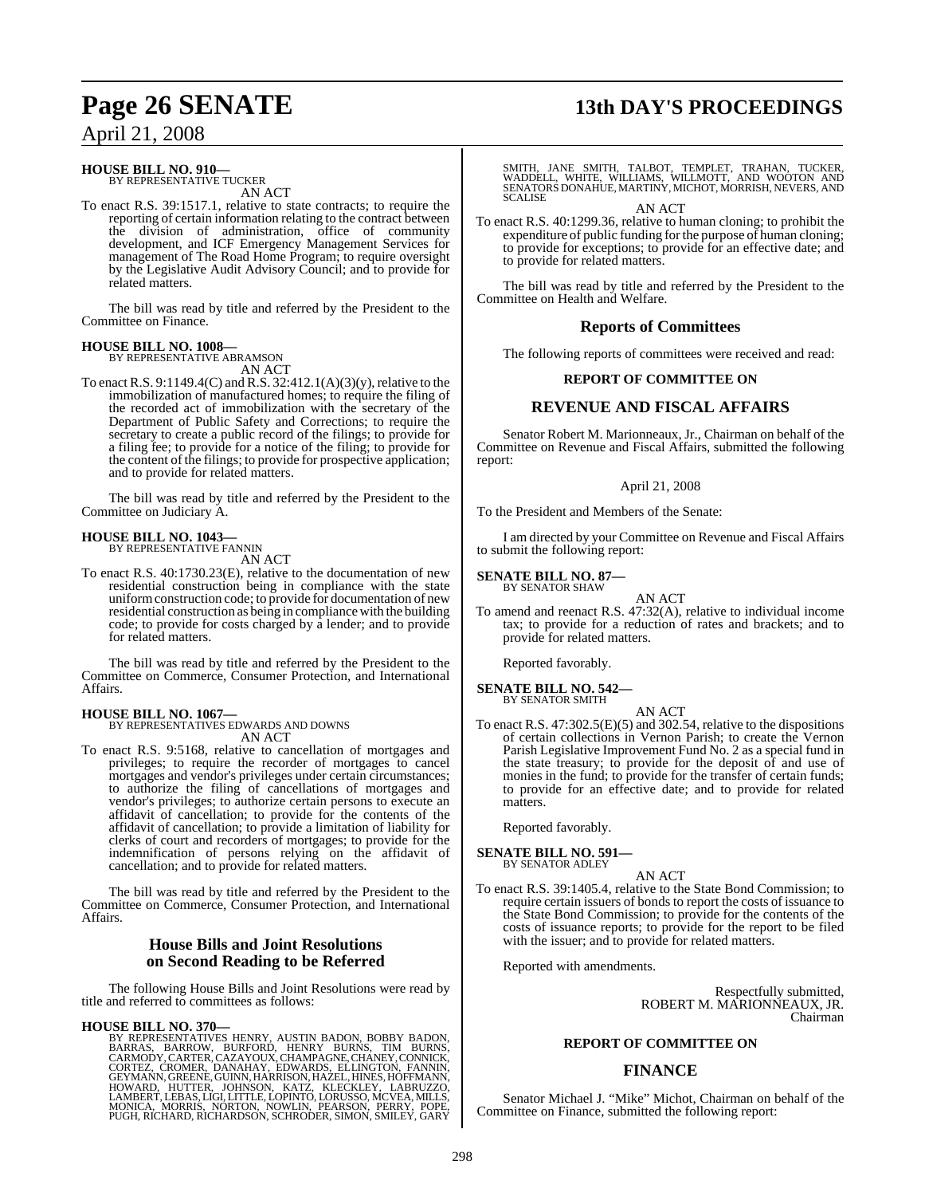**HOUSE BILL NO. 910—**
BY REPRESENTATIVE TUCKER

AN ACT

To enact R.S. 39:1517.1, relative to state contracts; to require the reporting of certain information relating to the contract between the division of administration, office of community development, and ICF Emergency Management Services for management of The Road Home Program; to require oversight by the Legislative Audit Advisory Council; and to provide for related matters.

The bill was read by title and referred by the President to the Committee on Finance.

**HOUSE BILL NO. 1008—**
BY REPRESENTATIVE ABRAMSON

AN ACT

To enact R.S. 9:1149.4(C) and R.S. 32:412.1(A)(3)(y), relative to the immobilization of manufactured homes; to require the filing of the recorded act of immobilization with the secretary of the Department of Public Safety and Corrections; to require the secretary to create a public record of the filings; to provide for a filing fee; to provide for a notice of the filing; to provide for the content of the filings; to provide for prospective application; and to provide for related matters.

The bill was read by title and referred by the President to the Committee on Judiciary A.

**HOUSE BILL NO. 1043—**
BY REPRESENTATIVE FANNIN

AN ACT

To enact R.S. 40:1730.23(E), relative to the documentation of new residential construction being in compliance with the state uniform construction code; to provide for documentation of new residential construction as being in compliance with the building code; to provide for costs charged by a lender; and to provide for related matters.

The bill was read by title and referred by the President to the Committee on Commerce, Consumer Protection, and International Affairs.

**HOUSE BILL NO. 1067—**
BY REPRESENTATIVES EDWARDS AND DOWNS

AN ACT

To enact R.S. 9:5168, relative to cancellation of mortgages and privileges; to require the recorder of mortgages to cancel mortgages and vendor's privileges under certain circumstances; to authorize the filing of cancellations of mortgages and vendor's privileges; to authorize certain persons to execute an affidavit of cancellation; to provide for the contents of the affidavit of cancellation; to provide a limitation of liability for clerks of court and recorders of mortgages; to provide for the indemnification of persons relying on the affidavit of cancellation; and to provide for related matters.

The bill was read by title and referred by the President to the Committee on Commerce, Consumer Protection, and International Affairs.

## House Bills and Joint Resolutions on Second Reading to be Referred

The following House Bills and Joint Resolutions were read by title and referred to committees as follows:

**HOUSE BILL NO. 370—**
BY REPRESENTATIVES HENRY, AUSTIN BADON, BOBBY BADON, BARRAS, BARROW, BURFORD, HENRY BURNS, TIM BURNS, CARMODY, CARTER, CAZAYOUX, CHAMPAGNE, CHANEY, CONNICK, CORTEZ, CROMER, DANAHAY, EDWARDS, ELLINGTON, FANNIN, GEYMANN, GREENE, GUINN, HARRISON, HAZEL, HINES, HOFFMANN, HOWARD, HUTTER, JOHNSON, KATZ, KLECKLEY, LABRUZZO, LAMBERT, LEBAS, LIGI, LITTLE, LOPINTO, LORUSSO, MCVEA, MILLS, MONICA, MORRIS, NORTON, NOWLIN, PEARSON, PERRY, POPE, PUGH, RICHARD, RICHARDSON, SCHRODER, SIMON, SMILEY, GARY SMITH, JANE SMITH, TALBOT, TEMPLET, TRAHAN, TUCKER, WADDELL, WHITE, WILLIAMS, WILLMOTT, AND WOOTON AND SENATORS DONAHUE, MARTINY, MICHOT, MORRISH, NEVERS, AND SCALISE

AN ACT

To enact R.S. 40:1299.36, relative to human cloning; to prohibit the expenditure of public funding for the purpose of human cloning; to provide for exceptions; to provide for an effective date; and to provide for related matters.

The bill was read by title and referred by the President to the Committee on Health and Welfare.

## Reports of Committees

The following reports of committees were received and read:

### REPORT OF COMMITTEE ON

### REVENUE AND FISCAL AFFAIRS

Senator Robert M. Marionneaux, Jr., Chairman on behalf of the Committee on Revenue and Fiscal Affairs, submitted the following report:

April 21, 2008

To the President and Members of the Senate:

I am directed by your Committee on Revenue and Fiscal Affairs to submit the following report:

**SENATE BILL NO. 87—**
BY SENATOR SHAW

AN ACT

To amend and reenact R.S. 47:32(A), relative to individual income tax; to provide for a reduction of rates and brackets; and to provide for related matters.

Reported favorably.

**SENATE BILL NO. 542—**
BY SENATOR SMITH

AN ACT

To enact R.S. 47:302.5(E)(5) and 302.54, relative to the dispositions of certain collections in Vernon Parish; to create the Vernon Parish Legislative Improvement Fund No. 2 as a special fund in the state treasury; to provide for the deposit of and use of monies in the fund; to provide for the transfer of certain funds; to provide for an effective date; and to provide for related matters.

Reported favorably.

**SENATE BILL NO. 591—**
BY SENATOR ADLEY

AN ACT

To enact R.S. 39:1405.4, relative to the State Bond Commission; to require certain issuers of bonds to report the costs of issuance to the State Bond Commission; to provide for the contents of the costs of issuance reports; to provide for the report to be filed with the issuer; and to provide for related matters.

Reported with amendments.

Respectfully submitted,
ROBERT M. MARIONNEAUX, JR.
Chairman

### REPORT OF COMMITTEE ON

### FINANCE

Senator Michael J. "Mike" Michot, Chairman on behalf of the Committee on Finance, submitted the following report: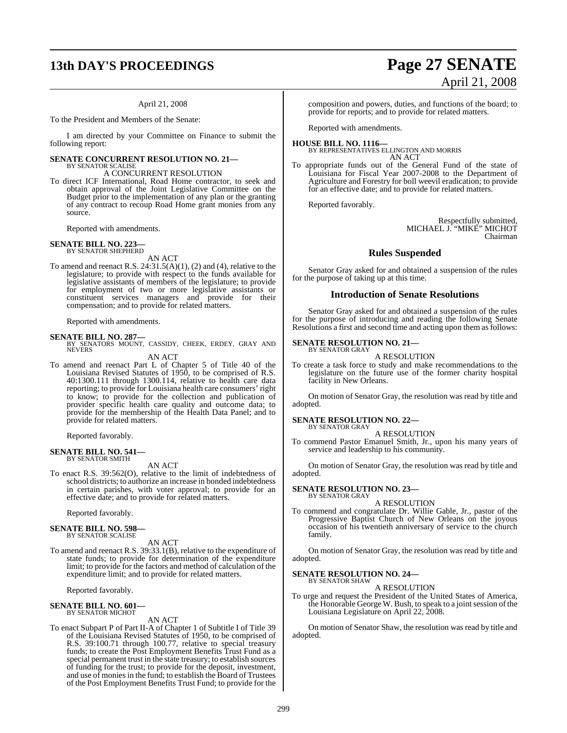April 21, 2008

To the President and Members of the Senate:

I am directed by your Committee on Finance to submit the following report:

**SENATE CONCURRENT RESOLUTION NO. 21—**
BY SENATOR SCALISE

A CONCURRENT RESOLUTION

To direct ICF International, Road Home contractor, to seek and obtain approval of the Joint Legislative Committee on the Budget prior to the implementation of any plan or the granting of any contract to recoup Road Home grant monies from any source.

Reported with amendments.

**SENATE BILL NO. 223—**
BY SENATOR SHEPHERD

AN ACT

To amend and reenact R.S. 24:31.5(A)(1), (2) and (4), relative to the legislature; to provide with respect to the funds available for legislative assistants of members of the legislature; to provide for employment of two or more legislative assistants or constituent services managers and provide for their compensation; and to provide for related matters.

Reported with amendments.

**SENATE BILL NO. 287—**
BY SENATORS MOUNT, CASSIDY, CHEEK, ERDEY, GRAY AND NEVERS

AN ACT

To amend and reenact Part L of Chapter 5 of Title 40 of the Louisiana Revised Statutes of 1950, to be comprised of R.S. 40:1300.111 through 1300.114, relative to health care data reporting; to provide for Louisiana health care consumers' right to know; to provide for the collection and publication of provider specific health care quality and outcome data; to provide for the membership of the Health Data Panel; and to provide for related matters.

Reported favorably.

**SENATE BILL NO. 541—**
BY SENATOR SMITH

AN ACT

To enact R.S. 39:562(O), relative to the limit of indebtedness of school districts; to authorize an increase in bonded indebtedness in certain parishes, with voter approval; to provide for an effective date; and to provide for related matters.

Reported favorably.

**SENATE BILL NO. 598—**
BY SENATOR SCALISE

AN ACT

To amend and reenact R.S. 39:33.1(B), relative to the expenditure of state funds; to provide for determination of the expenditure limit; to provide for the factors and method of calculation of the expenditure limit; and to provide for related matters.

Reported favorably.

**SENATE BILL NO. 601—**
BY SENATOR MICHOT

AN ACT

To enact Subpart P of Part II-A of Chapter 1 of Subtitle I of Title 39 of the Louisiana Revised Statutes of 1950, to be comprised of R.S. 39:100.71 through 100.77, relative to special treasury funds; to create the Post Employment Benefits Trust Fund as a special permanent trust in the state treasury; to establish sources of funding for the trust; to provide for the deposit, investment, and use of monies in the fund; to establish the Board of Trustees of the Post Employment Benefits Trust Fund; to provide for the composition and powers, duties, and functions of the board; to provide for reports; and to provide for related matters.

Reported with amendments.

**HOUSE BILL NO. 1116—**
BY REPRESENTATIVES ELLINGTON AND MORRIS

AN ACT

To appropriate funds out of the General Fund of the state of Louisiana for Fiscal Year 2007-2008 to the Department of Agriculture and Forestry for boll weevil eradication; to provide for an effective date; and to provide for related matters.

Reported favorably.

Respectfully submitted,
MICHAEL J. "MIKE" MICHOT
Chairman

## Rules Suspended

Senator Gray asked for and obtained a suspension of the rules for the purpose of taking up at this time.

## Introduction of Senate Resolutions

Senator Gray asked for and obtained a suspension of the rules for the purpose of introducing and reading the following Senate Resolutions a first and second time and acting upon them as follows:

**SENATE RESOLUTION NO. 21—**
BY SENATOR GRAY

A RESOLUTION

To create a task force to study and make recommendations to the legislature on the future use of the former charity hospital facility in New Orleans.

On motion of Senator Gray, the resolution was read by title and adopted.

**SENATE RESOLUTION NO. 22—**
BY SENATOR GRAY

A RESOLUTION

To commend Pastor Emanuel Smith, Jr., upon his many years of service and leadership to his community.

On motion of Senator Gray, the resolution was read by title and adopted.

**SENATE RESOLUTION NO. 23—**
BY SENATOR GRAY

A RESOLUTION

To commend and congratulate Dr. Willie Gable, Jr., pastor of the Progressive Baptist Church of New Orleans on the joyous occasion of his twentieth anniversary of service to the church family.

On motion of Senator Gray, the resolution was read by title and adopted.

**SENATE RESOLUTION NO. 24—**
BY SENATOR SHAW

A RESOLUTION

To urge and request the President of the United States of America, the Honorable George W. Bush, to speak to a joint session of the Louisiana Legislature on April 22, 2008.

On motion of Senator Shaw, the resolution was read by title and adopted.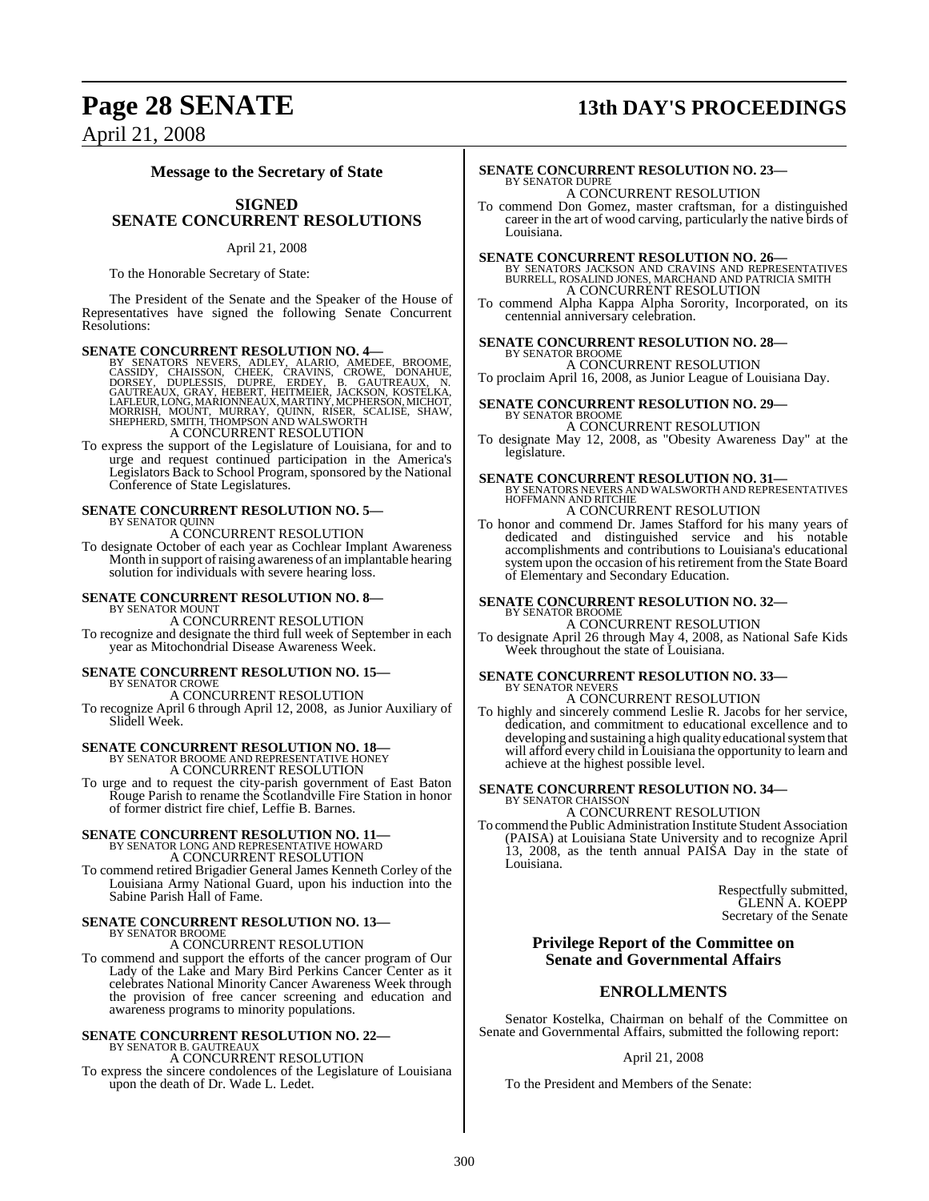## Message to the Secretary of State

### SIGNED SENATE CONCURRENT RESOLUTIONS

April 21, 2008

To the Honorable Secretary of State:

The President of the Senate and the Speaker of the House of Representatives have signed the following Senate Concurrent Resolutions:

**SENATE CONCURRENT RESOLUTION NO. 4—**
BY SENATORS NEVERS, ADLEY, ALARIO, AMEDEE, BROOME, CASSIDY, CHAISSON, CHEEK, CRAVINS, CROWE, DONAHUE, DORSEY, DUPLESSIS, DUPRE, ERDEY, B. GAUTREAUX, N. GAUTREAUX, GRAY, HEBERT, HEITMEIER, JACKSON, KOSTELKA, LAFLEUR, LONG, MARIONNEAUX, MARTINY, MCPHERSON, MICHOT, MORRISH, MOUNT, MURRAY, QUINN, RISER, SCALISE, SHAW, SHEPHERD, SMITH, THOMPSON AND WALSWORTH
A CONCURRENT RESOLUTION

To express the support of the Legislature of Louisiana, for and to urge and request continued participation in the America's Legislators Back to School Program, sponsored by the National Conference of State Legislatures.

**SENATE CONCURRENT RESOLUTION NO. 5—**
BY SENATOR QUINN
A CONCURRENT RESOLUTION

To designate October of each year as Cochlear Implant Awareness Month in support of raising awareness of an implantable hearing solution for individuals with severe hearing loss.

**SENATE CONCURRENT RESOLUTION NO. 8—**
BY SENATOR MOUNT
A CONCURRENT RESOLUTION

To recognize and designate the third full week of September in each year as Mitochondrial Disease Awareness Week.

**SENATE CONCURRENT RESOLUTION NO. 15—**
BY SENATOR CROWE
A CONCURRENT RESOLUTION

To recognize April 6 through April 12, 2008, as Junior Auxiliary of Slidell Week.

**SENATE CONCURRENT RESOLUTION NO. 18—**
BY SENATOR BROOME AND REPRESENTATIVE HONEY
A CONCURRENT RESOLUTION

To urge and to request the city-parish government of East Baton Rouge Parish to rename the Scotlandville Fire Station in honor of former district fire chief, Leffie B. Barnes.

**SENATE CONCURRENT RESOLUTION NO. 11—**
BY SENATOR LONG AND REPRESENTATIVE HOWARD
A CONCURRENT RESOLUTION

To commend retired Brigadier General James Kenneth Corley of the Louisiana Army National Guard, upon his induction into the Sabine Parish Hall of Fame.

**SENATE CONCURRENT RESOLUTION NO. 13—**
BY SENATOR BROOME
A CONCURRENT RESOLUTION

To commend and support the efforts of the cancer program of Our Lady of the Lake and Mary Bird Perkins Cancer Center as it celebrates National Minority Cancer Awareness Week through the provision of free cancer screening and education and awareness programs to minority populations.

**SENATE CONCURRENT RESOLUTION NO. 22—**
BY SENATOR B. GAUTREAUX
A CONCURRENT RESOLUTION

To express the sincere condolences of the Legislature of Louisiana upon the death of Dr. Wade L. Ledet.

**SENATE CONCURRENT RESOLUTION NO. 23—**
BY SENATOR DUPRE
A CONCURRENT RESOLUTION

To commend Don Gomez, master craftsman, for a distinguished career in the art of wood carving, particularly the native birds of Louisiana.

**SENATE CONCURRENT RESOLUTION NO. 26—**
BY SENATORS JACKSON AND CRAVINS AND REPRESENTATIVES BURRELL, ROSALIND JONES, MARCHAND AND PATRICIA SMITH
A CONCURRENT RESOLUTION

To commend Alpha Kappa Alpha Sorority, Incorporated, on its centennial anniversary celebration.

**SENATE CONCURRENT RESOLUTION NO. 28—**
BY SENATOR BROOME
A CONCURRENT RESOLUTION

To proclaim April 16, 2008, as Junior League of Louisiana Day.

**SENATE CONCURRENT RESOLUTION NO. 29—**
BY SENATOR BROOME
A CONCURRENT RESOLUTION

To designate May 12, 2008, as "Obesity Awareness Day" at the legislature.

**SENATE CONCURRENT RESOLUTION NO. 31—**
BY SENATORS NEVERS AND WALSWORTH AND REPRESENTATIVES HOFFMANN AND RITCHIE
A CONCURRENT RESOLUTION

To honor and commend Dr. James Stafford for his many years of dedicated and distinguished service and his notable accomplishments and contributions to Louisiana's educational system upon the occasion of his retirement from the State Board of Elementary and Secondary Education.

**SENATE CONCURRENT RESOLUTION NO. 32—**
BY SENATOR BROOME
A CONCURRENT RESOLUTION

To designate April 26 through May 4, 2008, as National Safe Kids Week throughout the state of Louisiana.

**SENATE CONCURRENT RESOLUTION NO. 33—**
BY SENATOR NEVERS
A CONCURRENT RESOLUTION

To highly and sincerely commend Leslie R. Jacobs for her service, dedication, and commitment to educational excellence and to developing and sustaining a high quality educational system that will afford every child in Louisiana the opportunity to learn and achieve at the highest possible level.

**SENATE CONCURRENT RESOLUTION NO. 34—**
BY SENATOR CHAISSON
A CONCURRENT RESOLUTION

To commend the Public Administration Institute Student Association (PAISA) at Louisiana State University and to recognize April 13, 2008, as the tenth annual PAISA Day in the state of Louisiana.

Respectfully submitted,
GLENN A. KOEPP
Secretary of the Senate

## Privilege Report of the Committee on Senate and Governmental Affairs

### ENROLLMENTS

Senator Kostelka, Chairman on behalf of the Committee on Senate and Governmental Affairs, submitted the following report:

April 21, 2008

To the President and Members of the Senate: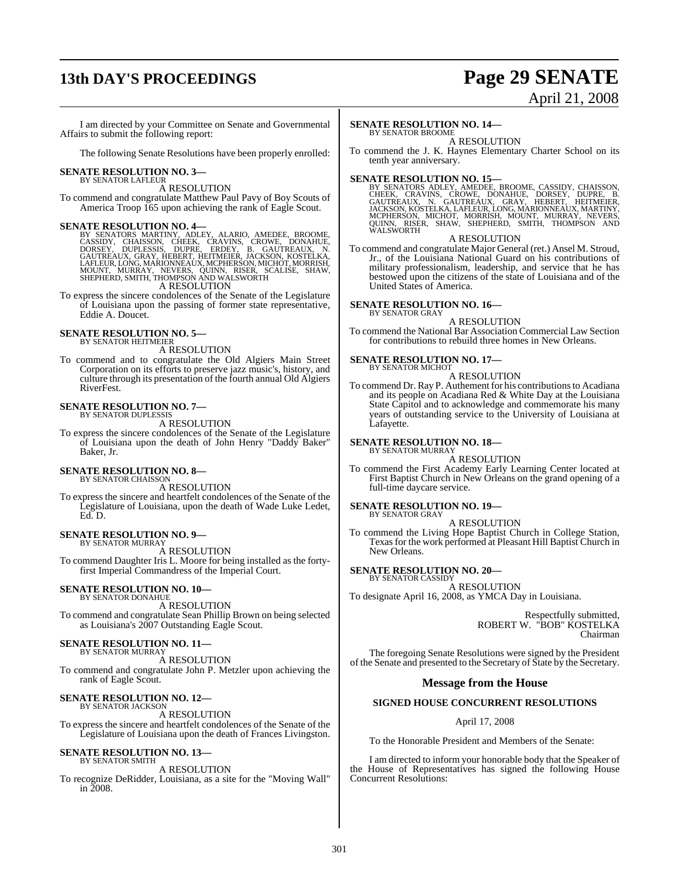I am directed by your Committee on Senate and Governmental Affairs to submit the following report:

The following Senate Resolutions have been properly enrolled:

**SENATE RESOLUTION NO. 3—**
BY SENATOR LAFLEUR

A RESOLUTION

To commend and congratulate Matthew Paul Pavy of Boy Scouts of America Troop 165 upon achieving the rank of Eagle Scout.

**SENATE RESOLUTION NO. 4—**
BY SENATORS MARTINY, ADLEY, ALARIO, AMEDEE, BROOME, CASSIDY, CHAISSON, CHEEK, CRAVINS, CROWE, DONAHUE, DORSEY, DUPLESSIS, DUPRE, ERDEY, B. GAUTREAUX, N. GAUTREAUX, GRAY, HEBERT, HEITMEIER, JACKSON, KOSTELKA, LAFLEUR, LONG, MARIONNEAUX, MCPHERSON, MICHOT, MORRISH, MOUNT, MURRAY, NEVERS, QUINN, RISER, SCALISE, SHAW, SHEPHERD, SMITH, THOMPSON AND WALSWORTH

A RESOLUTION

To express the sincere condolences of the Senate of the Legislature of Louisiana upon the passing of former state representative, Eddie A. Doucet.

**SENATE RESOLUTION NO. 5—**
BY SENATOR HEITMEIER

A RESOLUTION

To commend and to congratulate the Old Algiers Main Street Corporation on its efforts to preserve jazz music's, history, and culture through its presentation of the fourth annual Old Algiers RiverFest.

**SENATE RESOLUTION NO. 7—**
BY SENATOR DUPLESSIS

A RESOLUTION

To express the sincere condolences of the Senate of the Legislature of Louisiana upon the death of John Henry "Daddy Baker" Baker, Jr.

**SENATE RESOLUTION NO. 8—**
BY SENATOR CHAISSON

A RESOLUTION

To express the sincere and heartfelt condolences of the Senate of the Legislature of Louisiana, upon the death of Wade Luke Ledet, Ed. D.

**SENATE RESOLUTION NO. 9—**
BY SENATOR MURRAY

A RESOLUTION

To commend Daughter Iris L. Moore for being installed as the forty-first Imperial Commandress of the Imperial Court.

**SENATE RESOLUTION NO. 10—**
BY SENATOR DONAHUE

A RESOLUTION

To commend and congratulate Sean Phillip Brown on being selected as Louisiana's 2007 Outstanding Eagle Scout.

**SENATE RESOLUTION NO. 11—**
BY SENATOR MURRAY

A RESOLUTION

To commend and congratulate John P. Metzler upon achieving the rank of Eagle Scout.

**SENATE RESOLUTION NO. 12—**
BY SENATOR JACKSON

A RESOLUTION

To express the sincere and heartfelt condolences of the Senate of the Legislature of Louisiana upon the death of Frances Livingston.

**SENATE RESOLUTION NO. 13—**
BY SENATOR SMITH

A RESOLUTION

To recognize DeRidder, Louisiana, as a site for the "Moving Wall" in 2008.

**SENATE RESOLUTION NO. 14—**
BY SENATOR BROOME

A RESOLUTION

To commend the J. K. Haynes Elementary Charter School on its tenth year anniversary.

**SENATE RESOLUTION NO. 15—**
BY SENATORS ADLEY, AMEDEE, BROOME, CASSIDY, CHAISSON, CHEEK, CRAVINS, CROWE, DONAHUE, DORSEY, DUPRE, B. GAUTREAUX, N. GAUTREAUX, GRAY, HEBERT, HEITMEIER, JACKSON, KOSTELKA, LAFLEUR, LONG, MARIONNEAUX, MARTINY, MCPHERSON, MICHOT, MORRISH, MOUNT, MURRAY, NEVERS, QUINN, RISER, SHAW, SHEPHERD, SMITH, THOMPSON AND WALSWORTH

A RESOLUTION

To commend and congratulate Major General (ret.) Ansel M. Stroud, Jr., of the Louisiana National Guard on his contributions of military professionalism, leadership, and service that he has bestowed upon the citizens of the state of Louisiana and of the United States of America.

**SENATE RESOLUTION NO. 16—**
BY SENATOR GRAY

A RESOLUTION

To commend the National Bar Association Commercial Law Section for contributions to rebuild three homes in New Orleans.

**SENATE RESOLUTION NO. 17—**
BY SENATOR MICHOT

A RESOLUTION

To commend Dr. Ray P. Authement for his contributions to Acadiana and its people on Acadiana Red & White Day at the Louisiana State Capitol and to acknowledge and commemorate his many years of outstanding service to the University of Louisiana at Lafayette.

**SENATE RESOLUTION NO. 18—**
BY SENATOR MURRAY

A RESOLUTION

To commend the First Academy Early Learning Center located at First Baptist Church in New Orleans on the grand opening of a full-time daycare service.

**SENATE RESOLUTION NO. 19—**
BY SENATOR GRAY

A RESOLUTION

To commend the Living Hope Baptist Church in College Station, Texas for the work performed at Pleasant Hill Baptist Church in New Orleans.

**SENATE RESOLUTION NO. 20—**
BY SENATOR CASSIDY

A RESOLUTION

To designate April 16, 2008, as YMCA Day in Louisiana.

Respectfully submitted,
ROBERT W. "BOB" KOSTELKA
Chairman

The foregoing Senate Resolutions were signed by the President of the Senate and presented to the Secretary of State by the Secretary.

## Message from the House

### SIGNED HOUSE CONCURRENT RESOLUTIONS

April 17, 2008

To the Honorable President and Members of the Senate:

I am directed to inform your honorable body that the Speaker of the House of Representatives has signed the following House Concurrent Resolutions: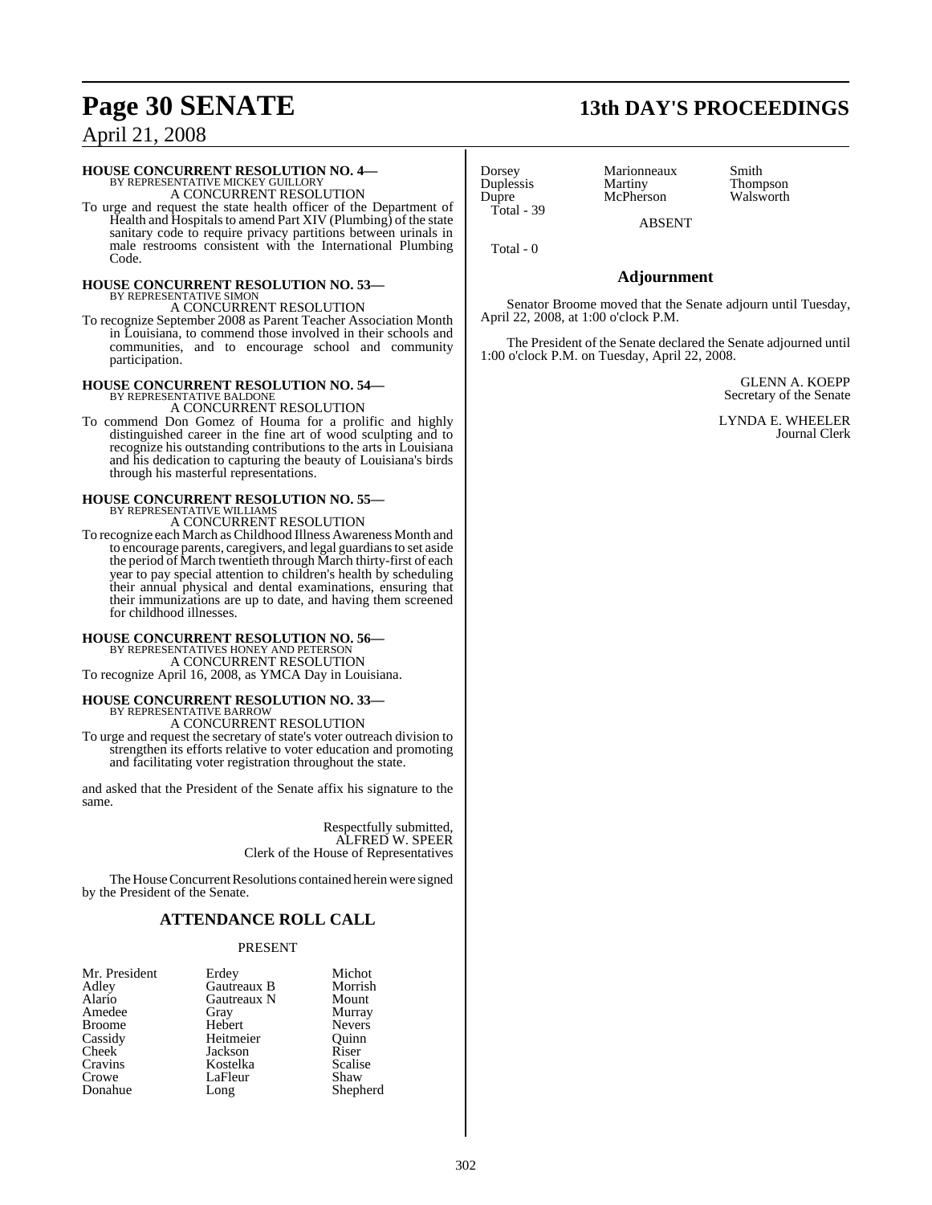**HOUSE CONCURRENT RESOLUTION NO. 4—**
BY REPRESENTATIVE MICKEY GUILLORY
A CONCURRENT RESOLUTION

To urge and request the state health officer of the Department of Health and Hospitals to amend Part XIV (Plumbing) of the state sanitary code to require privacy partitions between urinals in male restrooms consistent with the International Plumbing Code.

**HOUSE CONCURRENT RESOLUTION NO. 53—**
BY REPRESENTATIVE SIMON
A CONCURRENT RESOLUTION

To recognize September 2008 as Parent Teacher Association Month in Louisiana, to commend those involved in their schools and communities, and to encourage school and community participation.

**HOUSE CONCURRENT RESOLUTION NO. 54—**
BY REPRESENTATIVE BALDONE
A CONCURRENT RESOLUTION

To commend Don Gomez of Houma for a prolific and highly distinguished career in the fine art of wood sculpting and to recognize his outstanding contributions to the arts in Louisiana and his dedication to capturing the beauty of Louisiana's birds through his masterful representations.

**HOUSE CONCURRENT RESOLUTION NO. 55—**
BY REPRESENTATIVE WILLIAMS
A CONCURRENT RESOLUTION

To recognize each March as Childhood Illness Awareness Month and to encourage parents, caregivers, and legal guardians to set aside the period of March twentieth through March thirty-first of each year to pay special attention to children's health by scheduling their annual physical and dental examinations, ensuring that their immunizations are up to date, and having them screened for childhood illnesses.

**HOUSE CONCURRENT RESOLUTION NO. 56—**
BY REPRESENTATIVES HONEY AND PETERSON
A CONCURRENT RESOLUTION

To recognize April 16, 2008, as YMCA Day in Louisiana.

**HOUSE CONCURRENT RESOLUTION NO. 33—**
BY REPRESENTATIVE BARROW
A CONCURRENT RESOLUTION

To urge and request the secretary of state's voter outreach division to strengthen its efforts relative to voter education and promoting and facilitating voter registration throughout the state.

and asked that the President of the Senate affix his signature to the same.

Respectfully submitted,
ALFRED W. SPEER
Clerk of the House of Representatives

The House Concurrent Resolutions contained herein were signed by the President of the Senate.

## ATTENDANCE ROLL CALL

PRESENT

| | | |
|---|---|---|
| Mr. President | Erdey | Michot |
| Adley | Gautreaux B | Morrish |
| Alario | Gautreaux N | Mount |
| Amedee | Gray | Murray |
| Broome | Hebert | Nevers |
| Cassidy | Heitmeier | Quinn |
| Cheek | Jackson | Riser |
| Cravins | Kostelka | Scalise |
| Crowe | LaFleur | Shaw |
| Donahue | Long | Shepherd |
| Dorsey | Marionneaux | Smith |
| Duplessis | Martiny | Thompson |
| Dupre | McPherson | Walsworth |

Total - 39

ABSENT

Total - 0

## Adjournment

Senator Broome moved that the Senate adjourn until Tuesday, April 22, 2008, at 1:00 o'clock P.M.

The President of the Senate declared the Senate adjourned until 1:00 o'clock P.M. on Tuesday, April 22, 2008.

GLENN A. KOEPP
Secretary of the Senate

LYNDA E. WHEELER
Journal Clerk